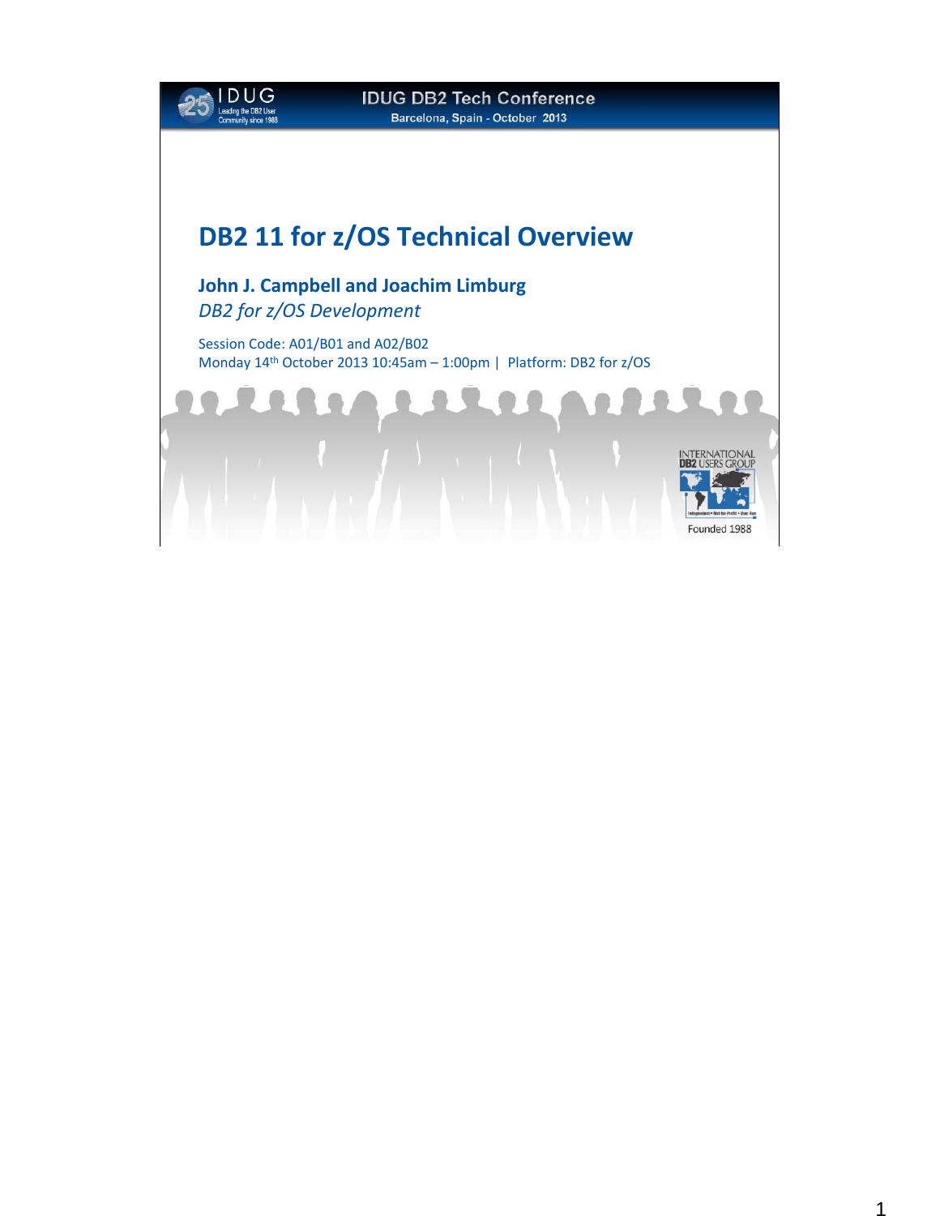IDUG DB2 Tech Conference
Barcelona, Spain - October 2013

# DB2 11 for z/OS Technical Overview

**John J. Campbell and Joachim Limburg**

*DB2 for z/OS Development*

Session Code: A01/B01 and A02/B02

Monday 14th October 2013 10:45am – 1:00pm | Platform: DB2 for z/OS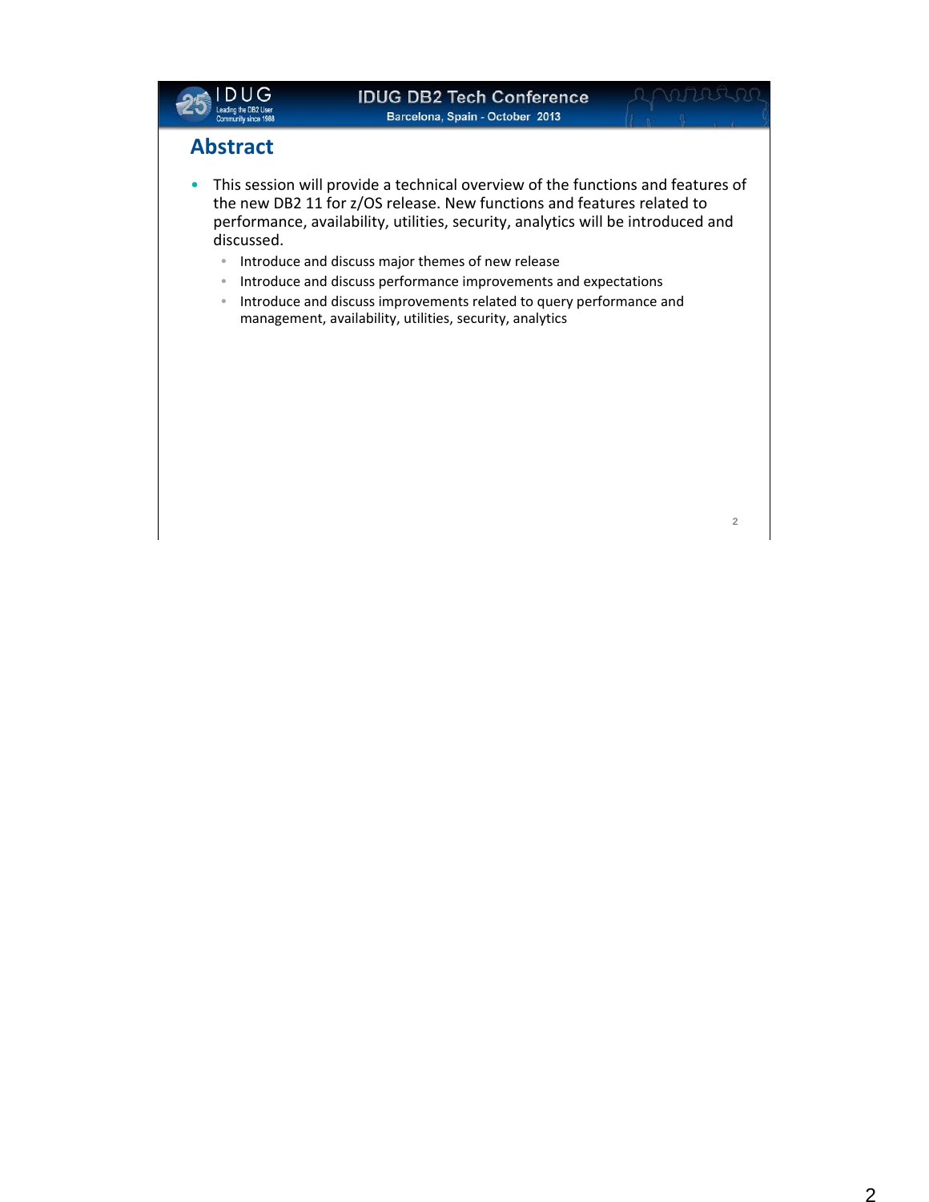## Abstract

- This session will provide a technical overview of the functions and features of the new DB2 11 for z/OS release. New functions and features related to performance, availability, utilities, security, analytics will be introduced and discussed.
  - Introduce and discuss major themes of new release
  - Introduce and discuss performance improvements and expectations
  - Introduce and discuss improvements related to query performance and management, availability, utilities, security, analytics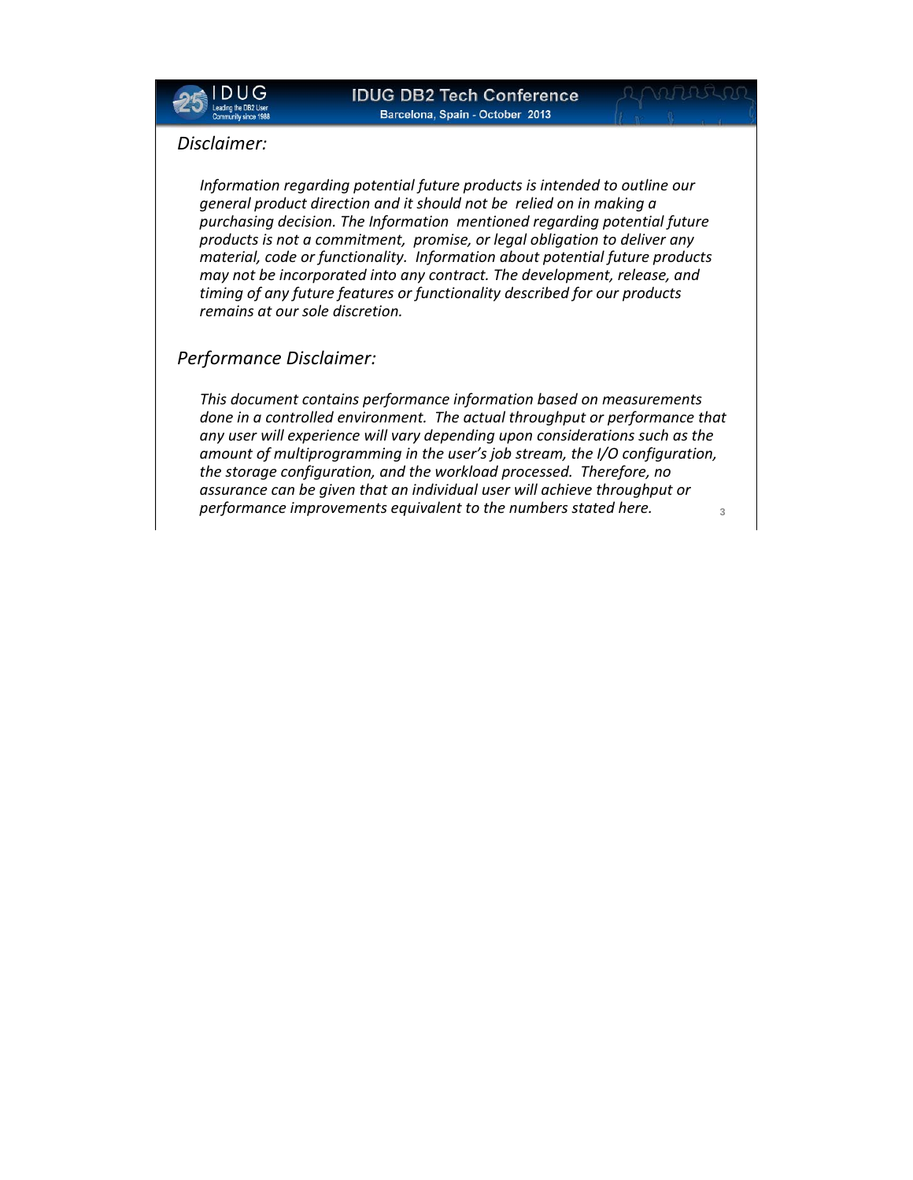## *Disclaimer:*

*Information regarding potential future products is intended to outline our general product direction and it should not be relied on in making a purchasing decision. The Information mentioned regarding potential future products is not a commitment, promise, or legal obligation to deliver any material, code or functionality. Information about potential future products may not be incorporated into any contract. The development, release, and timing of any future features or functionality described for our products remains at our sole discretion.*

## *Performance Disclaimer:*

*This document contains performance information based on measurements done in a controlled environment. The actual throughput or performance that any user will experience will vary depending upon considerations such as the amount of multiprogramming in the user's job stream, the I/O configuration, the storage configuration, and the workload processed. Therefore, no assurance can be given that an individual user will achieve throughput or performance improvements equivalent to the numbers stated here.*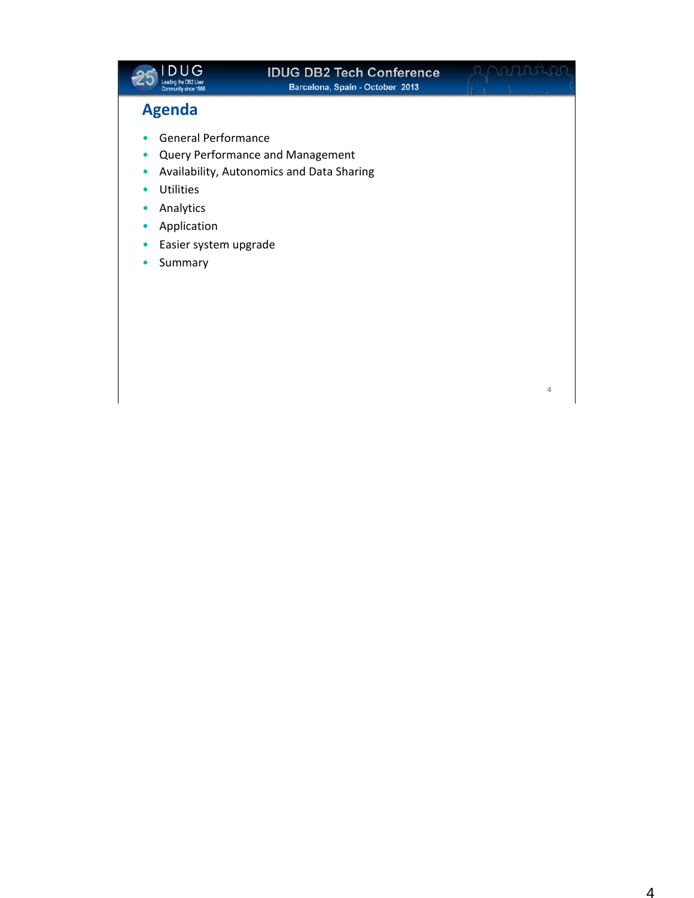## Agenda

- General Performance
- Query Performance and Management
- Availability, Autonomics and Data Sharing
- Utilities
- Analytics
- Application
- Easier system upgrade
- Summary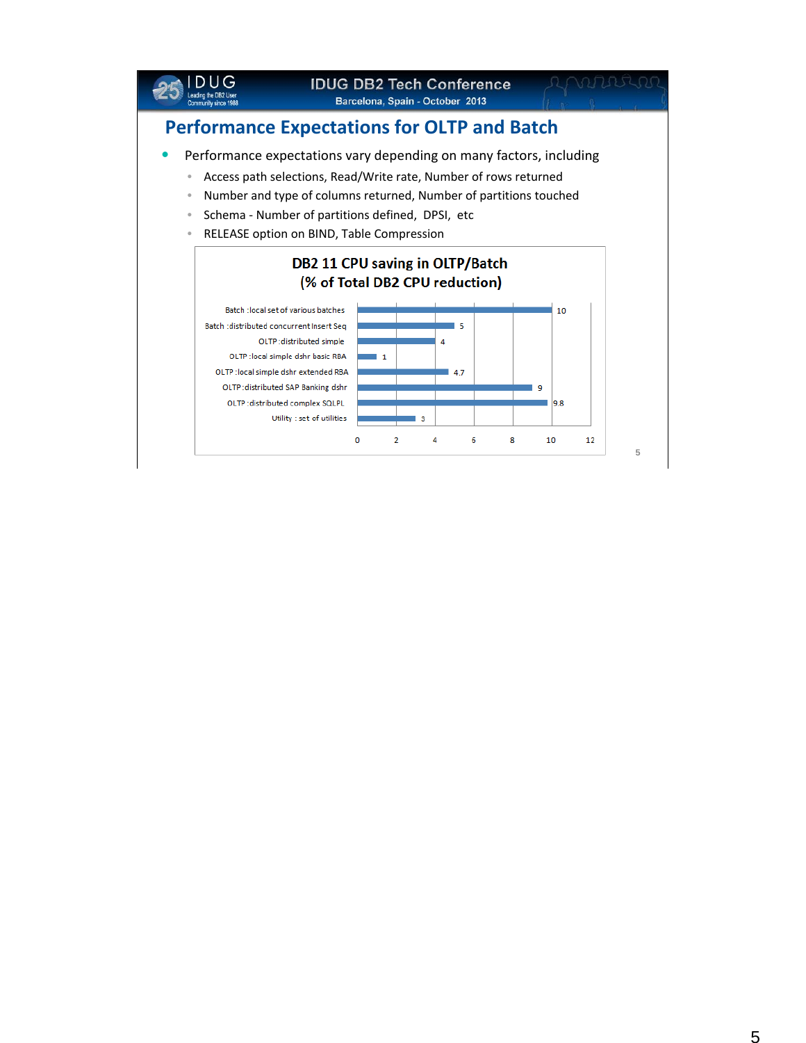## Performance Expectations for OLTP and Batch

- Performance expectations vary depending on many factors, including
  - Access path selections, Read/Write rate, Number of rows returned
  - Number and type of columns returned, Number of partitions touched
  - Schema - Number of partitions defined, DPSI, etc
  - RELEASE option on BIND, Table Compression

**DB2 11 CPU saving in OLTP/Batch (% of Total DB2 CPU reduction)**

| Workload | % of Total DB2 CPU reduction |
|---|---|
| Batch :local set of various batches | 10 |
| Batch :distributed concurrent Insert Seq | 5 |
| OLTP :distributed simple | 4 |
| OLTP :local simple dshr basic RBA | 1 |
| OLTP :local simple dshr extended RBA | 4.7 |
| OLTP :distributed SAP Banking dshr | 9 |
| OLTP :distributed complex SQLPL | 9.8 |
| Utility : set of utilities | 3 |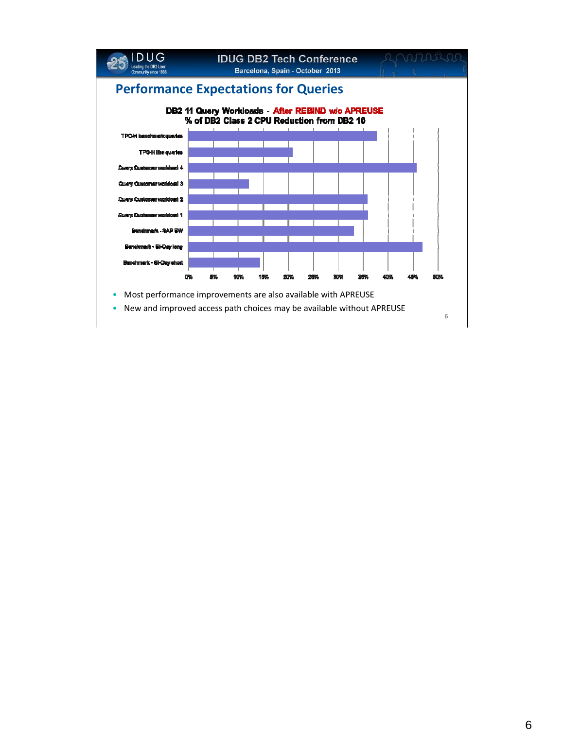## Performance Expectations for Queries

**DB2 11 Query Workloads - After REBIND w/o APREUSE**
**% of DB2 Class 2 CPU Reduction from DB2 10**

| Workload | % CPU Reduction (approx.) |
|---|---|
| TPC-H benchmark queries | ~38% |
| TPC-H like queries | ~21% |
| Query Customer workload 4 | ~46% |
| Query Customer workload 3 | ~12% |
| Query Customer workload 2 | ~36% |
| Query Customer workload 1 | ~36% |
| Benchmark - SAP BW | ~33% |
| Benchmark - BI-Day long | ~47% |
| Benchmark - BI-Day short | ~14% |

- Most performance improvements are also available with APREUSE
- New and improved access path choices may be available without APREUSE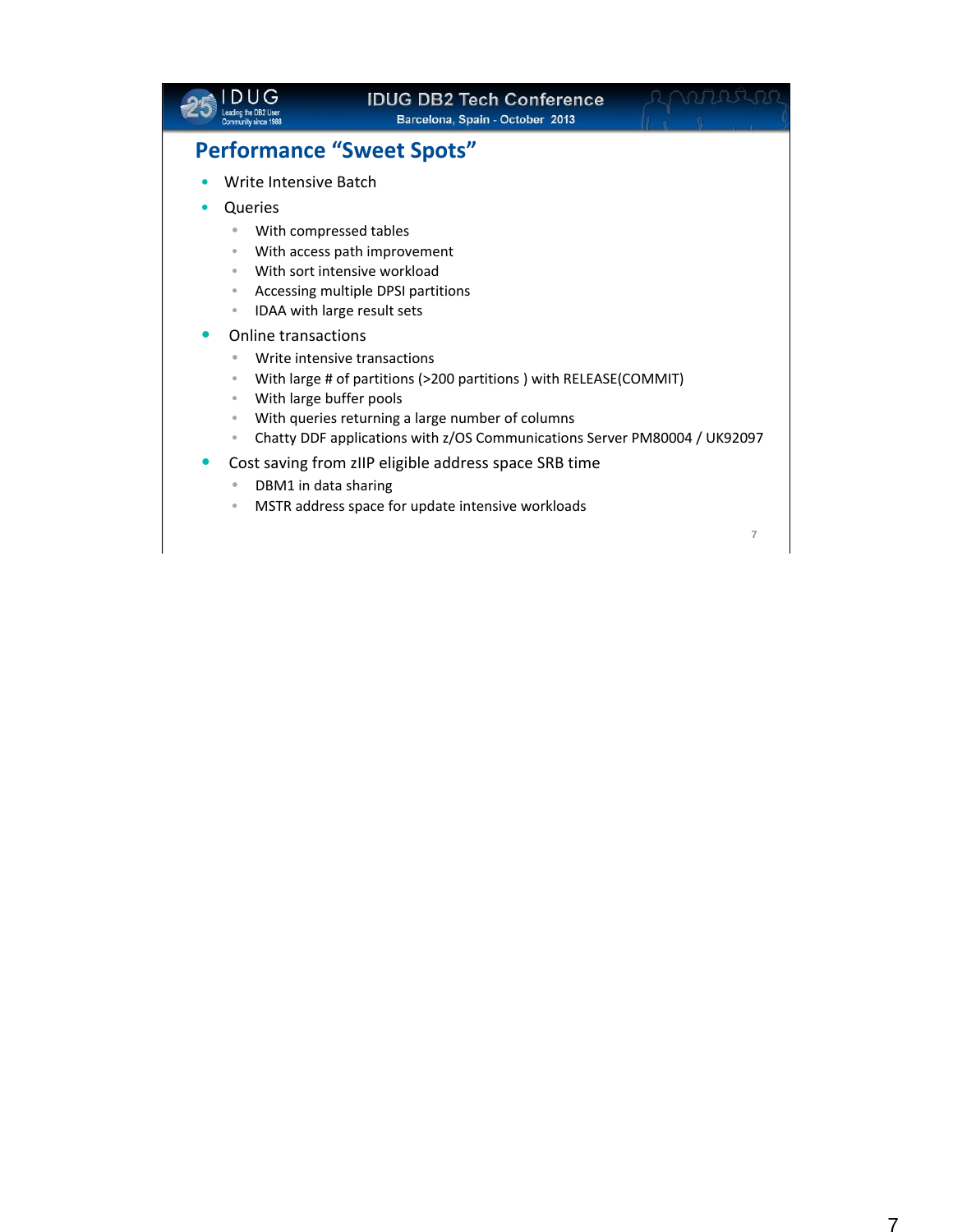## Performance "Sweet Spots"

- Write Intensive Batch
- Queries
  - With compressed tables
  - With access path improvement
  - With sort intensive workload
  - Accessing multiple DPSI partitions
  - IDAA with large result sets
- Online transactions
  - Write intensive transactions
  - With large # of partitions (>200 partitions ) with RELEASE(COMMIT)
  - With large buffer pools
  - With queries returning a large number of columns
  - Chatty DDF applications with z/OS Communications Server PM80004 / UK92097
- Cost saving from zIIP eligible address space SRB time
  - DBM1 in data sharing
  - MSTR address space for update intensive workloads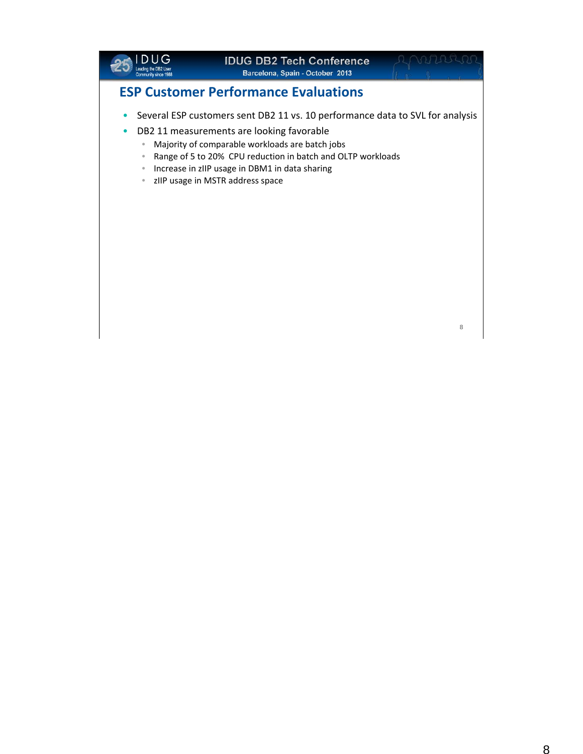## ESP Customer Performance Evaluations

- Several ESP customers sent DB2 11 vs. 10 performance data to SVL for analysis
- DB2 11 measurements are looking favorable
  - Majority of comparable workloads are batch jobs
  - Range of 5 to 20% CPU reduction in batch and OLTP workloads
  - Increase in zIIP usage in DBM1 in data sharing
  - zIIP usage in MSTR address space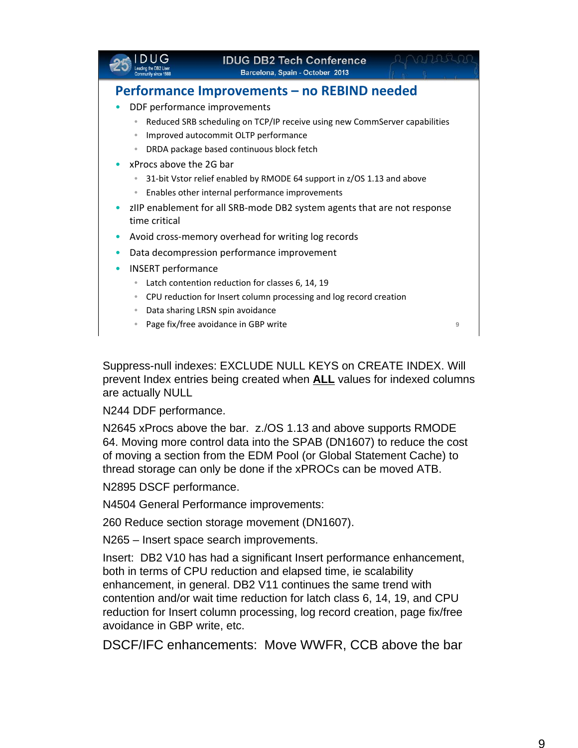## Performance Improvements – no REBIND needed

- DDF performance improvements
  - Reduced SRB scheduling on TCP/IP receive using new CommServer capabilities
  - Improved autocommit OLTP performance
  - DRDA package based continuous block fetch
- xProcs above the 2G bar
  - 31-bit Vstor relief enabled by RMODE 64 support in z/OS 1.13 and above
  - Enables other internal performance improvements
- zIIP enablement for all SRB-mode DB2 system agents that are not response time critical
- Avoid cross-memory overhead for writing log records
- Data decompression performance improvement
- INSERT performance
  - Latch contention reduction for classes 6, 14, 19
  - CPU reduction for Insert column processing and log record creation
  - Data sharing LRSN spin avoidance
  - Page fix/free avoidance in GBP write

Suppress-null indexes: EXCLUDE NULL KEYS on CREATE INDEX. Will prevent Index entries being created when **ALL** values for indexed columns are actually NULL

N244 DDF performance.

N2645 xProcs above the bar. z./OS 1.13 and above supports RMODE 64. Moving more control data into the SPAB (DN1607) to reduce the cost of moving a section from the EDM Pool (or Global Statement Cache) to thread storage can only be done if the xPROCs can be moved ATB.

N2895 DSCF performance.

N4504 General Performance improvements:

260 Reduce section storage movement (DN1607).

N265 – Insert space search improvements.

Insert: DB2 V10 has had a significant Insert performance enhancement, both in terms of CPU reduction and elapsed time, ie scalability enhancement, in general. DB2 V11 continues the same trend with contention and/or wait time reduction for latch class 6, 14, 19, and CPU reduction for Insert column processing, log record creation, page fix/free avoidance in GBP write, etc.

DSCF/IFC enhancements: Move WWFR, CCB above the bar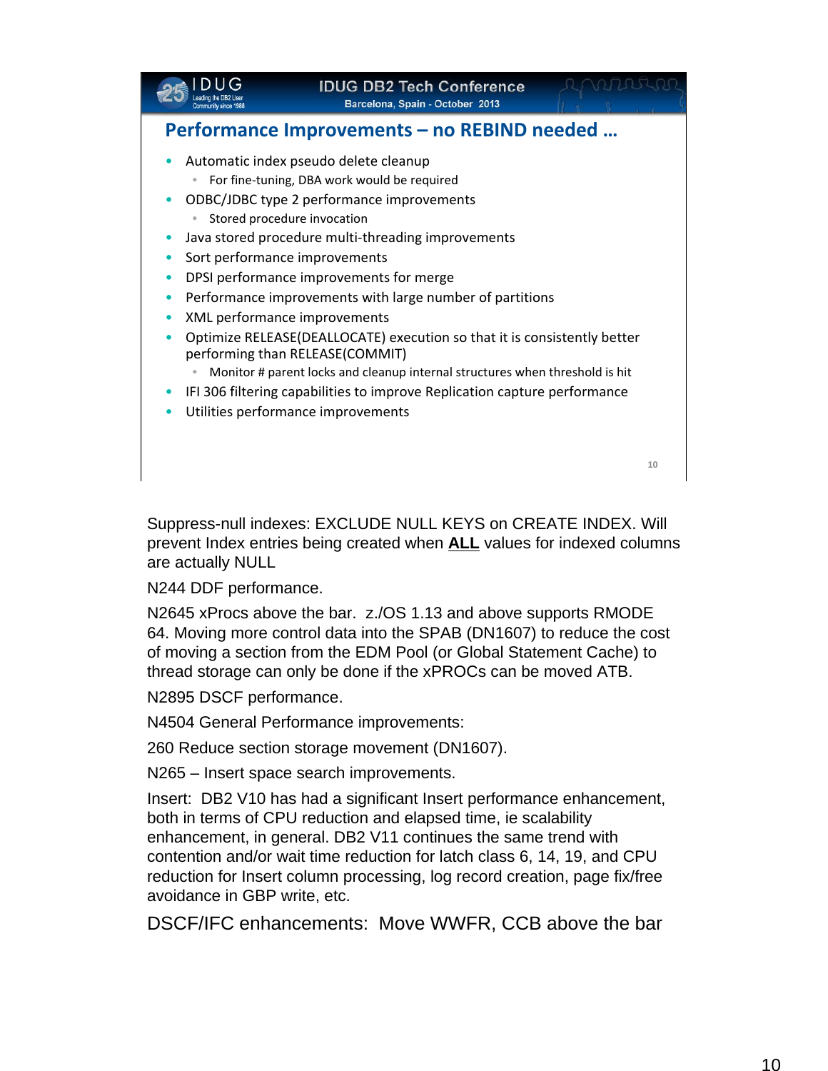## Performance Improvements – no REBIND needed …

- Automatic index pseudo delete cleanup
  - For fine-tuning, DBA work would be required
- ODBC/JDBC type 2 performance improvements
  - Stored procedure invocation
- Java stored procedure multi-threading improvements
- Sort performance improvements
- DPSI performance improvements for merge
- Performance improvements with large number of partitions
- XML performance improvements
- Optimize RELEASE(DEALLOCATE) execution so that it is consistently better performing than RELEASE(COMMIT)
  - Monitor # parent locks and cleanup internal structures when threshold is hit
- IFI 306 filtering capabilities to improve Replication capture performance
- Utilities performance improvements

Suppress-null indexes: EXCLUDE NULL KEYS on CREATE INDEX. Will prevent Index entries being created when **ALL** values for indexed columns are actually NULL

N244 DDF performance.

N2645 xProcs above the bar. z./OS 1.13 and above supports RMODE 64. Moving more control data into the SPAB (DN1607) to reduce the cost of moving a section from the EDM Pool (or Global Statement Cache) to thread storage can only be done if the xPROCs can be moved ATB.

N2895 DSCF performance.

N4504 General Performance improvements:

260 Reduce section storage movement (DN1607).

N265 – Insert space search improvements.

Insert: DB2 V10 has had a significant Insert performance enhancement, both in terms of CPU reduction and elapsed time, ie scalability enhancement, in general. DB2 V11 continues the same trend with contention and/or wait time reduction for latch class 6, 14, 19, and CPU reduction for Insert column processing, log record creation, page fix/free avoidance in GBP write, etc.

DSCF/IFC enhancements: Move WWFR, CCB above the bar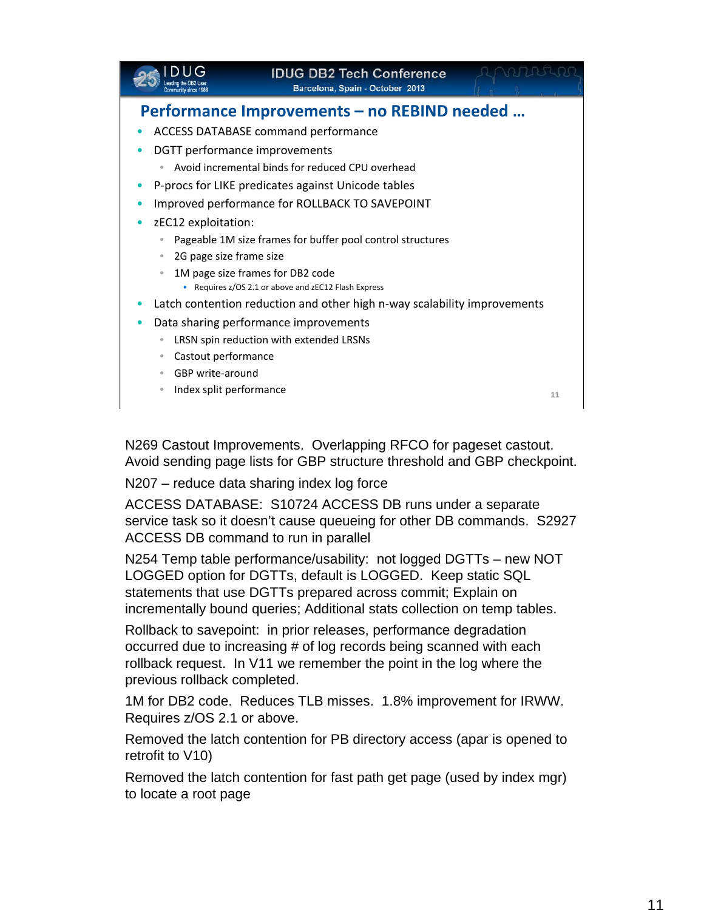## Performance Improvements – no REBIND needed …

- ACCESS DATABASE command performance
- DGTT performance improvements
  - Avoid incremental binds for reduced CPU overhead
- P-procs for LIKE predicates against Unicode tables
- Improved performance for ROLLBACK TO SAVEPOINT
- zEC12 exploitation:
  - Pageable 1M size frames for buffer pool control structures
  - 2G page size frame size
  - 1M page size frames for DB2 code
    - Requires z/OS 2.1 or above and zEC12 Flash Express
- Latch contention reduction and other high n-way scalability improvements
- Data sharing performance improvements
  - LRSN spin reduction with extended LRSNs
  - Castout performance
  - GBP write-around
  - Index split performance

N269 Castout Improvements. Overlapping RFCO for pageset castout. Avoid sending page lists for GBP structure threshold and GBP checkpoint.

N207 – reduce data sharing index log force

ACCESS DATABASE: S10724 ACCESS DB runs under a separate service task so it doesn't cause queueing for other DB commands. S2927 ACCESS DB command to run in parallel

N254 Temp table performance/usability: not logged DGTTs – new NOT LOGGED option for DGTTs, default is LOGGED. Keep static SQL statements that use DGTTs prepared across commit; Explain on incrementally bound queries; Additional stats collection on temp tables.

Rollback to savepoint: in prior releases, performance degradation occurred due to increasing # of log records being scanned with each rollback request. In V11 we remember the point in the log where the previous rollback completed.

1M for DB2 code. Reduces TLB misses. 1.8% improvement for IRWW. Requires z/OS 2.1 or above.

Removed the latch contention for PB directory access (apar is opened to retrofit to V10)

Removed the latch contention for fast path get page (used by index mgr) to locate a root page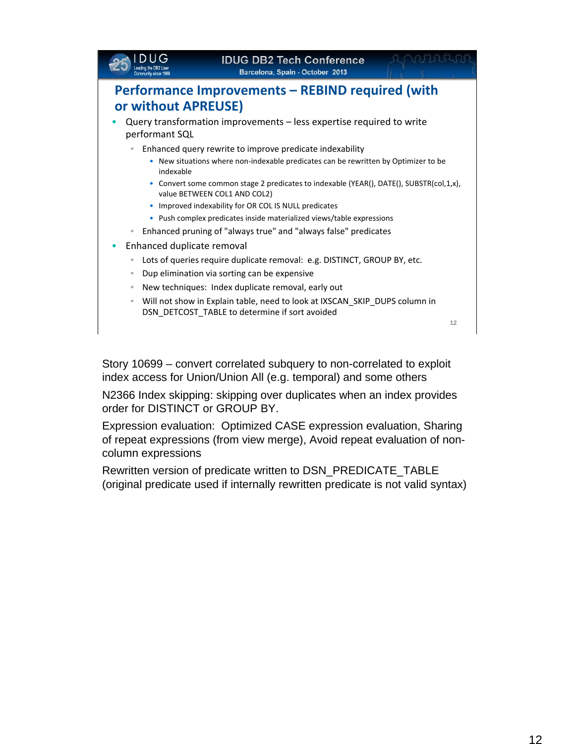## Performance Improvements – REBIND required (with or without APREUSE)

- Query transformation improvements – less expertise required to write performant SQL
  - Enhanced query rewrite to improve predicate indexability
    - New situations where non-indexable predicates can be rewritten by Optimizer to be indexable
    - Convert some common stage 2 predicates to indexable (YEAR(), DATE(), SUBSTR(col,1,x), value BETWEEN COL1 AND COL2)
    - Improved indexability for OR COL IS NULL predicates
    - Push complex predicates inside materialized views/table expressions
  - Enhanced pruning of "always true" and "always false" predicates
- Enhanced duplicate removal
  - Lots of queries require duplicate removal: e.g. DISTINCT, GROUP BY, etc.
  - Dup elimination via sorting can be expensive
  - New techniques: Index duplicate removal, early out
  - Will not show in Explain table, need to look at IXSCAN_SKIP_DUPS column in DSN_DETCOST_TABLE to determine if sort avoided

Story 10699 – convert correlated subquery to non-correlated to exploit index access for Union/Union All (e.g. temporal) and some others

N2366 Index skipping: skipping over duplicates when an index provides order for DISTINCT or GROUP BY.

Expression evaluation: Optimized CASE expression evaluation, Sharing of repeat expressions (from view merge), Avoid repeat evaluation of non-column expressions

Rewritten version of predicate written to DSN_PREDICATE_TABLE (original predicate used if internally rewritten predicate is not valid syntax)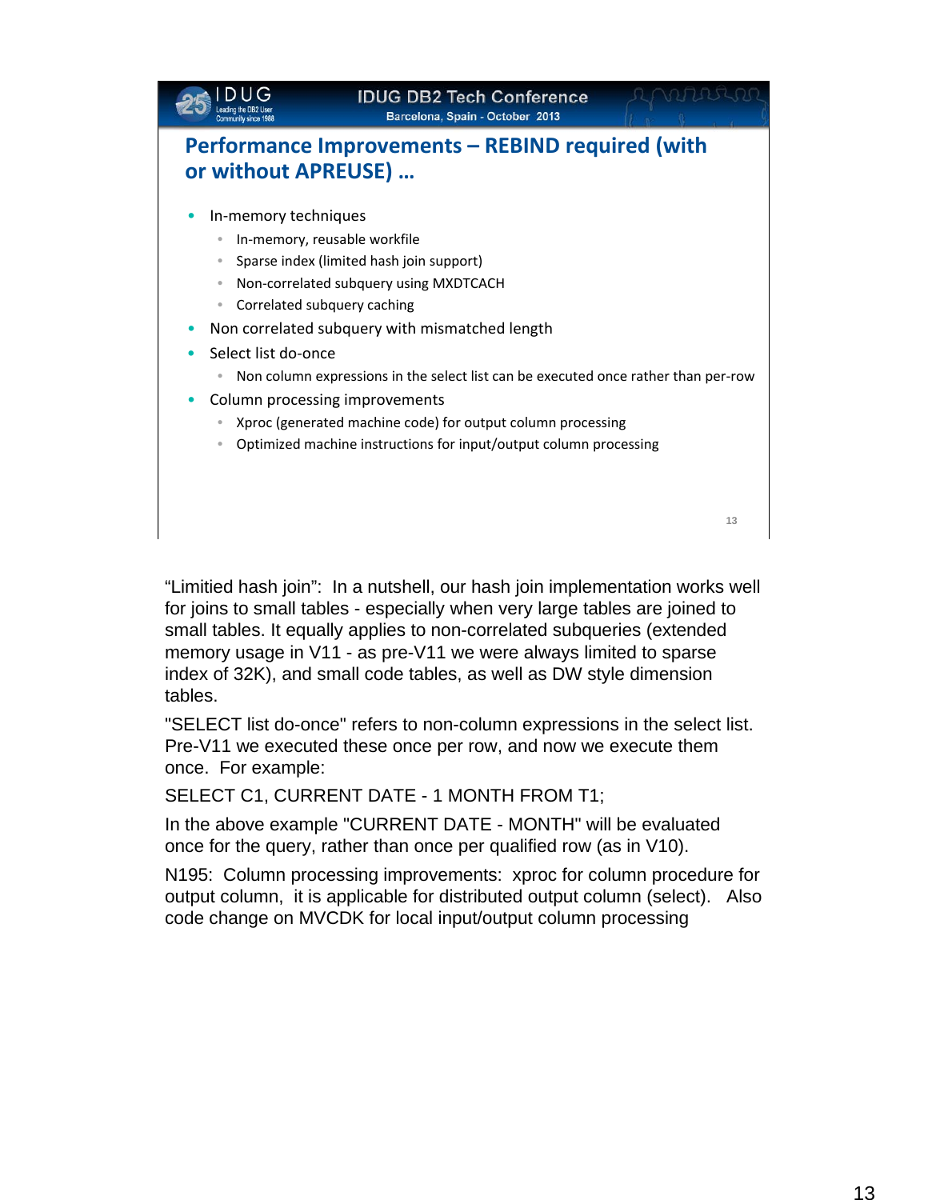## Performance Improvements – REBIND required (with or without APREUSE) …

- In-memory techniques
  - In-memory, reusable workfile
  - Sparse index (limited hash join support)
  - Non-correlated subquery using MXDTCACH
  - Correlated subquery caching
- Non correlated subquery with mismatched length
- Select list do-once
  - Non column expressions in the select list can be executed once rather than per-row
- Column processing improvements
  - Xproc (generated machine code) for output column processing
  - Optimized machine instructions for input/output column processing

"Limitied hash join": In a nutshell, our hash join implementation works well for joins to small tables - especially when very large tables are joined to small tables. It equally applies to non-correlated subqueries (extended memory usage in V11 - as pre-V11 we were always limited to sparse index of 32K), and small code tables, as well as DW style dimension tables.

"SELECT list do-once" refers to non-column expressions in the select list. Pre-V11 we executed these once per row, and now we execute them once. For example:

SELECT C1, CURRENT DATE - 1 MONTH FROM T1;

In the above example "CURRENT DATE - MONTH" will be evaluated once for the query, rather than once per qualified row (as in V10).

N195: Column processing improvements: xproc for column procedure for output column, it is applicable for distributed output column (select). Also code change on MVCDK for local input/output column processing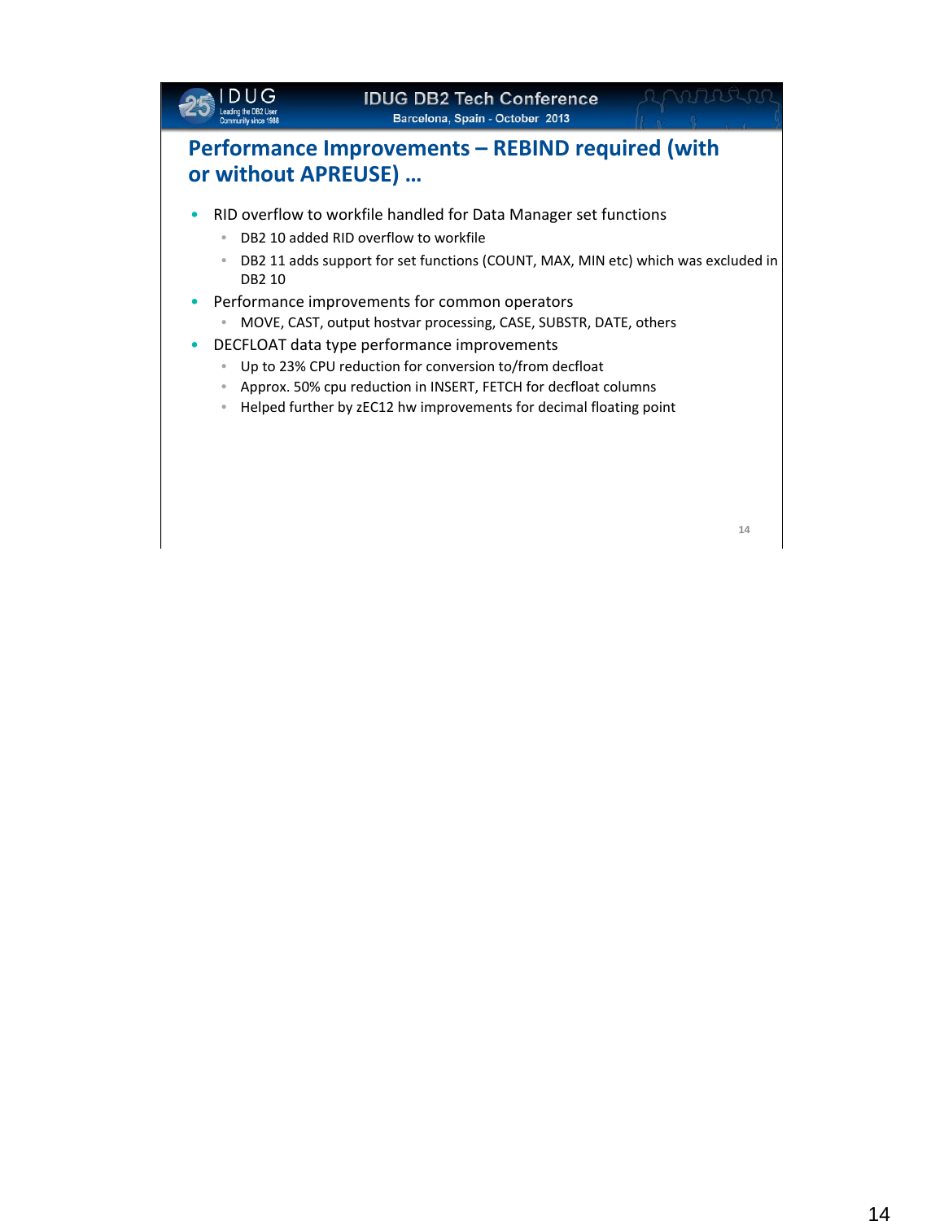# Performance Improvements – REBIND required (with or without APREUSE) …

- RID overflow to workfile handled for Data Manager set functions
  - DB2 10 added RID overflow to workfile
  - DB2 11 adds support for set functions (COUNT, MAX, MIN etc) which was excluded in DB2 10
- Performance improvements for common operators
  - MOVE, CAST, output hostvar processing, CASE, SUBSTR, DATE, others
- DECFLOAT data type performance improvements
  - Up to 23% CPU reduction for conversion to/from decfloat
  - Approx. 50% cpu reduction in INSERT, FETCH for decfloat columns
  - Helped further by zEC12 hw improvements for decimal floating point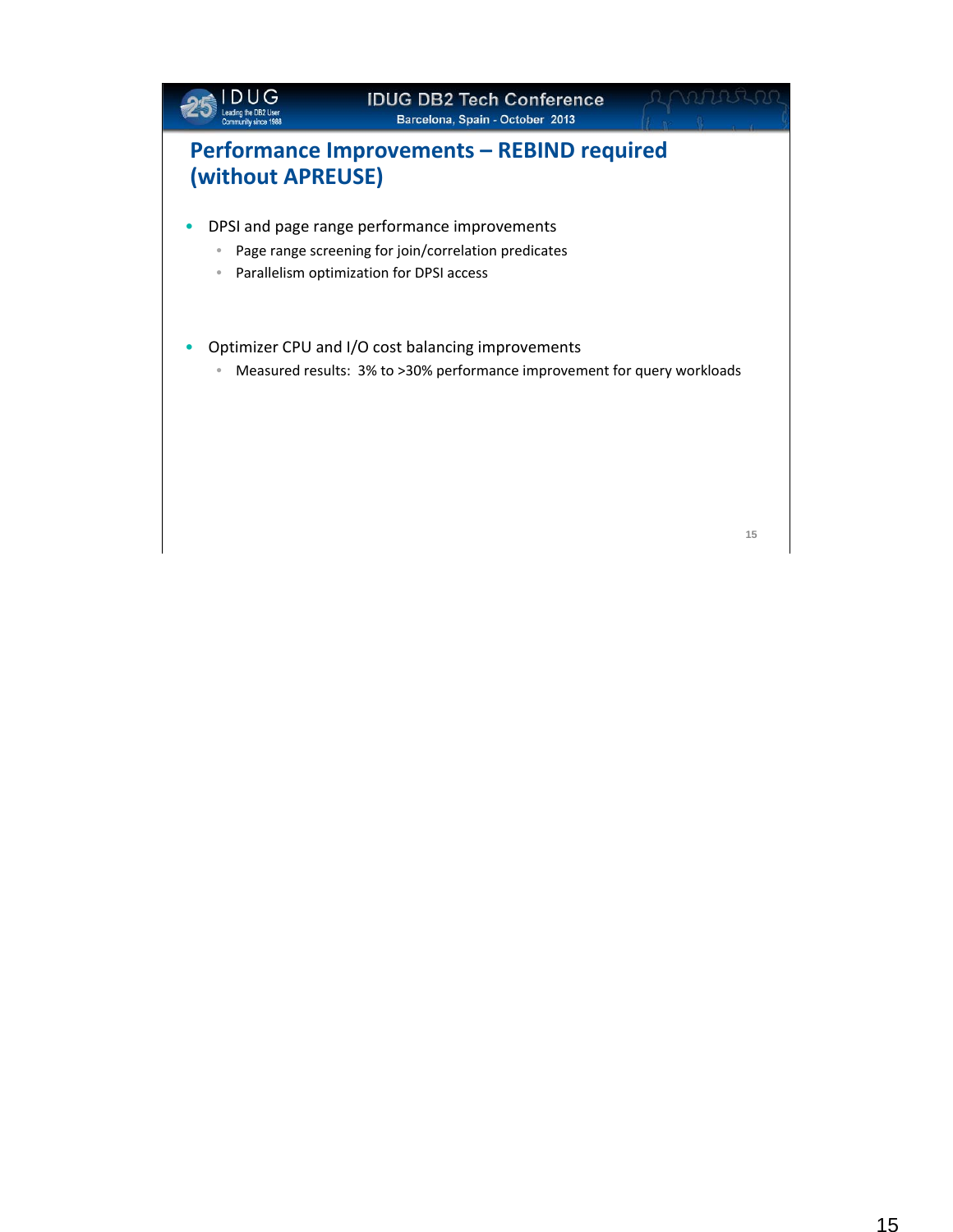# Performance Improvements – REBIND required (without APREUSE)

- DPSI and page range performance improvements
  - Page range screening for join/correlation predicates
  - Parallelism optimization for DPSI access

- Optimizer CPU and I/O cost balancing improvements
  - Measured results: 3% to >30% performance improvement for query workloads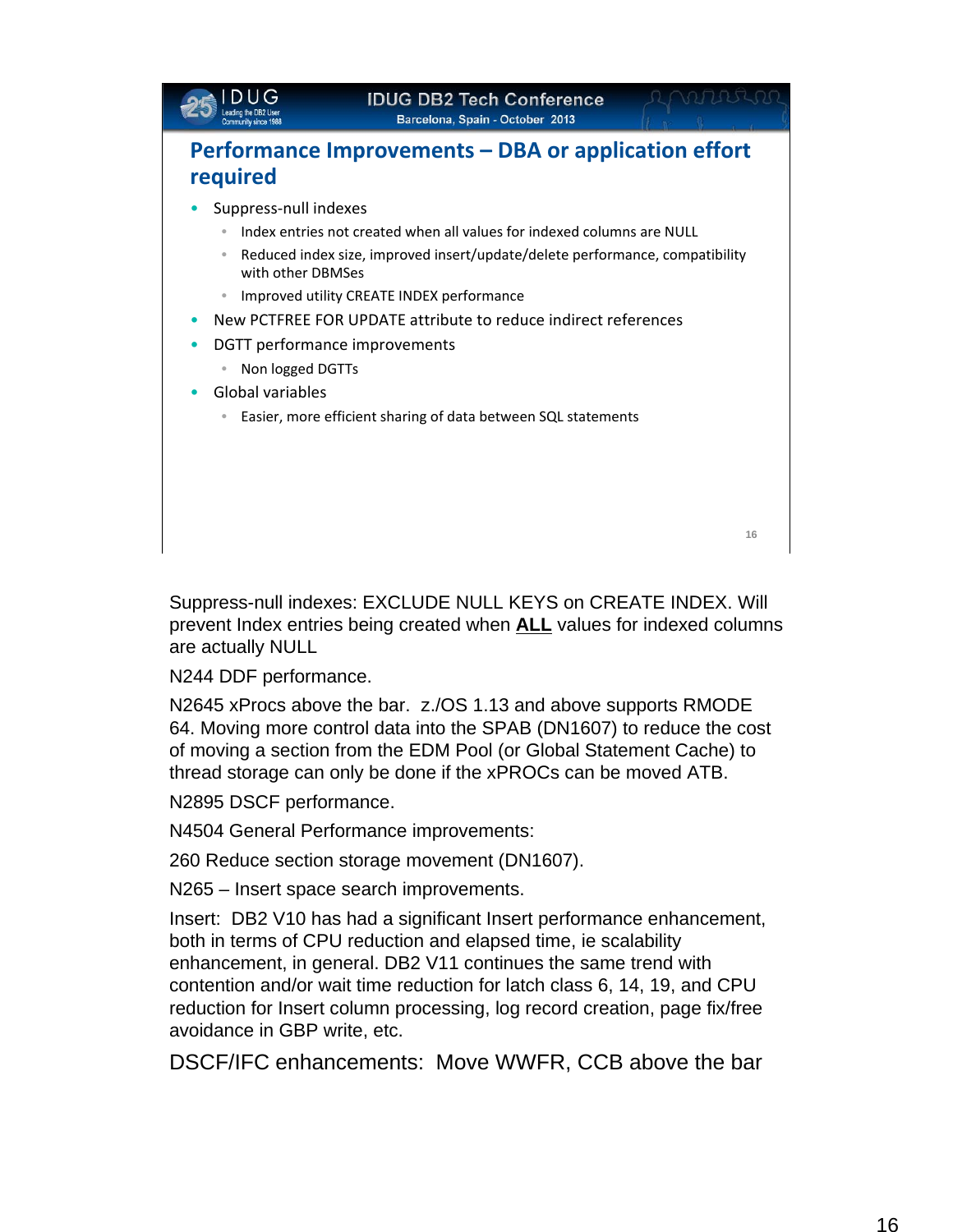## Performance Improvements – DBA or application effort required

- Suppress-null indexes
  - Index entries not created when all values for indexed columns are NULL
  - Reduced index size, improved insert/update/delete performance, compatibility with other DBMSes
  - Improved utility CREATE INDEX performance
- New PCTFREE FOR UPDATE attribute to reduce indirect references
- DGTT performance improvements
  - Non logged DGTTs
- Global variables
  - Easier, more efficient sharing of data between SQL statements

Suppress-null indexes: EXCLUDE NULL KEYS on CREATE INDEX. Will prevent Index entries being created when **ALL** values for indexed columns are actually NULL

N244 DDF performance.

N2645 xProcs above the bar. z./OS 1.13 and above supports RMODE 64. Moving more control data into the SPAB (DN1607) to reduce the cost of moving a section from the EDM Pool (or Global Statement Cache) to thread storage can only be done if the xPROCs can be moved ATB.

N2895 DSCF performance.

N4504 General Performance improvements:

260 Reduce section storage movement (DN1607).

N265 – Insert space search improvements.

Insert: DB2 V10 has had a significant Insert performance enhancement, both in terms of CPU reduction and elapsed time, ie scalability enhancement, in general. DB2 V11 continues the same trend with contention and/or wait time reduction for latch class 6, 14, 19, and CPU reduction for Insert column processing, log record creation, page fix/free avoidance in GBP write, etc.

DSCF/IFC enhancements: Move WWFR, CCB above the bar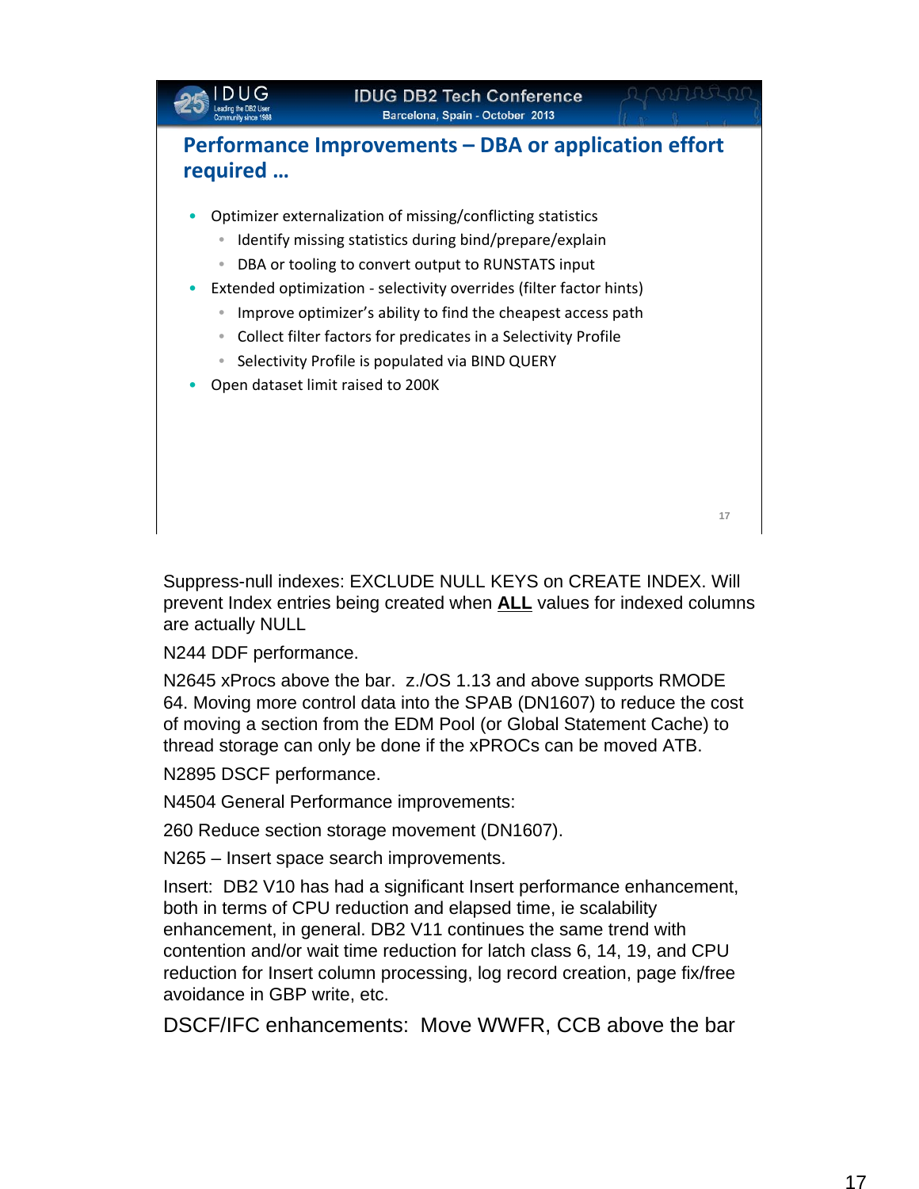## Performance Improvements – DBA or application effort required …

- Optimizer externalization of missing/conflicting statistics
  - Identify missing statistics during bind/prepare/explain
  - DBA or tooling to convert output to RUNSTATS input
- Extended optimization - selectivity overrides (filter factor hints)
  - Improve optimizer's ability to find the cheapest access path
  - Collect filter factors for predicates in a Selectivity Profile
  - Selectivity Profile is populated via BIND QUERY
- Open dataset limit raised to 200K

Suppress-null indexes: EXCLUDE NULL KEYS on CREATE INDEX. Will prevent Index entries being created when **ALL** values for indexed columns are actually NULL

N244 DDF performance.

N2645 xProcs above the bar. z./OS 1.13 and above supports RMODE 64. Moving more control data into the SPAB (DN1607) to reduce the cost of moving a section from the EDM Pool (or Global Statement Cache) to thread storage can only be done if the xPROCs can be moved ATB.

N2895 DSCF performance.

N4504 General Performance improvements:

260 Reduce section storage movement (DN1607).

N265 – Insert space search improvements.

Insert: DB2 V10 has had a significant Insert performance enhancement, both in terms of CPU reduction and elapsed time, ie scalability enhancement, in general. DB2 V11 continues the same trend with contention and/or wait time reduction for latch class 6, 14, 19, and CPU reduction for Insert column processing, log record creation, page fix/free avoidance in GBP write, etc.

DSCF/IFC enhancements: Move WWFR, CCB above the bar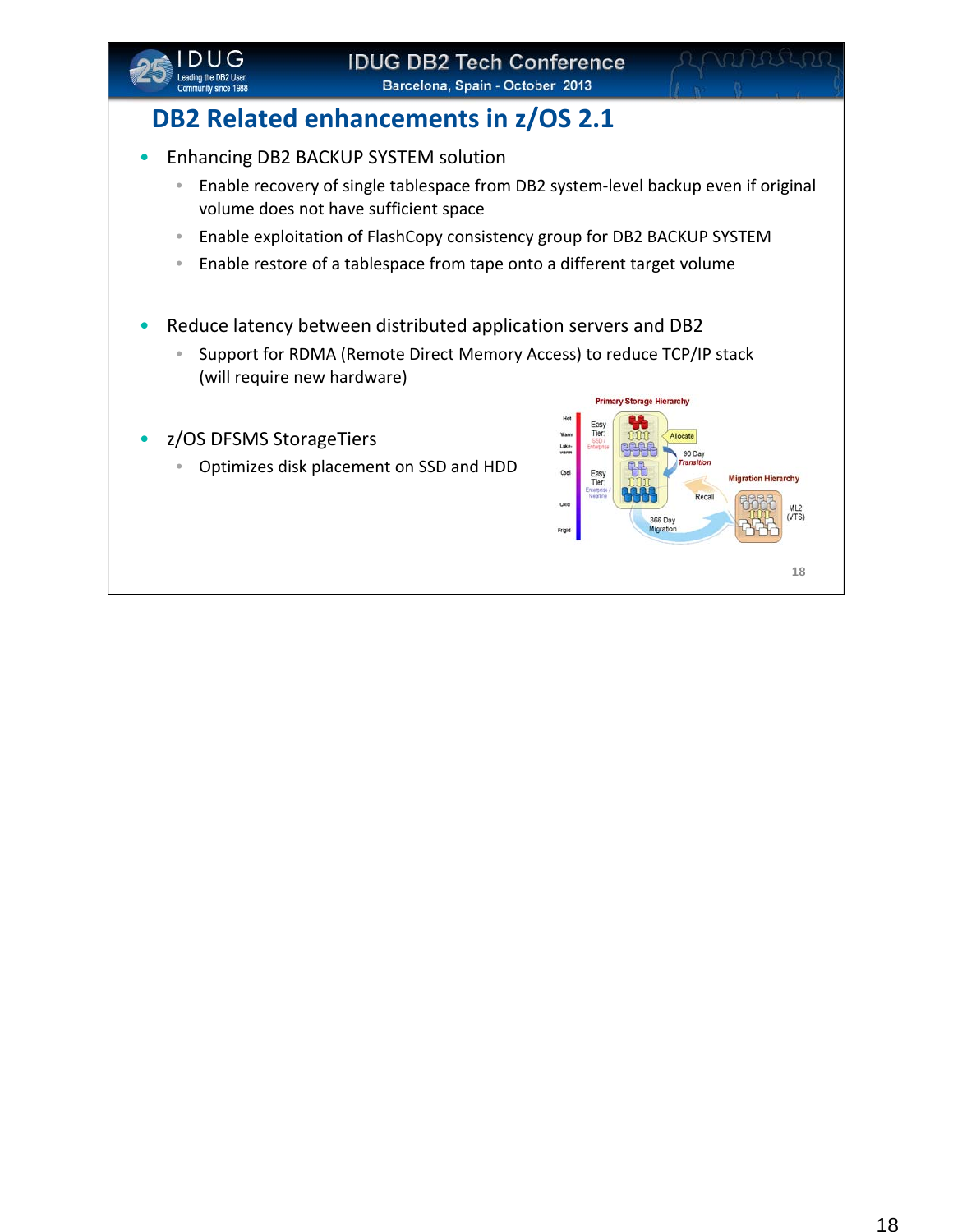# DB2 Related enhancements in z/OS 2.1

- Enhancing DB2 BACKUP SYSTEM solution
  - Enable recovery of single tablespace from DB2 system-level backup even if original volume does not have sufficient space
  - Enable exploitation of FlashCopy consistency group for DB2 BACKUP SYSTEM
  - Enable restore of a tablespace from tape onto a different target volume
- Reduce latency between distributed application servers and DB2
  - Support for RDMA (Remote Direct Memory Access) to reduce TCP/IP stack (will require new hardware)
- z/OS DFSMS StorageTiers
  - Optimizes disk placement on SSD and HDD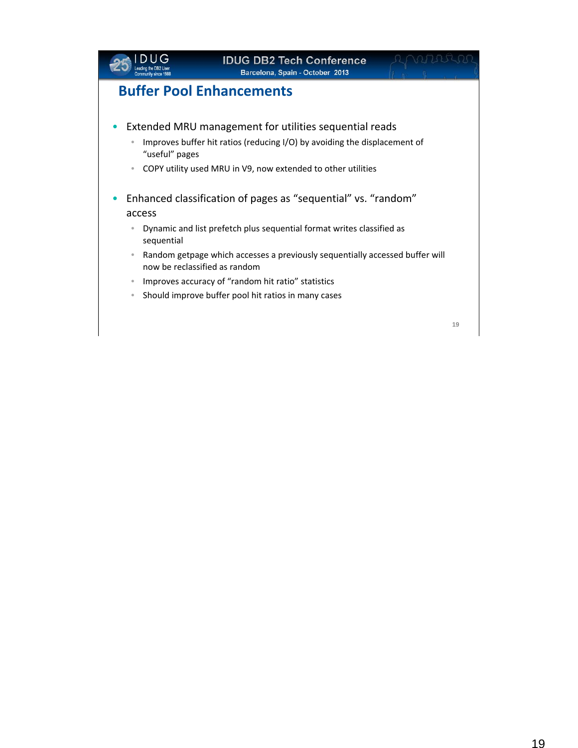## Buffer Pool Enhancements

- Extended MRU management for utilities sequential reads
  - Improves buffer hit ratios (reducing I/O) by avoiding the displacement of "useful" pages
  - COPY utility used MRU in V9, now extended to other utilities
- Enhanced classification of pages as "sequential" vs. "random" access
  - Dynamic and list prefetch plus sequential format writes classified as sequential
  - Random getpage which accesses a previously sequentially accessed buffer will now be reclassified as random
  - Improves accuracy of "random hit ratio" statistics
  - Should improve buffer pool hit ratios in many cases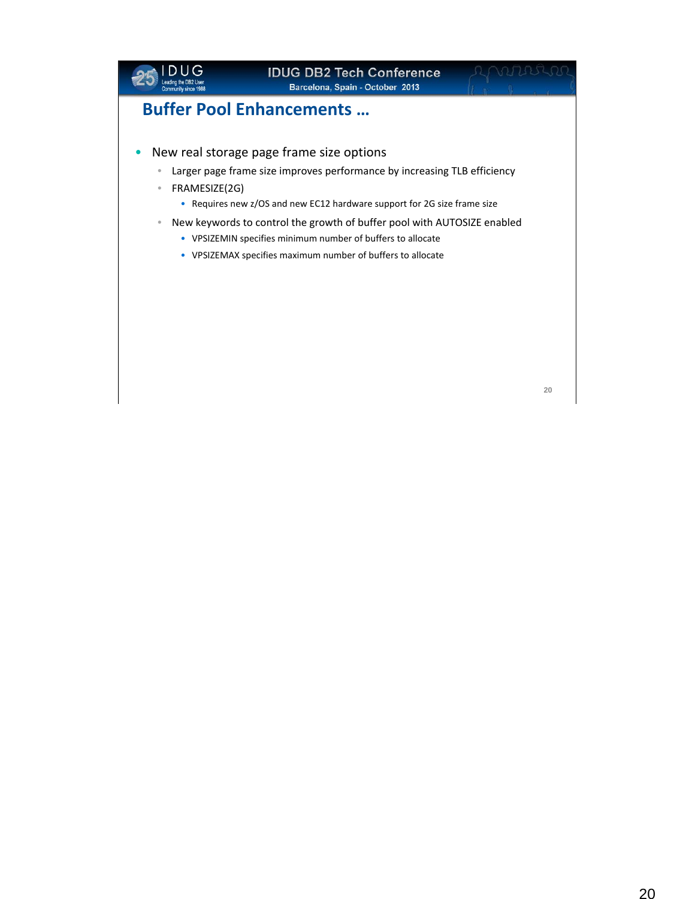## Buffer Pool Enhancements …

- New real storage page frame size options
  - Larger page frame size improves performance by increasing TLB efficiency
  - FRAMESIZE(2G)
    - Requires new z/OS and new EC12 hardware support for 2G size frame size
  - New keywords to control the growth of buffer pool with AUTOSIZE enabled
    - VPSIZEMIN specifies minimum number of buffers to allocate
    - VPSIZEMAX specifies maximum number of buffers to allocate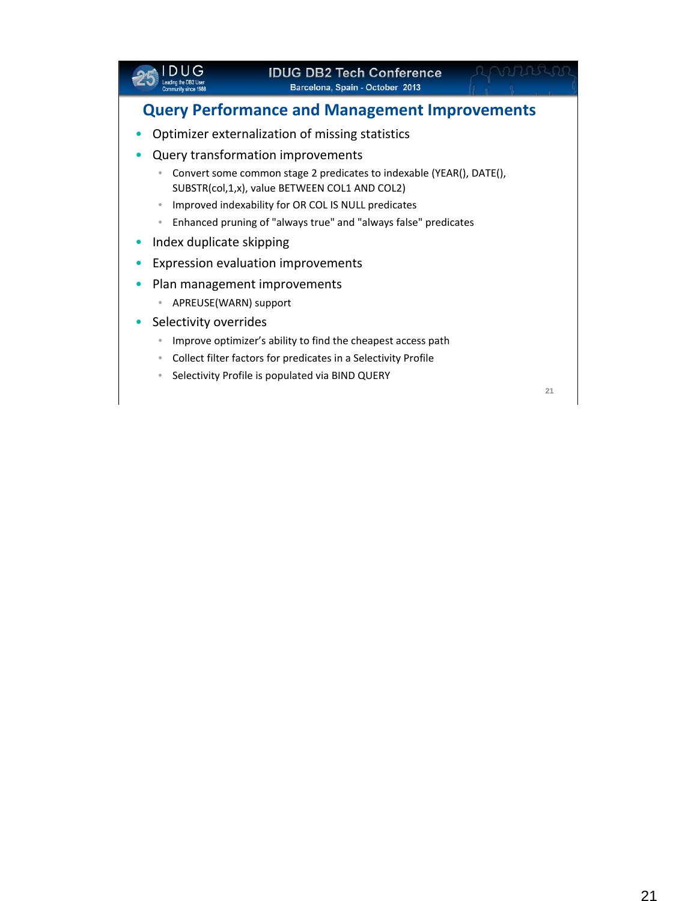## Query Performance and Management Improvements

- Optimizer externalization of missing statistics
- Query transformation improvements
  - Convert some common stage 2 predicates to indexable (YEAR(), DATE(), SUBSTR(col,1,x), value BETWEEN COL1 AND COL2)
  - Improved indexability for OR COL IS NULL predicates
  - Enhanced pruning of "always true" and "always false" predicates
- Index duplicate skipping
- Expression evaluation improvements
- Plan management improvements
  - APREUSE(WARN) support
- Selectivity overrides
  - Improve optimizer's ability to find the cheapest access path
  - Collect filter factors for predicates in a Selectivity Profile
  - Selectivity Profile is populated via BIND QUERY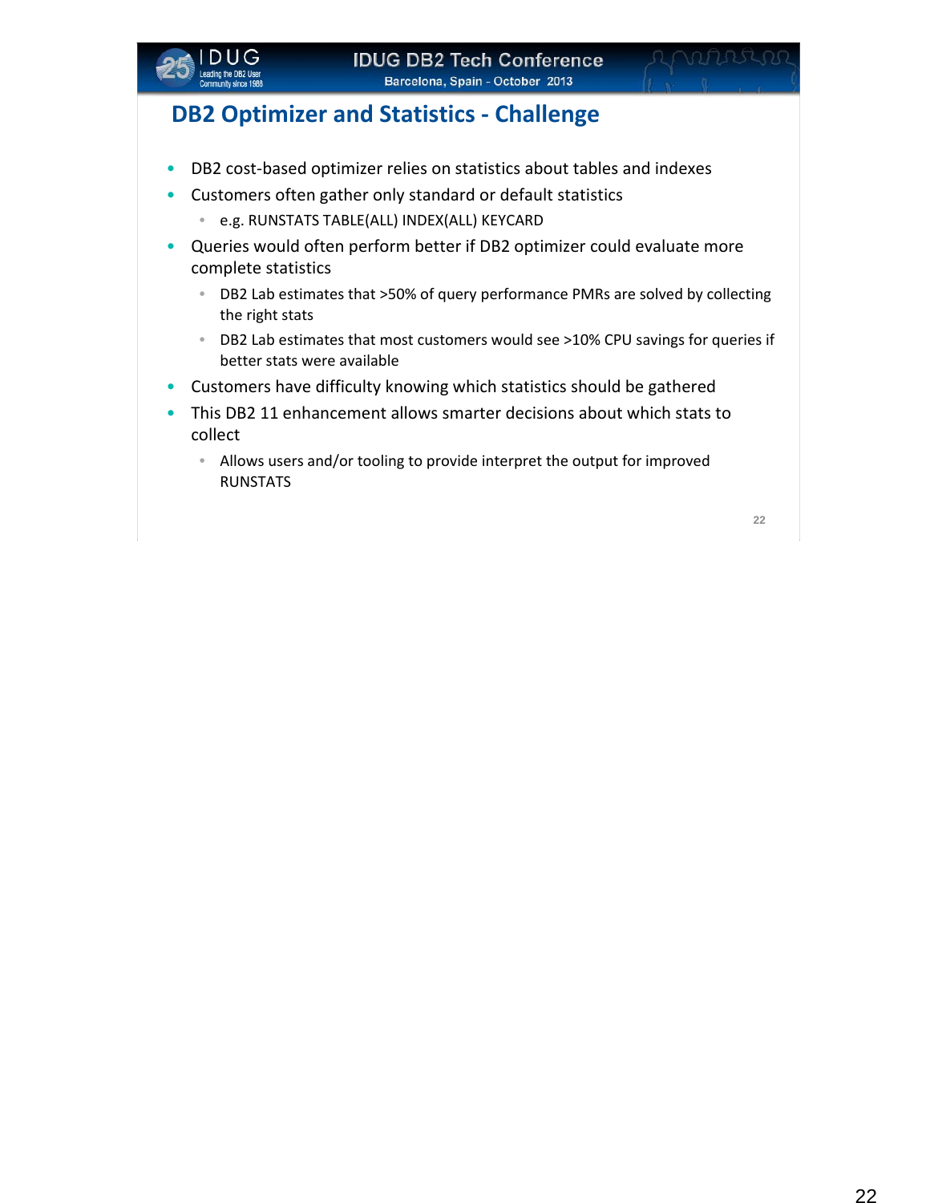## DB2 Optimizer and Statistics - Challenge

- DB2 cost-based optimizer relies on statistics about tables and indexes
- Customers often gather only standard or default statistics
  - e.g. RUNSTATS TABLE(ALL) INDEX(ALL) KEYCARD
- Queries would often perform better if DB2 optimizer could evaluate more complete statistics
  - DB2 Lab estimates that >50% of query performance PMRs are solved by collecting the right stats
  - DB2 Lab estimates that most customers would see >10% CPU savings for queries if better stats were available
- Customers have difficulty knowing which statistics should be gathered
- This DB2 11 enhancement allows smarter decisions about which stats to collect
  - Allows users and/or tooling to provide interpret the output for improved RUNSTATS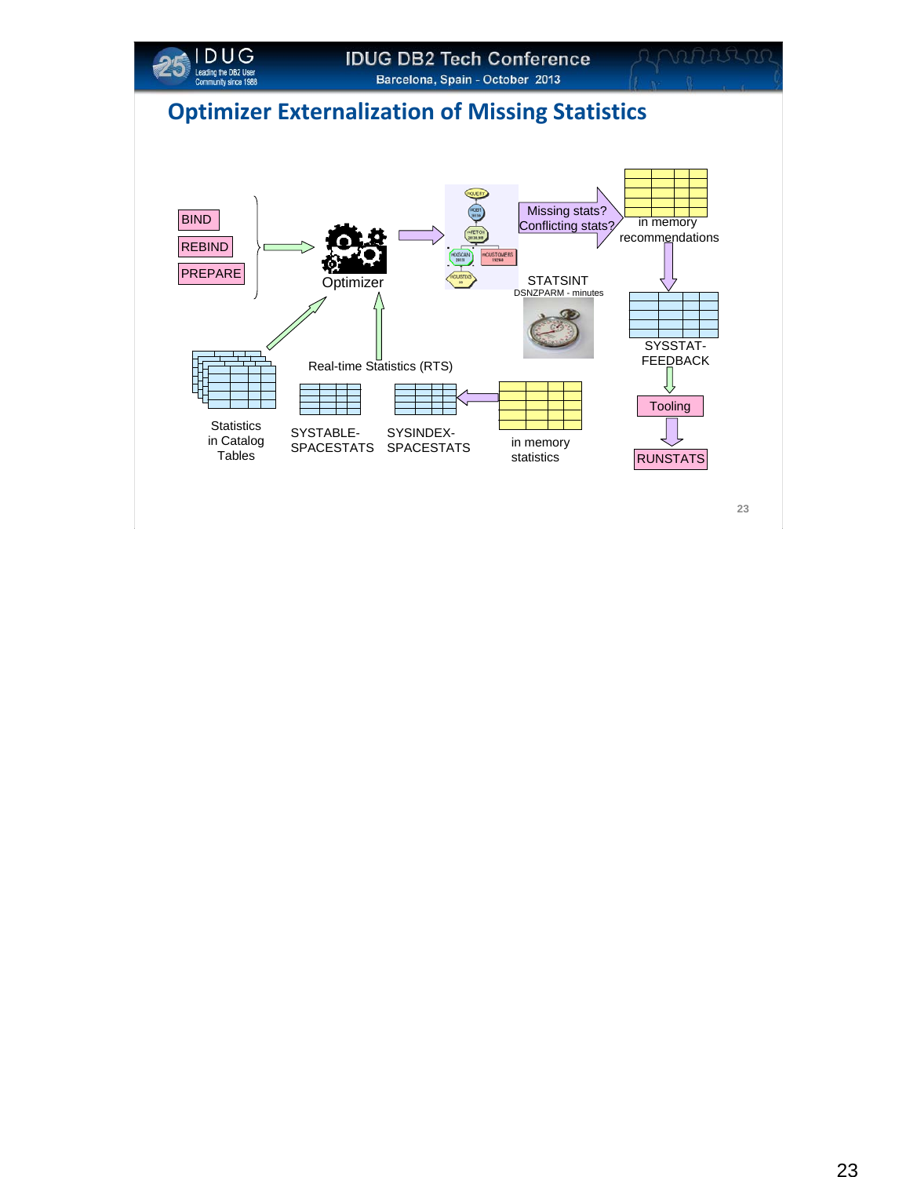## Optimizer Externalization of Missing Statistics

BIND

REBIND

PREPARE

Optimizer

Missing stats? Conflicting stats?

in memory recommendations

STATSINT

DSNZPARM - minutes

SYSSTAT-FEEDBACK

Tooling

RUNSTATS

Real-time Statistics (RTS)

Statistics in Catalog Tables

SYSTABLE-SPACESTATS

SYSINDEX-SPACESTATS

in memory statistics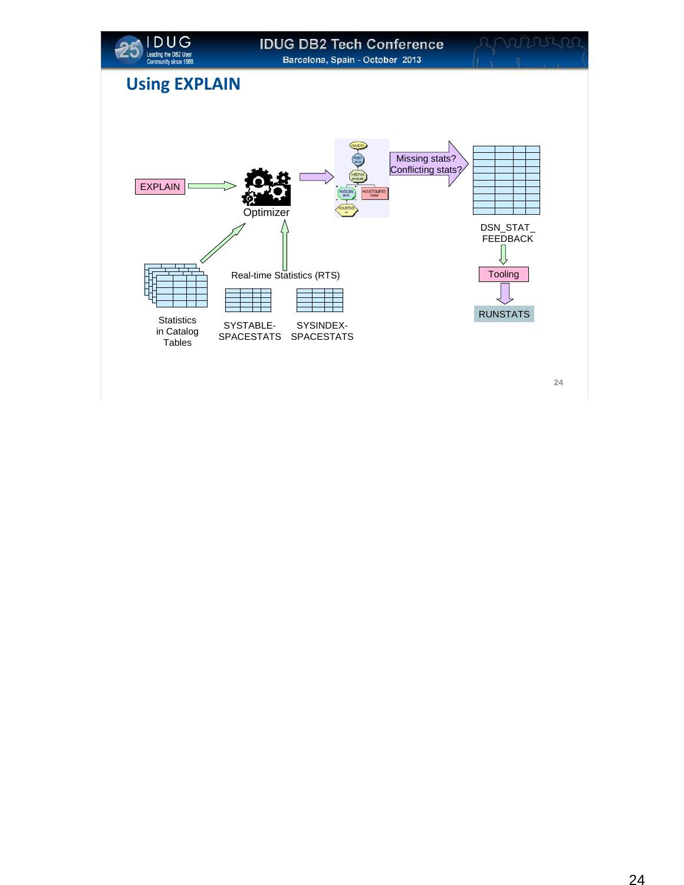## Using EXPLAIN

EXPLAIN

Optimizer

Missing stats? Conflicting stats?

DSN_STAT_ FEEDBACK

Tooling

RUNSTATS

Real-time Statistics (RTS)

Statistics in Catalog Tables

SYSTABLE-SPACESTATS

SYSINDEX-SPACESTATS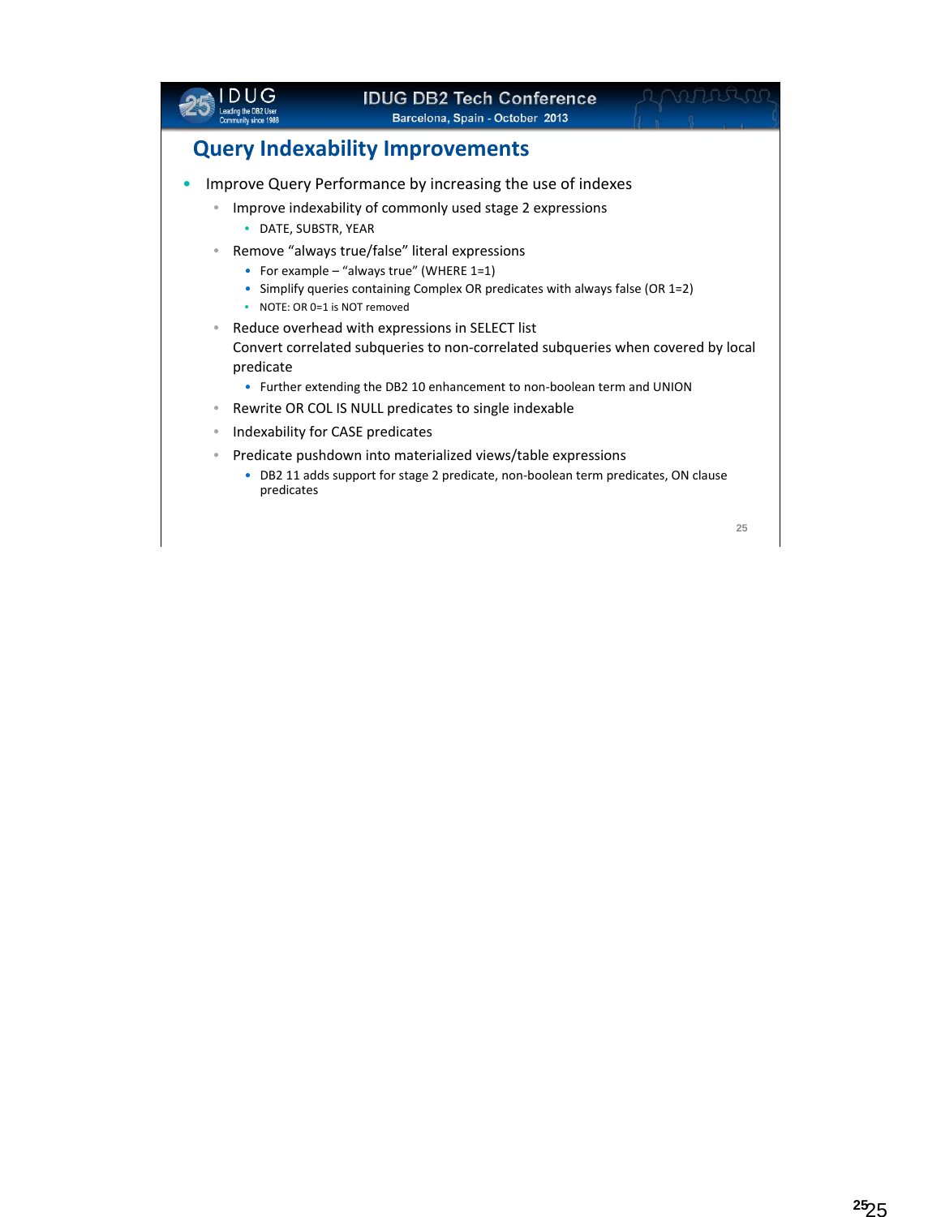## Query Indexability Improvements

- Improve Query Performance by increasing the use of indexes
  - Improve indexability of commonly used stage 2 expressions
    - DATE, SUBSTR, YEAR
  - Remove "always true/false" literal expressions
    - For example – "always true" (WHERE 1=1)
    - Simplify queries containing Complex OR predicates with always false (OR 1=2)
    - NOTE: OR 0=1 is NOT removed
  - Reduce overhead with expressions in SELECT list
    Convert correlated subqueries to non-correlated subqueries when covered by local predicate
    - Further extending the DB2 10 enhancement to non-boolean term and UNION
  - Rewrite OR COL IS NULL predicates to single indexable
  - Indexability for CASE predicates
  - Predicate pushdown into materialized views/table expressions
    - DB2 11 adds support for stage 2 predicate, non-boolean term predicates, ON clause predicates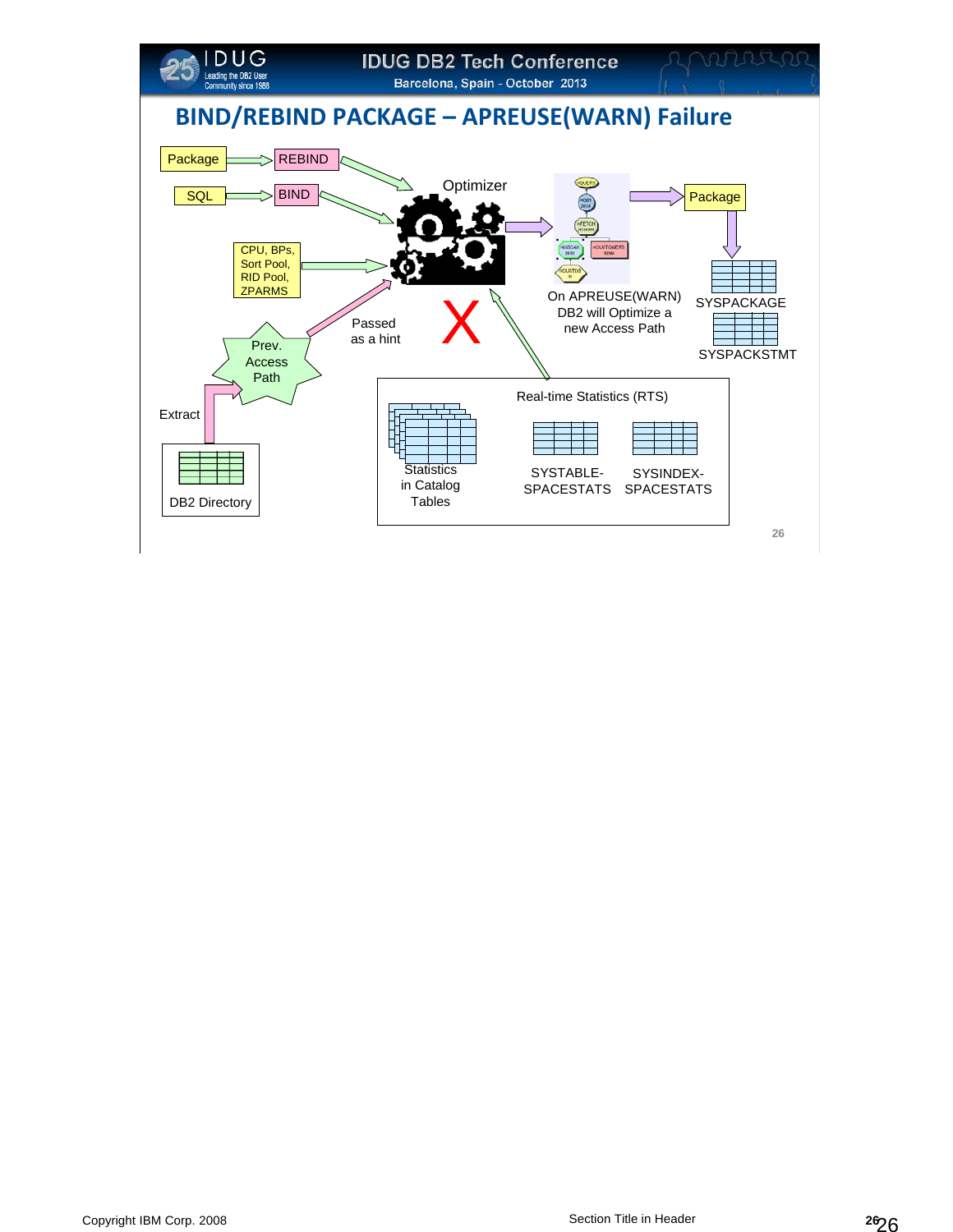# BIND/REBIND PACKAGE – APREUSE(WARN) Failure

Package → REBIND

SQL → BIND

CPU, BPs, Sort Pool, RID Pool, ZPARMS

Optimizer

Prev. Access Path

Passed as a hint

X

Extract

DB2 Directory

On APREUSE(WARN) DB2 will Optimize a new Access Path

Package

SYSPACKAGE

SYSPACKSTMT

Real-time Statistics (RTS)

Statistics in Catalog Tables

SYSTABLE-SPACESTATS

SYSINDEX-SPACESTATS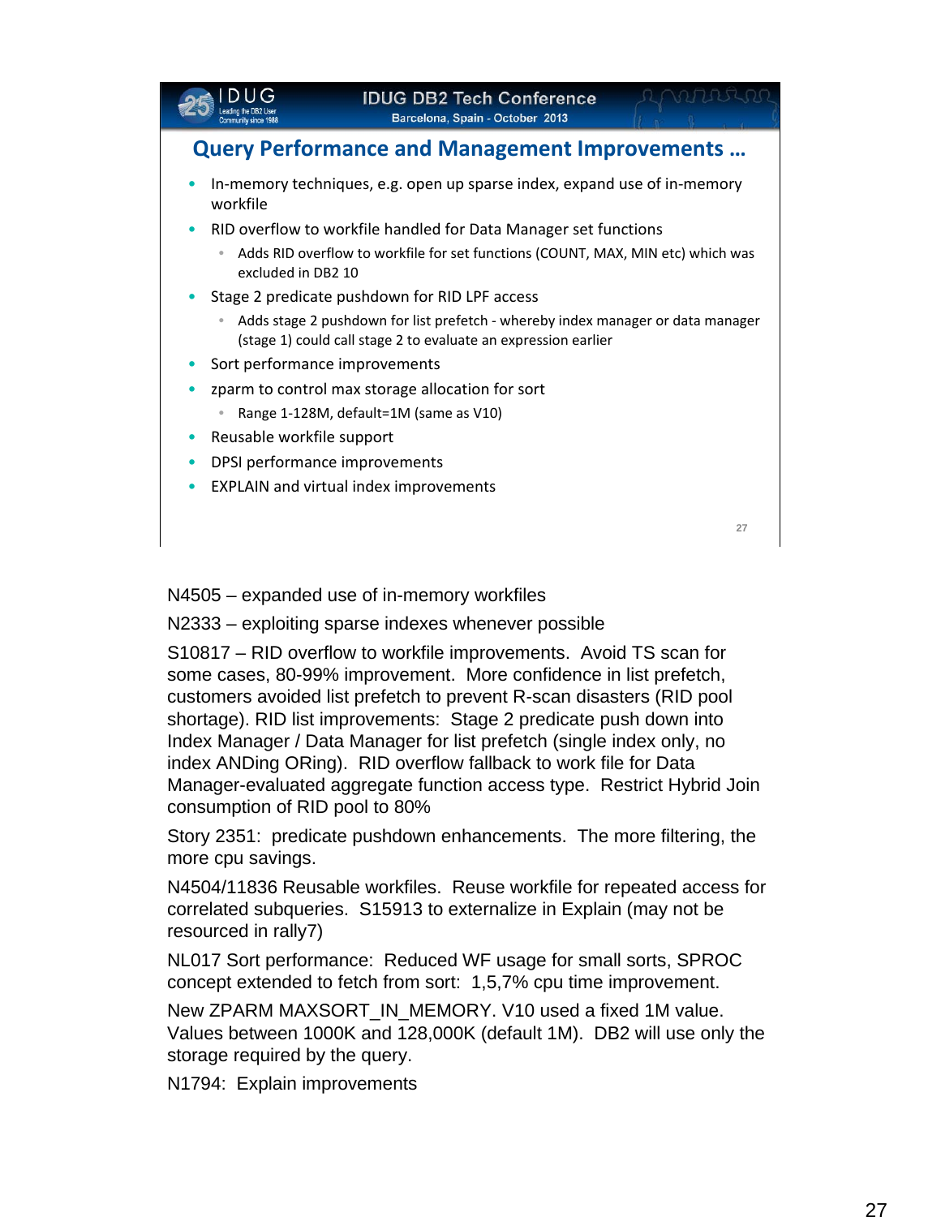## Query Performance and Management Improvements …

- In-memory techniques, e.g. open up sparse index, expand use of in-memory workfile
- RID overflow to workfile handled for Data Manager set functions
  - Adds RID overflow to workfile for set functions (COUNT, MAX, MIN etc) which was excluded in DB2 10
- Stage 2 predicate pushdown for RID LPF access
  - Adds stage 2 pushdown for list prefetch - whereby index manager or data manager (stage 1) could call stage 2 to evaluate an expression earlier
- Sort performance improvements
- zparm to control max storage allocation for sort
  - Range 1-128M, default=1M (same as V10)
- Reusable workfile support
- DPSI performance improvements
- EXPLAIN and virtual index improvements

N4505 – expanded use of in-memory workfiles

N2333 – exploiting sparse indexes whenever possible

S10817 – RID overflow to workfile improvements. Avoid TS scan for some cases, 80-99% improvement. More confidence in list prefetch, customers avoided list prefetch to prevent R-scan disasters (RID pool shortage). RID list improvements: Stage 2 predicate push down into Index Manager / Data Manager for list prefetch (single index only, no index ANDing ORing). RID overflow fallback to work file for Data Manager-evaluated aggregate function access type. Restrict Hybrid Join consumption of RID pool to 80%

Story 2351: predicate pushdown enhancements. The more filtering, the more cpu savings.

N4504/11836 Reusable workfiles. Reuse workfile for repeated access for correlated subqueries. S15913 to externalize in Explain (may not be resourced in rally7)

NL017 Sort performance: Reduced WF usage for small sorts, SPROC concept extended to fetch from sort: 1,5,7% cpu time improvement.

New ZPARM MAXSORT_IN_MEMORY. V10 used a fixed 1M value. Values between 1000K and 128,000K (default 1M). DB2 will use only the storage required by the query.

N1794: Explain improvements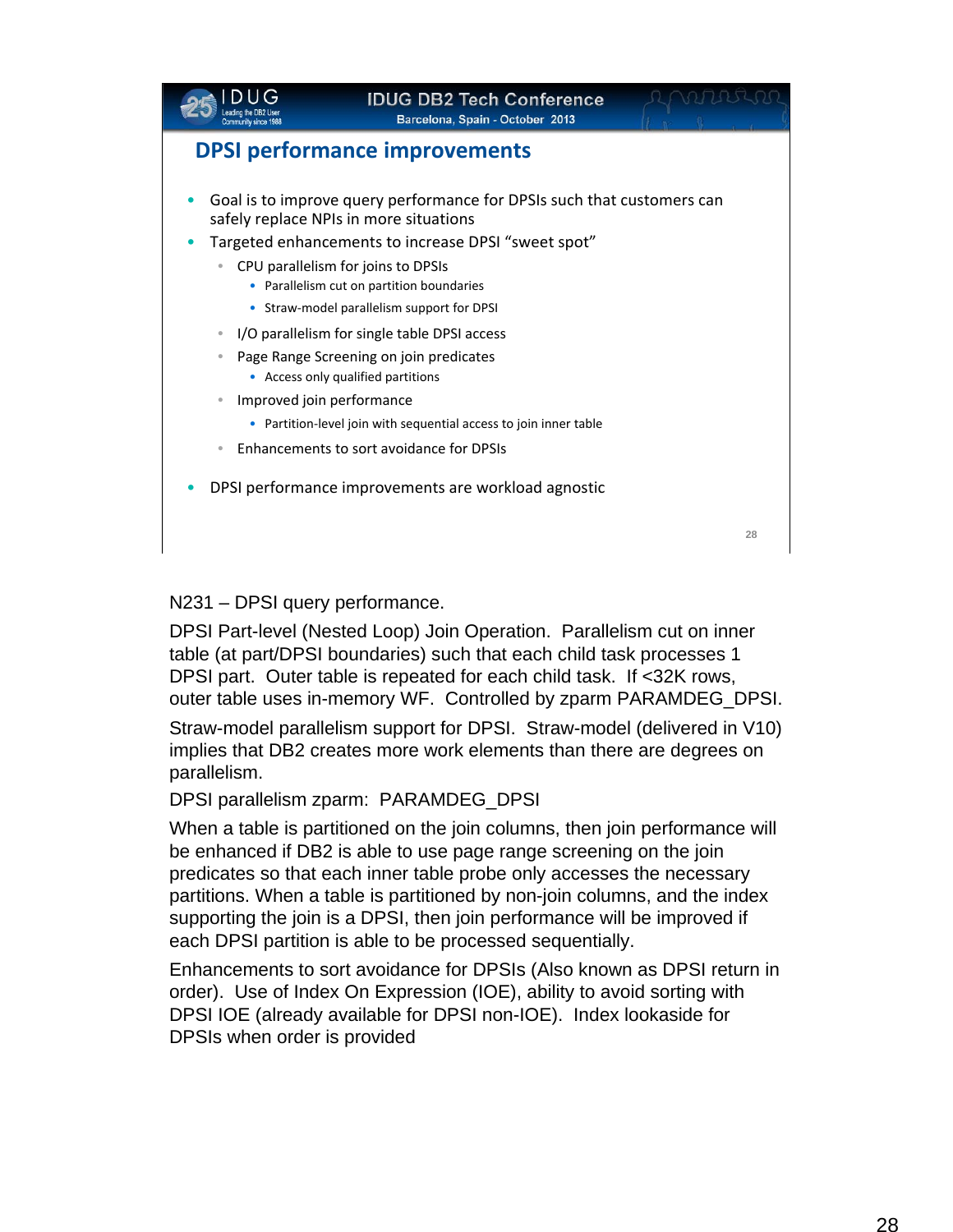## DPSI performance improvements

- Goal is to improve query performance for DPSIs such that customers can safely replace NPIs in more situations
- Targeted enhancements to increase DPSI "sweet spot"
  - CPU parallelism for joins to DPSIs
    - Parallelism cut on partition boundaries
    - Straw-model parallelism support for DPSI
  - I/O parallelism for single table DPSI access
  - Page Range Screening on join predicates
    - Access only qualified partitions
  - Improved join performance
    - Partition-level join with sequential access to join inner table
  - Enhancements to sort avoidance for DPSIs
- DPSI performance improvements are workload agnostic

N231 – DPSI query performance.

DPSI Part-level (Nested Loop) Join Operation. Parallelism cut on inner table (at part/DPSI boundaries) such that each child task processes 1 DPSI part. Outer table is repeated for each child task. If <32K rows, outer table uses in-memory WF. Controlled by zparm PARAMDEG_DPSI.

Straw-model parallelism support for DPSI. Straw-model (delivered in V10) implies that DB2 creates more work elements than there are degrees on parallelism.

DPSI parallelism zparm: PARAMDEG_DPSI

When a table is partitioned on the join columns, then join performance will be enhanced if DB2 is able to use page range screening on the join predicates so that each inner table probe only accesses the necessary partitions. When a table is partitioned by non-join columns, and the index supporting the join is a DPSI, then join performance will be improved if each DPSI partition is able to be processed sequentially.

Enhancements to sort avoidance for DPSIs (Also known as DPSI return in order). Use of Index On Expression (IOE), ability to avoid sorting with DPSI IOE (already available for DPSI non-IOE). Index lookaside for DPSIs when order is provided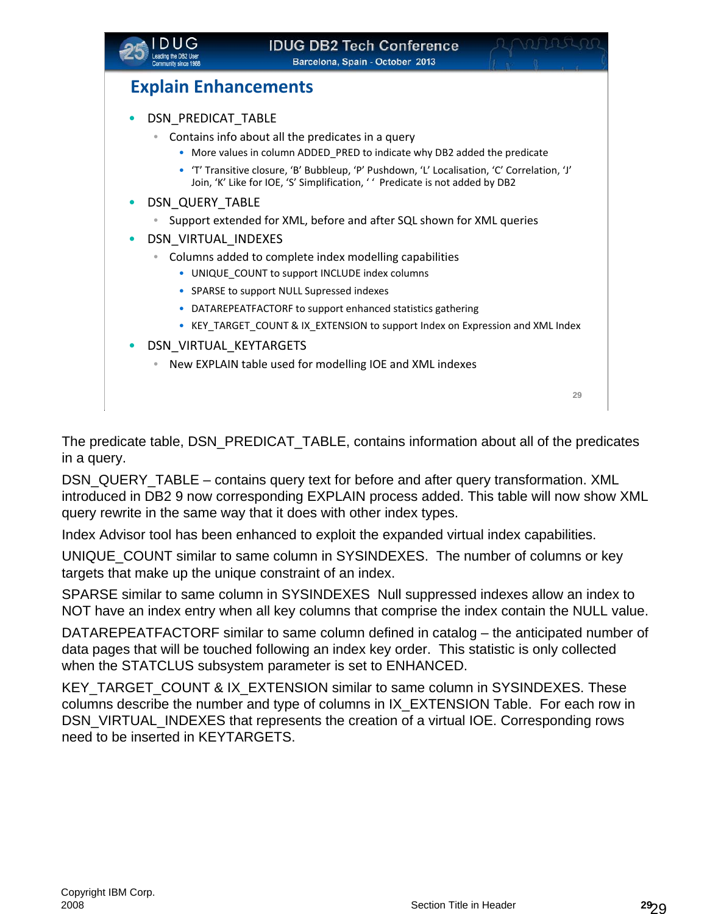## Explain Enhancements

- DSN_PREDICAT_TABLE
  - Contains info about all the predicates in a query
    - More values in column ADDED_PRED to indicate why DB2 added the predicate
    - ‘T’ Transitive closure, ‘B’ Bubbleup, ‘P’ Pushdown, ‘L’ Localisation, ‘C’ Correlation, ‘J’ Join, ‘K’ Like for IOE, ‘S’ Simplification, ‘ ‘ Predicate is not added by DB2
- DSN_QUERY_TABLE
  - Support extended for XML, before and after SQL shown for XML queries
- DSN_VIRTUAL_INDEXES
  - Columns added to complete index modelling capabilities
    - UNIQUE_COUNT to support INCLUDE index columns
    - SPARSE to support NULL Supressed indexes
    - DATAREPEATFACTORF to support enhanced statistics gathering
    - KEY_TARGET_COUNT & IX_EXTENSION to support Index on Expression and XML Index
- DSN_VIRTUAL_KEYTARGETS
  - New EXPLAIN table used for modelling IOE and XML indexes

The predicate table, DSN_PREDICAT_TABLE, contains information about all of the predicates in a query.

DSN_QUERY_TABLE – contains query text for before and after query transformation. XML introduced in DB2 9 now corresponding EXPLAIN process added. This table will now show XML query rewrite in the same way that it does with other index types.

Index Advisor tool has been enhanced to exploit the expanded virtual index capabilities.

UNIQUE_COUNT similar to same column in SYSINDEXES. The number of columns or key targets that make up the unique constraint of an index.

SPARSE similar to same column in SYSINDEXES Null suppressed indexes allow an index to NOT have an index entry when all key columns that comprise the index contain the NULL value.

DATAREPEATFACTORF similar to same column defined in catalog – the anticipated number of data pages that will be touched following an index key order. This statistic is only collected when the STATCLUS subsystem parameter is set to ENHANCED.

KEY_TARGET_COUNT & IX_EXTENSION similar to same column in SYSINDEXES. These columns describe the number and type of columns in IX_EXTENSION Table. For each row in DSN_VIRTUAL_INDEXES that represents the creation of a virtual IOE. Corresponding rows need to be inserted in KEYTARGETS.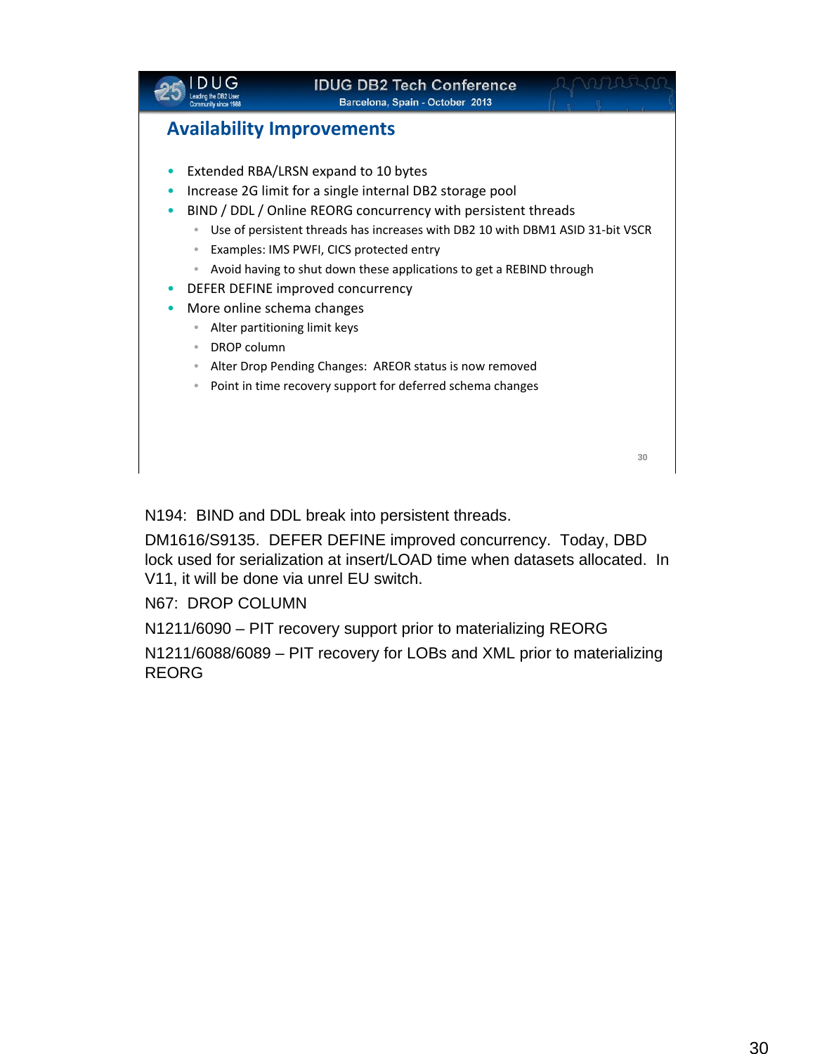## Availability Improvements

- Extended RBA/LRSN expand to 10 bytes
- Increase 2G limit for a single internal DB2 storage pool
- BIND / DDL / Online REORG concurrency with persistent threads
  - Use of persistent threads has increases with DB2 10 with DBM1 ASID 31-bit VSCR
  - Examples: IMS PWFI, CICS protected entry
  - Avoid having to shut down these applications to get a REBIND through
- DEFER DEFINE improved concurrency
- More online schema changes
  - Alter partitioning limit keys
  - DROP column
  - Alter Drop Pending Changes: AREOR status is now removed
  - Point in time recovery support for deferred schema changes

N194: BIND and DDL break into persistent threads.

DM1616/S9135. DEFER DEFINE improved concurrency. Today, DBD lock used for serialization at insert/LOAD time when datasets allocated. In V11, it will be done via unrel EU switch.

N67: DROP COLUMN

N1211/6090 – PIT recovery support prior to materializing REORG

N1211/6088/6089 – PIT recovery for LOBs and XML prior to materializing REORG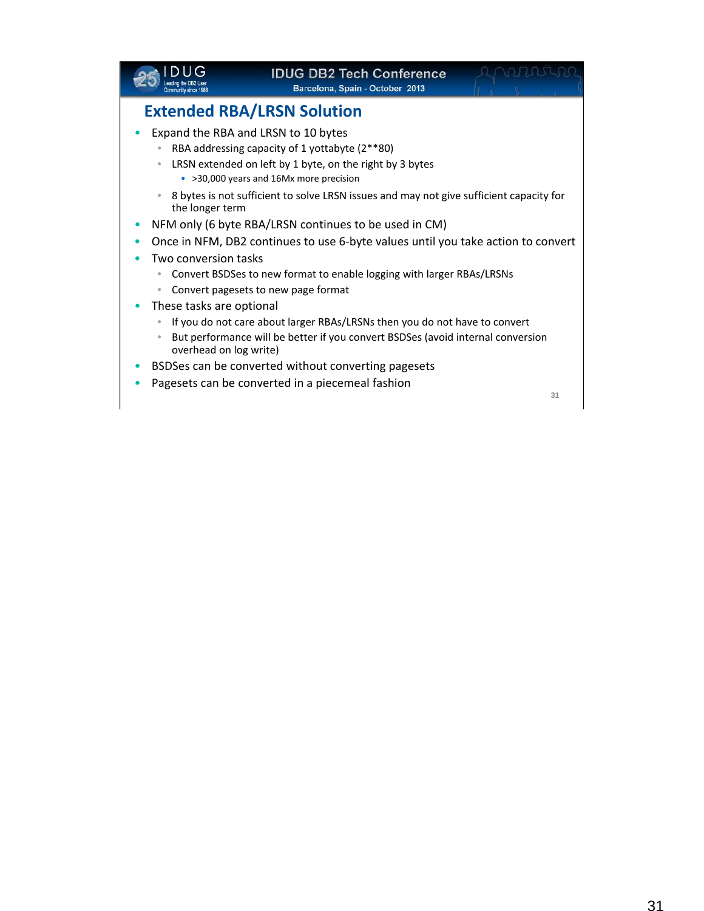## Extended RBA/LRSN Solution

- Expand the RBA and LRSN to 10 bytes
  - RBA addressing capacity of 1 yottabyte (2**80)
  - LRSN extended on left by 1 byte, on the right by 3 bytes
    - >30,000 years and 16Mx more precision
  - 8 bytes is not sufficient to solve LRSN issues and may not give sufficient capacity for the longer term
- NFM only (6 byte RBA/LRSN continues to be used in CM)
- Once in NFM, DB2 continues to use 6-byte values until you take action to convert
- Two conversion tasks
  - Convert BSDSes to new format to enable logging with larger RBAs/LRSNs
  - Convert pagesets to new page format
- These tasks are optional
  - If you do not care about larger RBAs/LRSNs then you do not have to convert
  - But performance will be better if you convert BSDSes (avoid internal conversion overhead on log write)
- BSDSes can be converted without converting pagesets
- Pagesets can be converted in a piecemeal fashion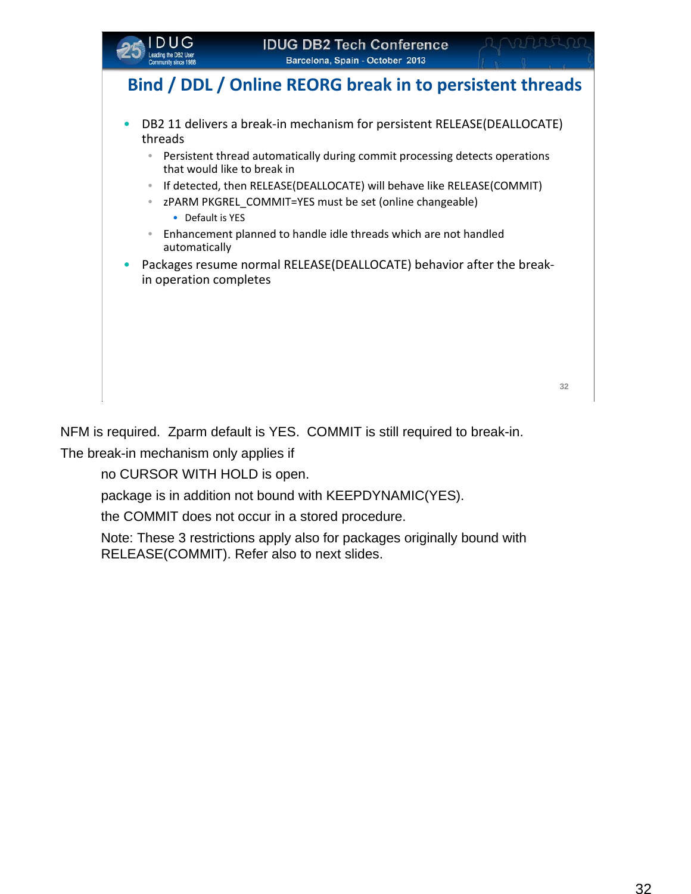## Bind / DDL / Online REORG break in to persistent threads

- DB2 11 delivers a break-in mechanism for persistent RELEASE(DEALLOCATE) threads
  - Persistent thread automatically during commit processing detects operations that would like to break in
  - If detected, then RELEASE(DEALLOCATE) will behave like RELEASE(COMMIT)
  - zPARM PKGREL_COMMIT=YES must be set (online changeable)
    - Default is YES
  - Enhancement planned to handle idle threads which are not handled automatically
- Packages resume normal RELEASE(DEALLOCATE) behavior after the break-in operation completes

NFM is required. Zparm default is YES. COMMIT is still required to break-in.

The break-in mechanism only applies if

> no CURSOR WITH HOLD is open.
>
> package is in addition not bound with KEEPDYNAMIC(YES).
>
> the COMMIT does not occur in a stored procedure.
>
> Note: These 3 restrictions apply also for packages originally bound with RELEASE(COMMIT). Refer also to next slides.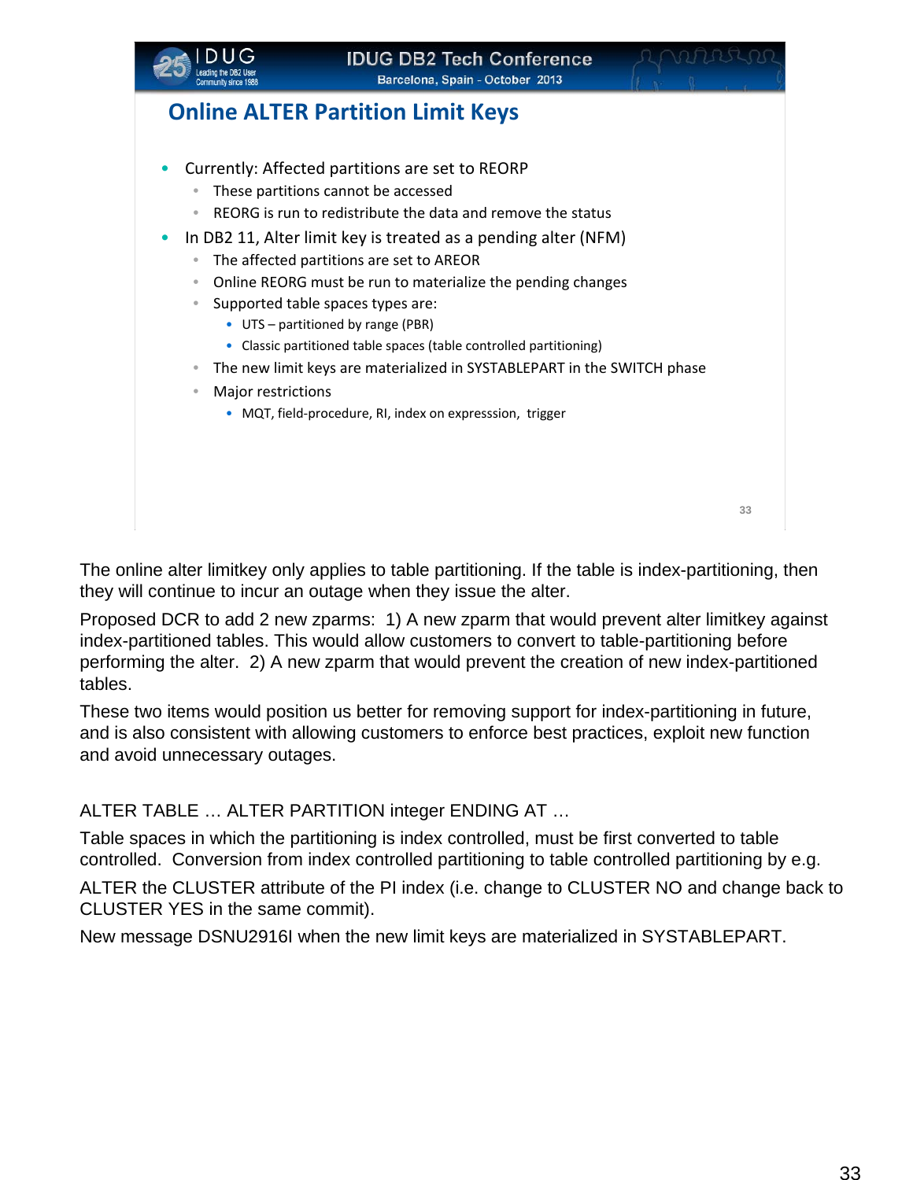## Online ALTER Partition Limit Keys

- Currently: Affected partitions are set to REORP
  - These partitions cannot be accessed
  - REORG is run to redistribute the data and remove the status
- In DB2 11, Alter limit key is treated as a pending alter (NFM)
  - The affected partitions are set to AREOR
  - Online REORG must be run to materialize the pending changes
  - Supported table spaces types are:
    - UTS – partitioned by range (PBR)
    - Classic partitioned table spaces (table controlled partitioning)
  - The new limit keys are materialized in SYSTABLEPART in the SWITCH phase
  - Major restrictions
    - MQT, field-procedure, RI, index on expresssion, trigger

The online alter limitkey only applies to table partitioning. If the table is index-partitioning, then they will continue to incur an outage when they issue the alter.

Proposed DCR to add 2 new zparms: 1) A new zparm that would prevent alter limitkey against index-partitioned tables. This would allow customers to convert to table-partitioning before performing the alter. 2) A new zparm that would prevent the creation of new index-partitioned tables.

These two items would position us better for removing support for index-partitioning in future, and is also consistent with allowing customers to enforce best practices, exploit new function and avoid unnecessary outages.

ALTER TABLE … ALTER PARTITION integer ENDING AT …

Table spaces in which the partitioning is index controlled, must be first converted to table controlled. Conversion from index controlled partitioning to table controlled partitioning by e.g.

ALTER the CLUSTER attribute of the PI index (i.e. change to CLUSTER NO and change back to CLUSTER YES in the same commit).

New message DSNU2916I when the new limit keys are materialized in SYSTABLEPART.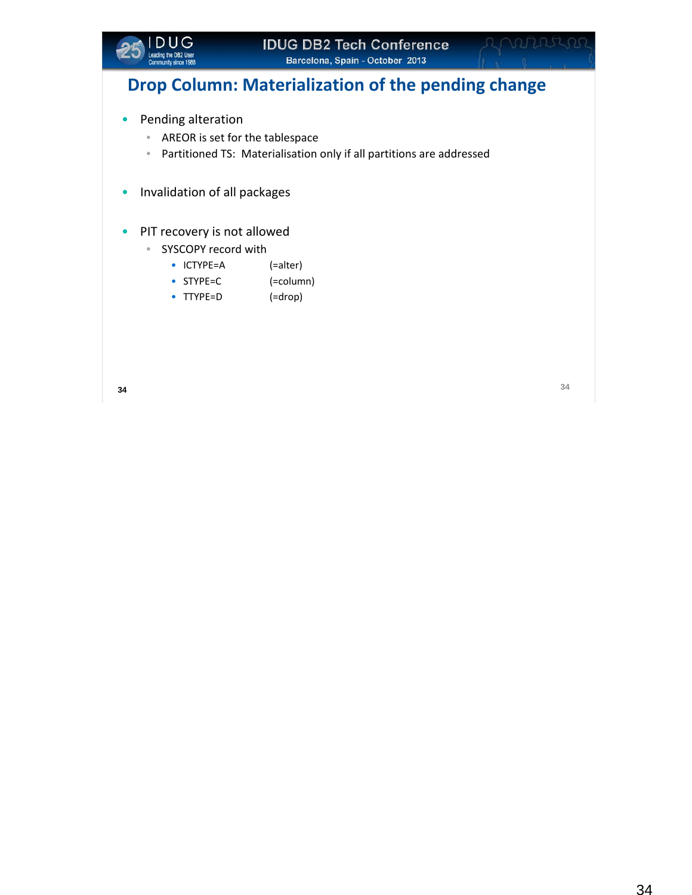## Drop Column: Materialization of the pending change

- Pending alteration
  - AREOR is set for the tablespace
  - Partitioned TS: Materialisation only if all partitions are addressed
- Invalidation of all packages
- PIT recovery is not allowed
  - SYSCOPY record with
    - ICTYPE=A (=alter)
    - STYPE=C (=column)
    - TTYPE=D (=drop)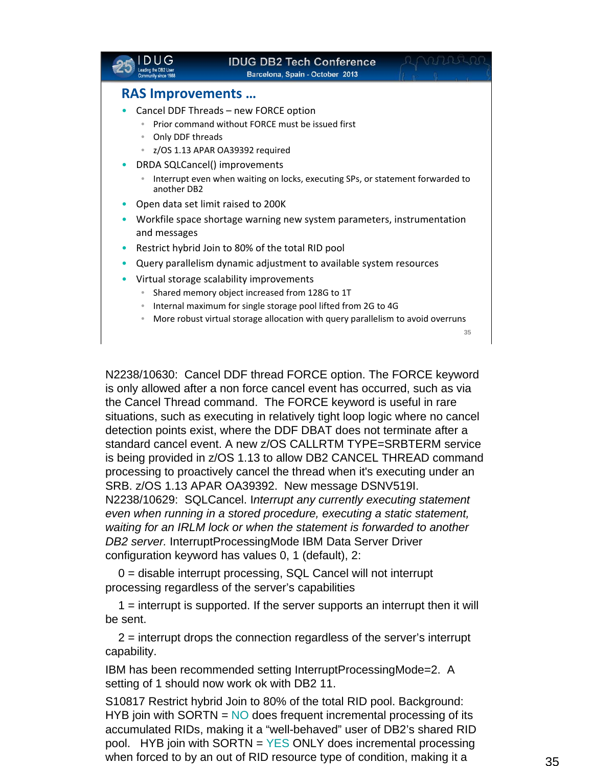## RAS Improvements …

- Cancel DDF Threads – new FORCE option
  - Prior command without FORCE must be issued first
  - Only DDF threads
  - z/OS 1.13 APAR OA39392 required
- DRDA SQLCancel() improvements
  - Interrupt even when waiting on locks, executing SPs, or statement forwarded to another DB2
- Open data set limit raised to 200K
- Workfile space shortage warning new system parameters, instrumentation and messages
- Restrict hybrid Join to 80% of the total RID pool
- Query parallelism dynamic adjustment to available system resources
- Virtual storage scalability improvements
  - Shared memory object increased from 128G to 1T
  - Internal maximum for single storage pool lifted from 2G to 4G
  - More robust virtual storage allocation with query parallelism to avoid overruns

N2238/10630: Cancel DDF thread FORCE option. The FORCE keyword is only allowed after a non force cancel event has occurred, such as via the Cancel Thread command. The FORCE keyword is useful in rare situations, such as executing in relatively tight loop logic where no cancel detection points exist, where the DDF DBAT does not terminate after a standard cancel event. A new z/OS CALLRTM TYPE=SRBTERM service is being provided in z/OS 1.13 to allow DB2 CANCEL THREAD command processing to proactively cancel the thread when it's executing under an SRB. z/OS 1.13 APAR OA39392. New message DSNV519I.
N2238/10629: SQLCancel. I*nterrupt any currently executing statement even when running in a stored procedure, executing a static statement, waiting for an IRLM lock or when the statement is forwarded to another DB2 server.* InterruptProcessingMode IBM Data Server Driver configuration keyword has values 0, 1 (default), 2:

0 = disable interrupt processing, SQL Cancel will not interrupt processing regardless of the server's capabilities

1 = interrupt is supported. If the server supports an interrupt then it will be sent.

2 = interrupt drops the connection regardless of the server's interrupt capability.

IBM has been recommended setting InterruptProcessingMode=2. A setting of 1 should now work ok with DB2 11.

S10817 Restrict hybrid Join to 80% of the total RID pool. Background: HYB join with SORTN = NO does frequent incremental processing of its accumulated RIDs, making it a "well-behaved" user of DB2's shared RID pool. HYB join with SORTN = YES ONLY does incremental processing when forced to by an out of RID resource type of condition, making it a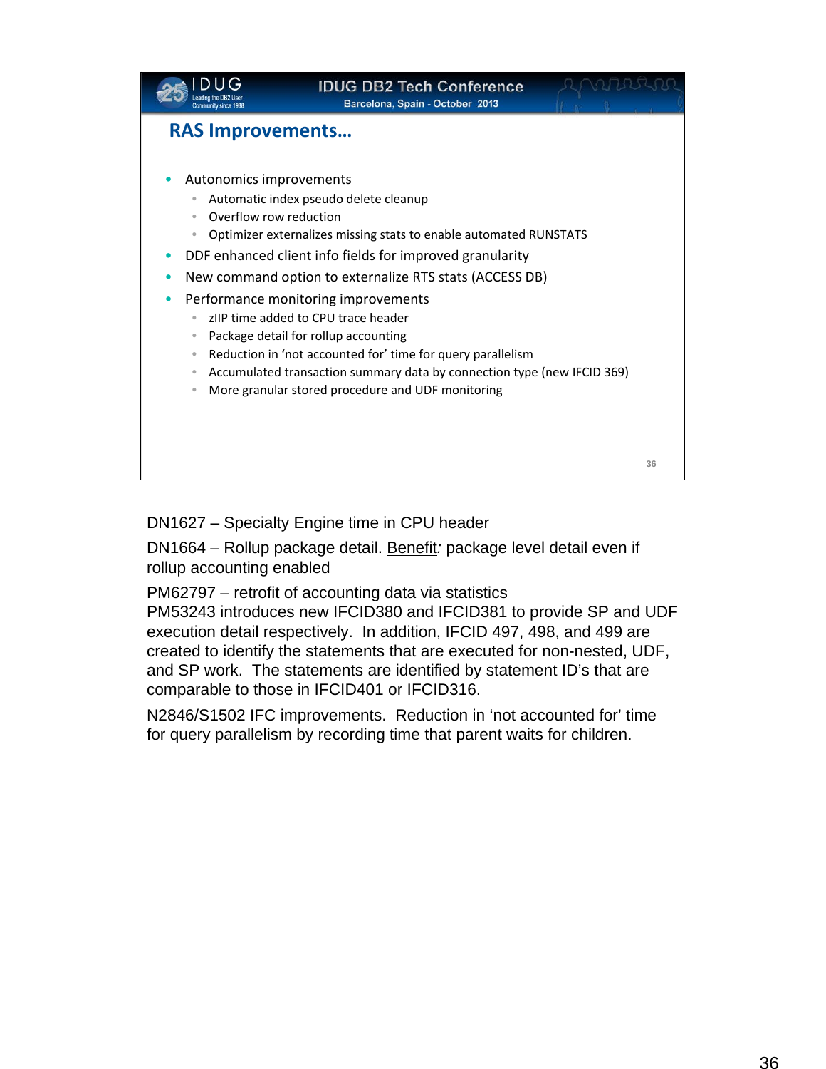## RAS Improvements…

- Autonomics improvements
  - Automatic index pseudo delete cleanup
  - Overflow row reduction
  - Optimizer externalizes missing stats to enable automated RUNSTATS
- DDF enhanced client info fields for improved granularity
- New command option to externalize RTS stats (ACCESS DB)
- Performance monitoring improvements
  - zIIP time added to CPU trace header
  - Package detail for rollup accounting
  - Reduction in 'not accounted for' time for query parallelism
  - Accumulated transaction summary data by connection type (new IFCID 369)
  - More granular stored procedure and UDF monitoring

DN1627 – Specialty Engine time in CPU header

DN1664 – Rollup package detail. Benefit*:* package level detail even if rollup accounting enabled

PM62797 – retrofit of accounting data via statistics
PM53243 introduces new IFCID380 and IFCID381 to provide SP and UDF execution detail respectively. In addition, IFCID 497, 498, and 499 are created to identify the statements that are executed for non-nested, UDF, and SP work. The statements are identified by statement ID's that are comparable to those in IFCID401 or IFCID316.

N2846/S1502 IFC improvements. Reduction in 'not accounted for' time for query parallelism by recording time that parent waits for children.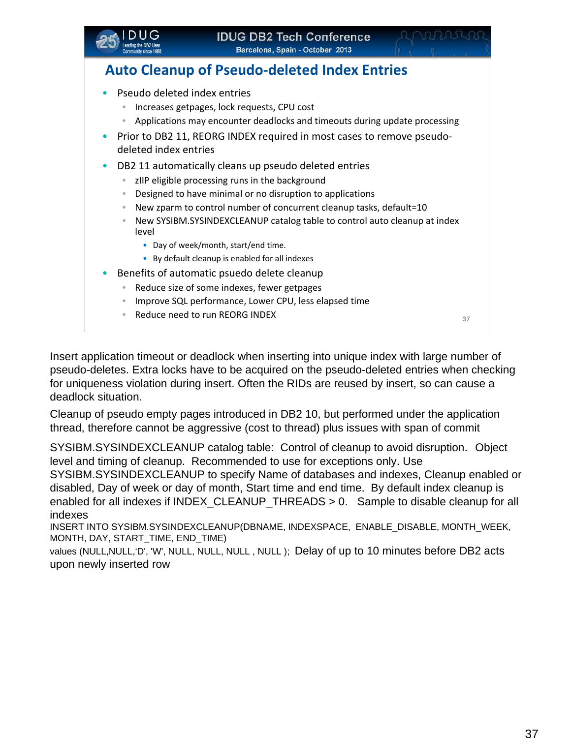## Auto Cleanup of Pseudo-deleted Index Entries

- Pseudo deleted index entries
  - Increases getpages, lock requests, CPU cost
  - Applications may encounter deadlocks and timeouts during update processing
- Prior to DB2 11, REORG INDEX required in most cases to remove pseudo-deleted index entries
- DB2 11 automatically cleans up pseudo deleted entries
  - zIIP eligible processing runs in the background
  - Designed to have minimal or no disruption to applications
  - New zparm to control number of concurrent cleanup tasks, default=10
  - New SYSIBM.SYSINDEXCLEANUP catalog table to control auto cleanup at index level
    - Day of week/month, start/end time.
    - By default cleanup is enabled for all indexes
- Benefits of automatic psuedo delete cleanup
  - Reduce size of some indexes, fewer getpages
  - Improve SQL performance, Lower CPU, less elapsed time
  - Reduce need to run REORG INDEX

Insert application timeout or deadlock when inserting into unique index with large number of pseudo-deletes. Extra locks have to be acquired on the pseudo-deleted entries when checking for uniqueness violation during insert. Often the RIDs are reused by insert, so can cause a deadlock situation.

Cleanup of pseudo empty pages introduced in DB2 10, but performed under the application thread, therefore cannot be aggressive (cost to thread) plus issues with span of commit

SYSIBM.SYSINDEXCLEANUP catalog table: Control of cleanup to avoid disruption. Object level and timing of cleanup. Recommended to use for exceptions only. Use SYSIBM.SYSINDEXCLEANUP to specify Name of databases and indexes, Cleanup enabled or disabled, Day of week or day of month, Start time and end time. By default index cleanup is enabled for all indexes if INDEX_CLEANUP_THREADS > 0. Sample to disable cleanup for all indexes

```
INSERT INTO SYSIBM.SYSINDEXCLEANUP(DBNAME, INDEXSPACE, ENABLE_DISABLE, MONTH_WEEK, MONTH, DAY, START_TIME, END_TIME)
values (NULL,NULL,'D', 'W', NULL, NULL, NULL , NULL );
```

Delay of up to 10 minutes before DB2 acts upon newly inserted row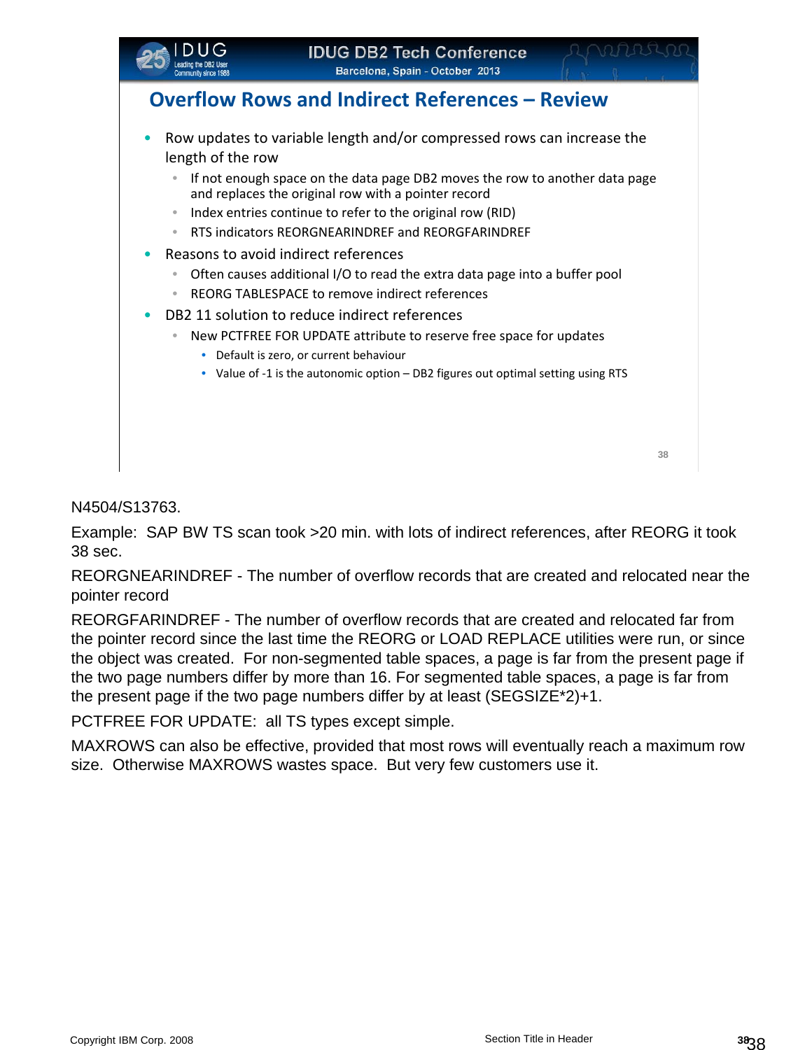## Overflow Rows and Indirect References – Review

- Row updates to variable length and/or compressed rows can increase the length of the row
  - If not enough space on the data page DB2 moves the row to another data page and replaces the original row with a pointer record
  - Index entries continue to refer to the original row (RID)
  - RTS indicators REORGNEARINDREF and REORGFARINDREF
- Reasons to avoid indirect references
  - Often causes additional I/O to read the extra data page into a buffer pool
  - REORG TABLESPACE to remove indirect references
- DB2 11 solution to reduce indirect references
  - New PCTFREE FOR UPDATE attribute to reserve free space for updates
    - Default is zero, or current behaviour
    - Value of -1 is the autonomic option – DB2 figures out optimal setting using RTS

N4504/S13763.

Example: SAP BW TS scan took >20 min. with lots of indirect references, after REORG it took 38 sec.

REORGNEARINDREF - The number of overflow records that are created and relocated near the pointer record

REORGFARINDREF - The number of overflow records that are created and relocated far from the pointer record since the last time the REORG or LOAD REPLACE utilities were run, or since the object was created. For non-segmented table spaces, a page is far from the present page if the two page numbers differ by more than 16. For segmented table spaces, a page is far from the present page if the two page numbers differ by at least (SEGSIZE*2)+1.

PCTFREE FOR UPDATE: all TS types except simple.

MAXROWS can also be effective, provided that most rows will eventually reach a maximum row size. Otherwise MAXROWS wastes space. But very few customers use it.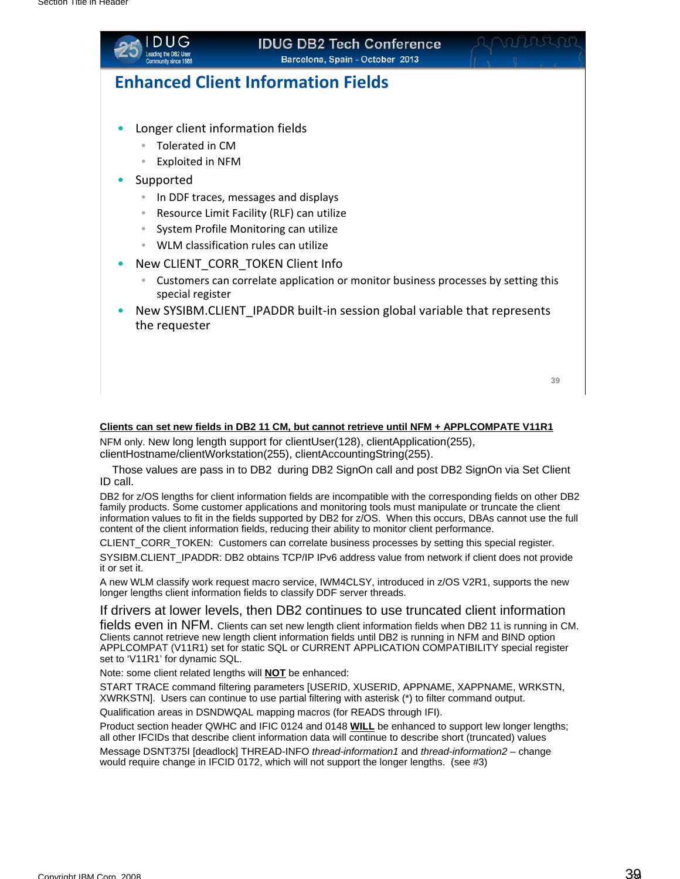## Enhanced Client Information Fields

- Longer client information fields
  - Tolerated in CM
  - Exploited in NFM
- Supported
  - In DDF traces, messages and displays
  - Resource Limit Facility (RLF) can utilize
  - System Profile Monitoring can utilize
  - WLM classification rules can utilize
- New CLIENT_CORR_TOKEN Client Info
  - Customers can correlate application or monitor business processes by setting this special register
- New SYSIBM.CLIENT_IPADDR built-in session global variable that represents the requester

**Clients can set new fields in DB2 11 CM, but cannot retrieve until NFM + APPLCOMPATE V11R1**

NFM only. New long length support for clientUser(128), clientApplication(255), clientHostname/clientWorkstation(255), clientAccountingString(255).

Those values are pass in to DB2 during DB2 SignOn call and post DB2 SignOn via Set Client ID call.

DB2 for z/OS lengths for client information fields are incompatible with the corresponding fields on other DB2 family products. Some customer applications and monitoring tools must manipulate or truncate the client information values to fit in the fields supported by DB2 for z/OS. When this occurs, DBAs cannot use the full content of the client information fields, reducing their ability to monitor client performance.

CLIENT_CORR_TOKEN: Customers can correlate business processes by setting this special register.

SYSIBM.CLIENT_IPADDR: DB2 obtains TCP/IP IPv6 address value from network if client does not provide it or set it.

A new WLM classify work request macro service, IWM4CLSY, introduced in z/OS V2R1, supports the new longer lengths client information fields to classify DDF server threads.

If drivers at lower levels, then DB2 continues to use truncated client information fields even in NFM. Clients can set new length client information fields when DB2 11 is running in CM. Clients cannot retrieve new length client information fields until DB2 is running in NFM and BIND option APPLCOMPAT (V11R1) set for static SQL or CURRENT APPLICATION COMPATIBILITY special register set to 'V11R1' for dynamic SQL.

Note: some client related lengths will **NOT** be enhanced:

START TRACE command filtering parameters [USERID, XUSERID, APPNAME, XAPPNAME, WRKSTN, XWRKSTN]. Users can continue to use partial filtering with asterisk (*) to filter command output.

Qualification areas in DSNDWQAL mapping macros (for READS through IFI).

Product section header QWHC and IFIC 0124 and 0148 **WILL** be enhanced to support lew longer lengths; all other IFCIDs that describe client information data will continue to describe short (truncated) values

Message DSNT375I [deadlock] THREAD-INFO *thread-information1* and *thread-information2* – change would require change in IFCID 0172, which will not support the longer lengths. (see #3)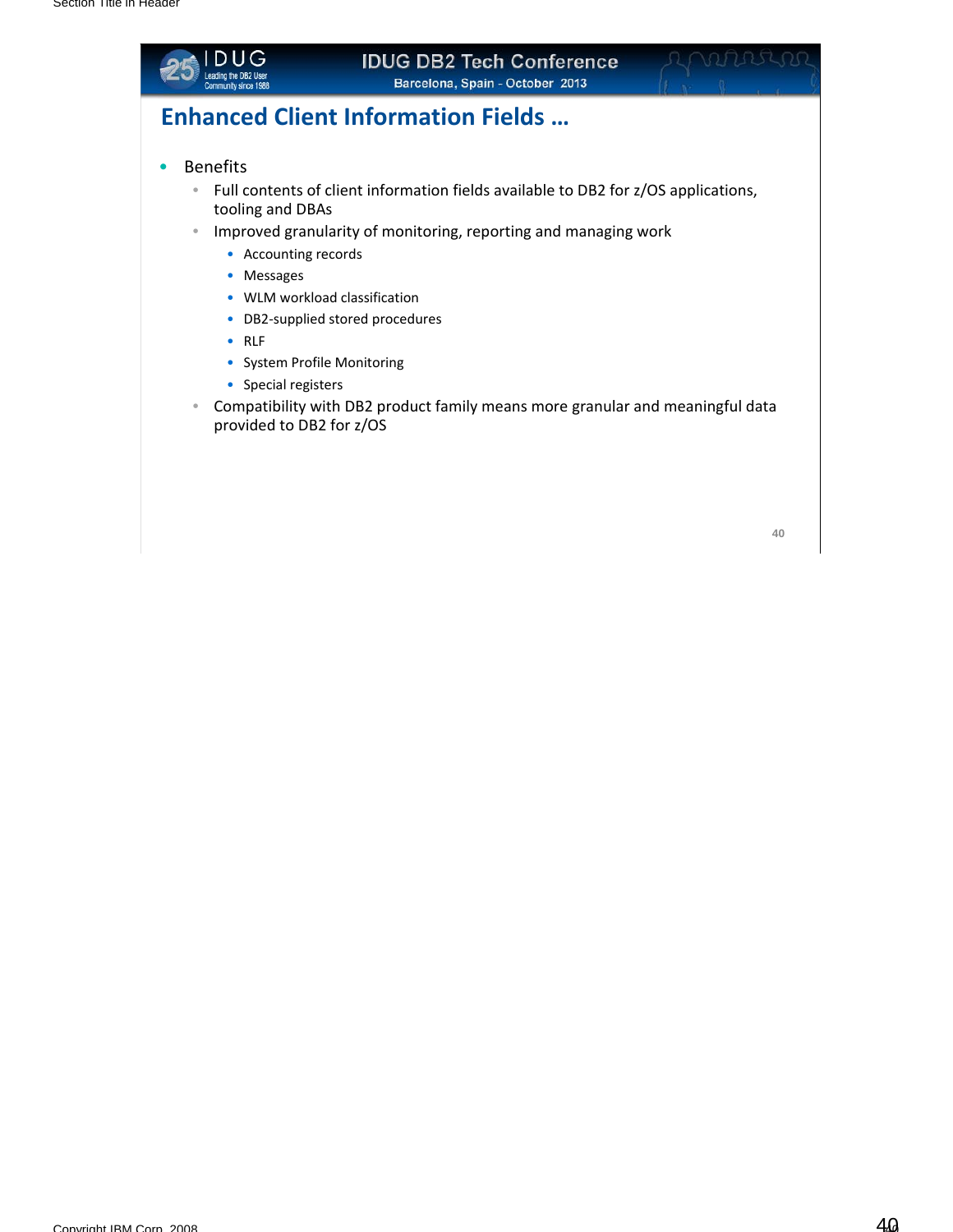# Enhanced Client Information Fields …

- Benefits
  - Full contents of client information fields available to DB2 for z/OS applications, tooling and DBAs
  - Improved granularity of monitoring, reporting and managing work
    - Accounting records
    - Messages
    - WLM workload classification
    - DB2-supplied stored procedures
    - RLF
    - System Profile Monitoring
    - Special registers
  - Compatibility with DB2 product family means more granular and meaningful data provided to DB2 for z/OS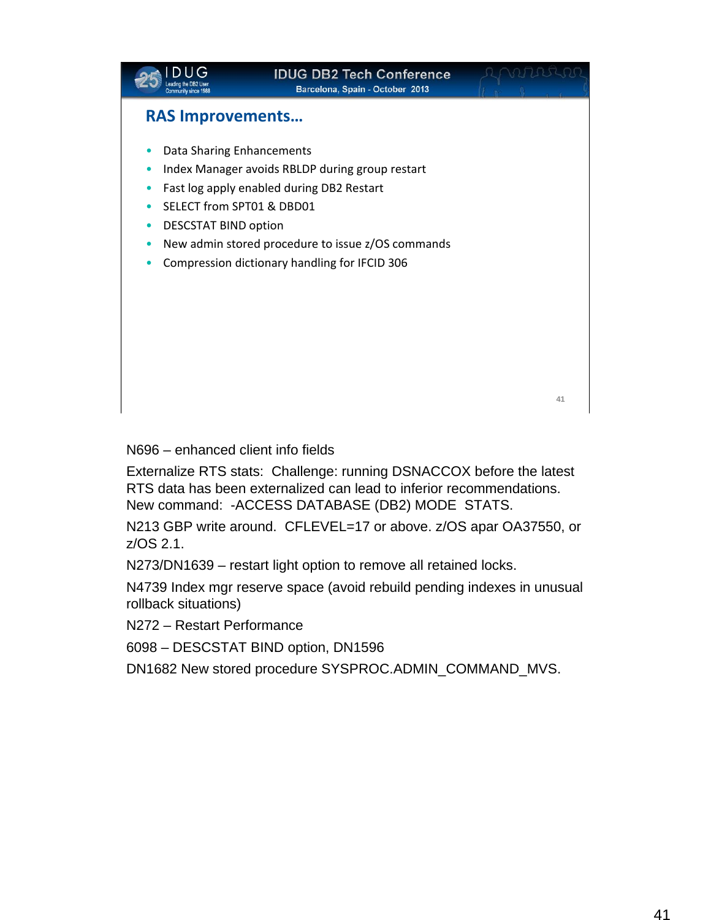## RAS Improvements…

- Data Sharing Enhancements
- Index Manager avoids RBLDP during group restart
- Fast log apply enabled during DB2 Restart
- SELECT from SPT01 & DBD01
- DESCSTAT BIND option
- New admin stored procedure to issue z/OS commands
- Compression dictionary handling for IFCID 306

N696 – enhanced client info fields

Externalize RTS stats: Challenge: running DSNACCOX before the latest RTS data has been externalized can lead to inferior recommendations. New command: -ACCESS DATABASE (DB2) MODE STATS.

N213 GBP write around. CFLEVEL=17 or above. z/OS apar OA37550, or z/OS 2.1.

N273/DN1639 – restart light option to remove all retained locks.

N4739 Index mgr reserve space (avoid rebuild pending indexes in unusual rollback situations)

N272 – Restart Performance

6098 – DESCSTAT BIND option, DN1596

DN1682 New stored procedure SYSPROC.ADMIN_COMMAND_MVS.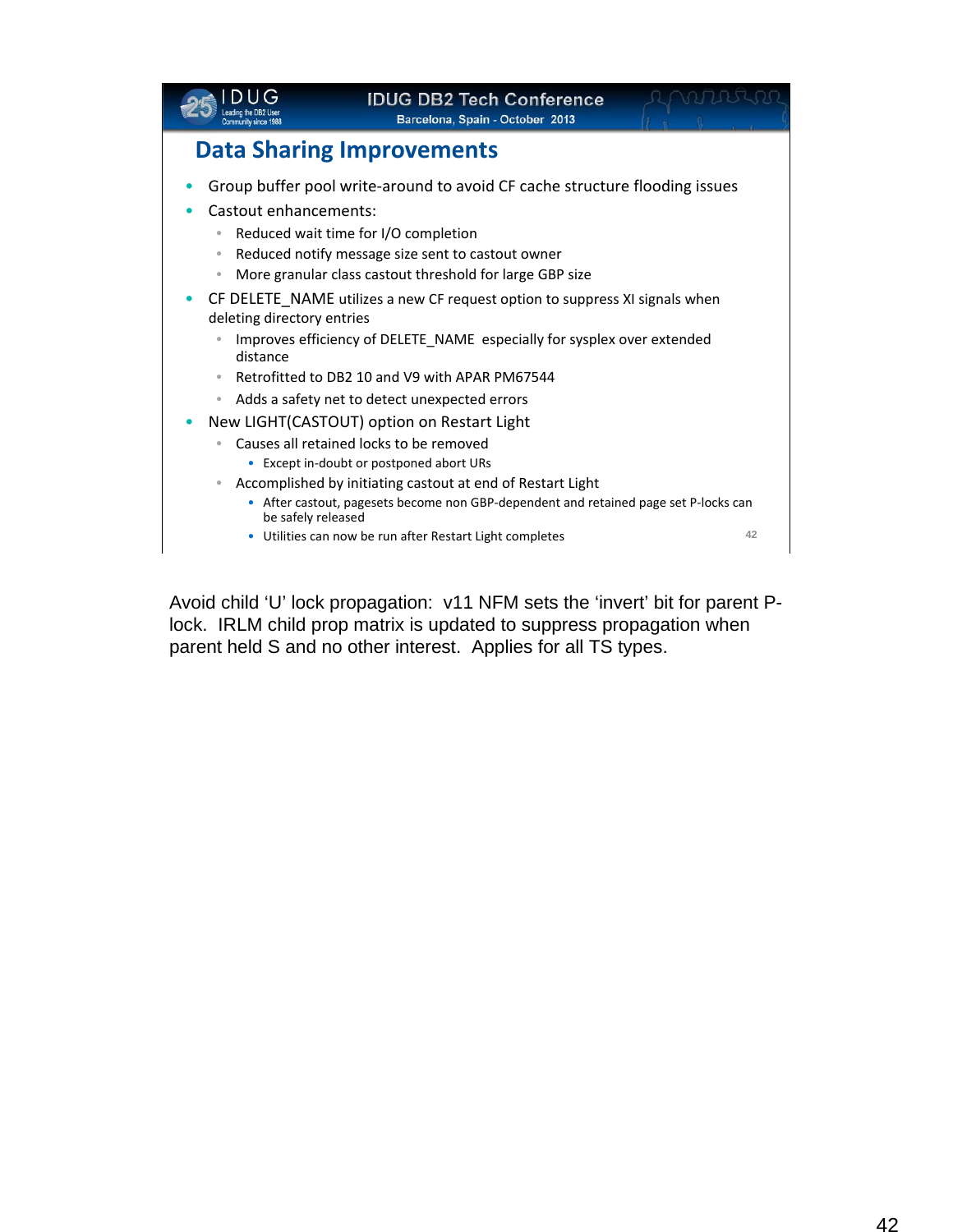## Data Sharing Improvements

- Group buffer pool write-around to avoid CF cache structure flooding issues
- Castout enhancements:
  - Reduced wait time for I/O completion
  - Reduced notify message size sent to castout owner
  - More granular class castout threshold for large GBP size
- CF DELETE_NAME utilizes a new CF request option to suppress XI signals when deleting directory entries
  - Improves efficiency of DELETE_NAME especially for sysplex over extended distance
  - Retrofitted to DB2 10 and V9 with APAR PM67544
  - Adds a safety net to detect unexpected errors
- New LIGHT(CASTOUT) option on Restart Light
  - Causes all retained locks to be removed
    - Except in-doubt or postponed abort URs
  - Accomplished by initiating castout at end of Restart Light
    - After castout, pagesets become non GBP-dependent and retained page set P-locks can be safely released
    - Utilities can now be run after Restart Light completes

Avoid child ‘U’ lock propagation: v11 NFM sets the ‘invert’ bit for parent P-lock. IRLM child prop matrix is updated to suppress propagation when parent held S and no other interest. Applies for all TS types.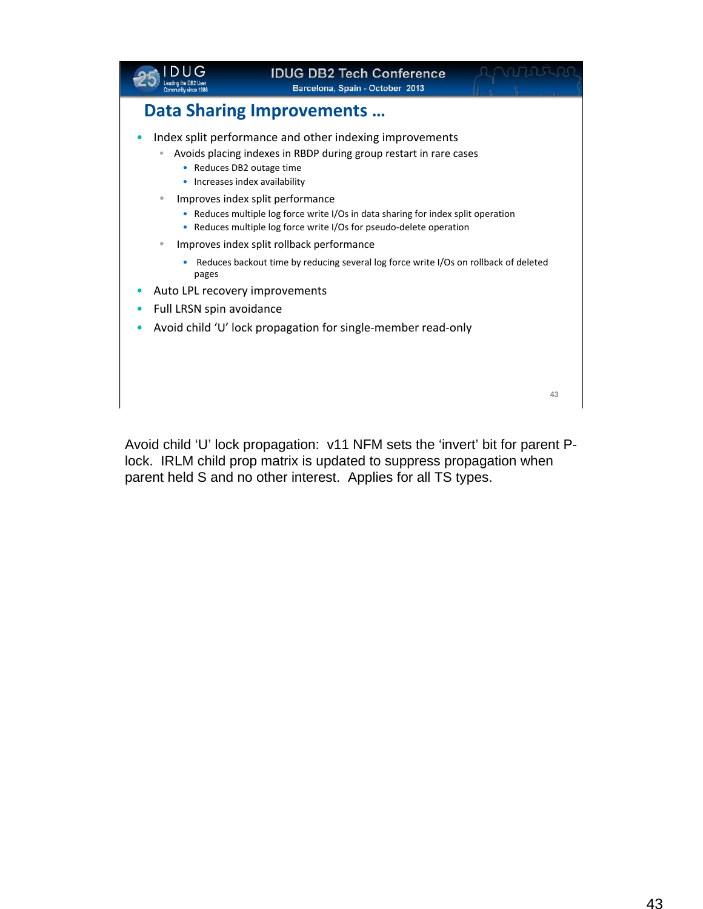## Data Sharing Improvements …

- Index split performance and other indexing improvements
  - Avoids placing indexes in RBDP during group restart in rare cases
    - Reduces DB2 outage time
    - Increases index availability
  - Improves index split performance
    - Reduces multiple log force write I/Os in data sharing for index split operation
    - Reduces multiple log force write I/Os for pseudo-delete operation
  - Improves index split rollback performance
    - Reduces backout time by reducing several log force write I/Os on rollback of deleted pages
- Auto LPL recovery improvements
- Full LRSN spin avoidance
- Avoid child ‘U’ lock propagation for single-member read-only

Avoid child ‘U’ lock propagation: v11 NFM sets the ‘invert’ bit for parent P-lock. IRLM child prop matrix is updated to suppress propagation when parent held S and no other interest. Applies for all TS types.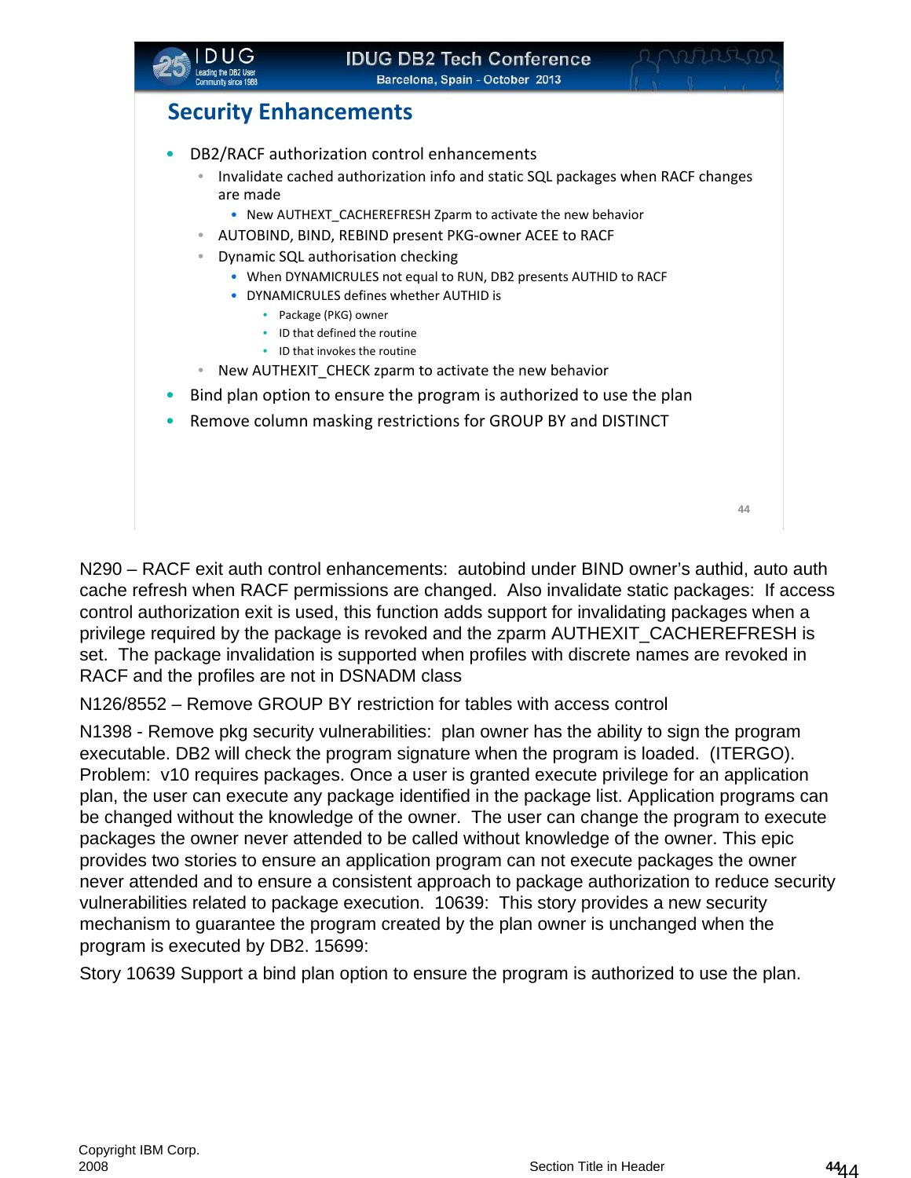## Security Enhancements

- DB2/RACF authorization control enhancements
  - Invalidate cached authorization info and static SQL packages when RACF changes are made
    - New AUTHEXT_CACHEREFRESH Zparm to activate the new behavior
  - AUTOBIND, BIND, REBIND present PKG-owner ACEE to RACF
  - Dynamic SQL authorisation checking
    - When DYNAMICRULES not equal to RUN, DB2 presents AUTHID to RACF
    - DYNAMICRULES defines whether AUTHID is
      - Package (PKG) owner
      - ID that defined the routine
      - ID that invokes the routine
  - New AUTHEXIT_CHECK zparm to activate the new behavior
- Bind plan option to ensure the program is authorized to use the plan
- Remove column masking restrictions for GROUP BY and DISTINCT

N290 – RACF exit auth control enhancements: autobind under BIND owner's authid, auto auth cache refresh when RACF permissions are changed. Also invalidate static packages: If access control authorization exit is used, this function adds support for invalidating packages when a privilege required by the package is revoked and the zparm AUTHEXIT_CACHEREFRESH is set. The package invalidation is supported when profiles with discrete names are revoked in RACF and the profiles are not in DSNADM class

N126/8552 – Remove GROUP BY restriction for tables with access control

N1398 - Remove pkg security vulnerabilities: plan owner has the ability to sign the program executable. DB2 will check the program signature when the program is loaded. (ITERGO). Problem: v10 requires packages. Once a user is granted execute privilege for an application plan, the user can execute any package identified in the package list. Application programs can be changed without the knowledge of the owner. The user can change the program to execute packages the owner never attended to be called without knowledge of the owner. This epic provides two stories to ensure an application program can not execute packages the owner never attended and to ensure a consistent approach to package authorization to reduce security vulnerabilities related to package execution. 10639: This story provides a new security mechanism to guarantee the program created by the plan owner is unchanged when the program is executed by DB2. 15699:

Story 10639 Support a bind plan option to ensure the program is authorized to use the plan.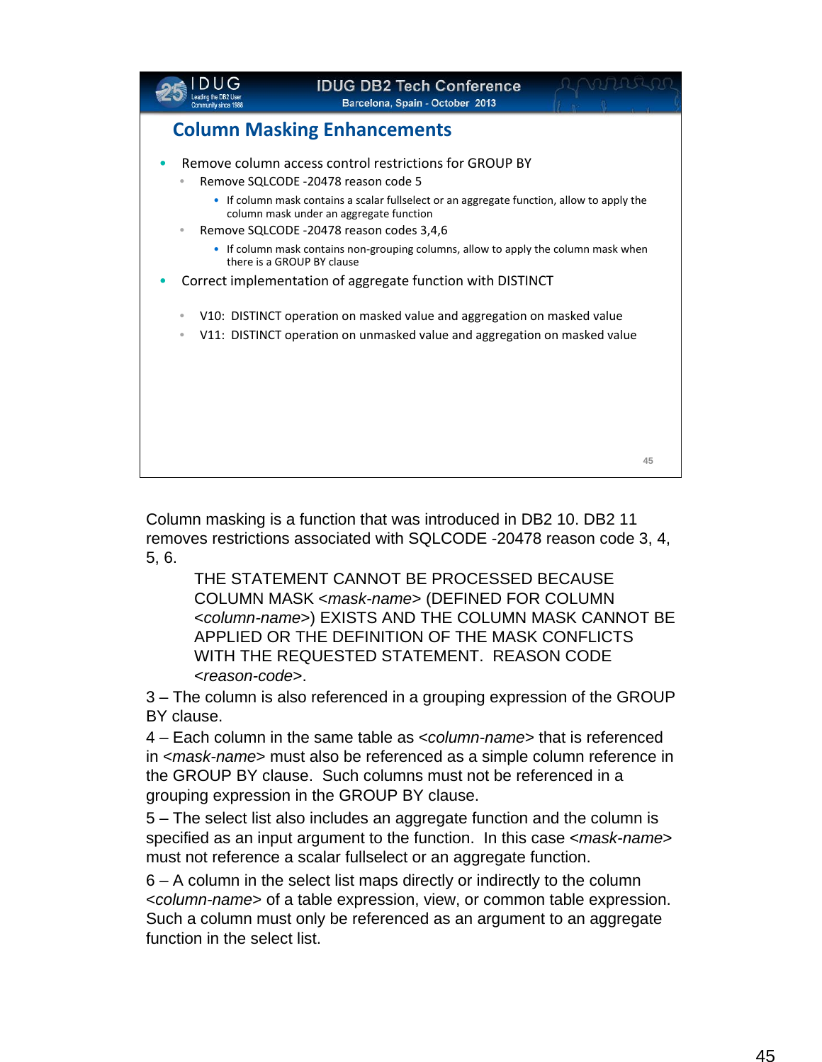## Column Masking Enhancements

- Remove column access control restrictions for GROUP BY
  - Remove SQLCODE -20478 reason code 5
    - If column mask contains a scalar fullselect or an aggregate function, allow to apply the column mask under an aggregate function
  - Remove SQLCODE -20478 reason codes 3,4,6
    - If column mask contains non-grouping columns, allow to apply the column mask when there is a GROUP BY clause
- Correct implementation of aggregate function with DISTINCT
  - V10: DISTINCT operation on masked value and aggregation on masked value
  - V11: DISTINCT operation on unmasked value and aggregation on masked value

Column masking is a function that was introduced in DB2 10. DB2 11 removes restrictions associated with SQLCODE -20478 reason code 3, 4, 5, 6.

> THE STATEMENT CANNOT BE PROCESSED BECAUSE COLUMN MASK <*mask-name*> (DEFINED FOR COLUMN <*column-name*>) EXISTS AND THE COLUMN MASK CANNOT BE APPLIED OR THE DEFINITION OF THE MASK CONFLICTS WITH THE REQUESTED STATEMENT. REASON CODE <*reason-code*>.

3 – The column is also referenced in a grouping expression of the GROUP BY clause.

4 – Each column in the same table as <*column-name*> that is referenced in <*mask-name*> must also be referenced as a simple column reference in the GROUP BY clause. Such columns must not be referenced in a grouping expression in the GROUP BY clause.

5 – The select list also includes an aggregate function and the column is specified as an input argument to the function. In this case <*mask-name*> must not reference a scalar fullselect or an aggregate function.

6 – A column in the select list maps directly or indirectly to the column <*column-name*> of a table expression, view, or common table expression. Such a column must only be referenced as an argument to an aggregate function in the select list.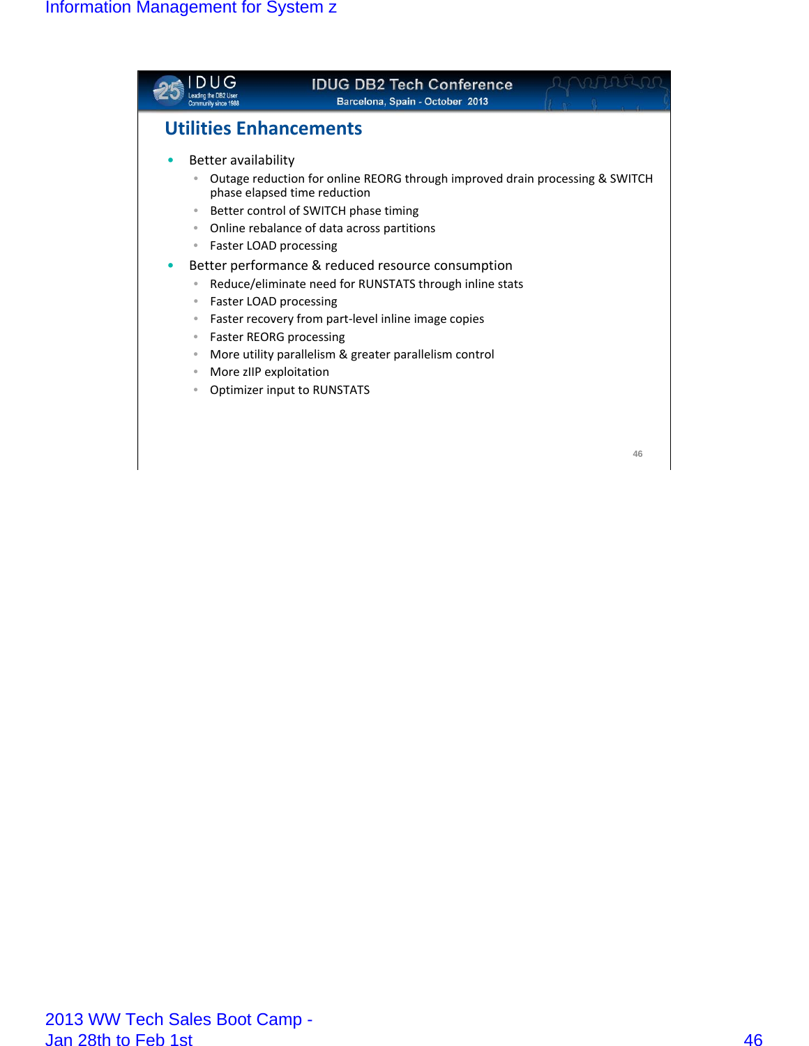## Utilities Enhancements

- Better availability
  - Outage reduction for online REORG through improved drain processing & SWITCH phase elapsed time reduction
  - Better control of SWITCH phase timing
  - Online rebalance of data across partitions
  - Faster LOAD processing
- Better performance & reduced resource consumption
  - Reduce/eliminate need for RUNSTATS through inline stats
  - Faster LOAD processing
  - Faster recovery from part-level inline image copies
  - Faster REORG processing
  - More utility parallelism & greater parallelism control
  - More zIIP exploitation
  - Optimizer input to RUNSTATS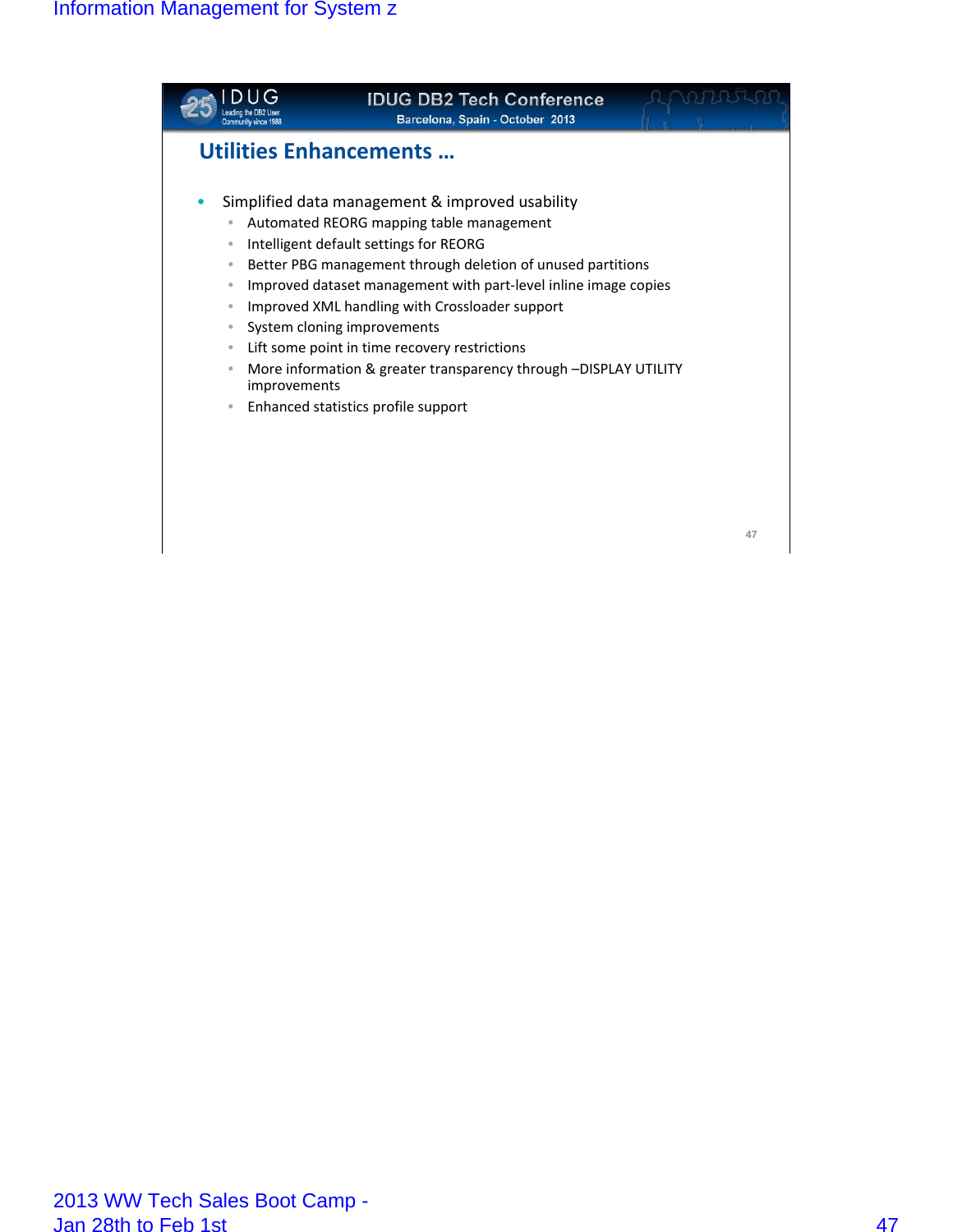## Utilities Enhancements …

- Simplified data management & improved usability
  - Automated REORG mapping table management
  - Intelligent default settings for REORG
  - Better PBG management through deletion of unused partitions
  - Improved dataset management with part-level inline image copies
  - Improved XML handling with Crossloader support
  - System cloning improvements
  - Lift some point in time recovery restrictions
  - More information & greater transparency through –DISPLAY UTILITY improvements
  - Enhanced statistics profile support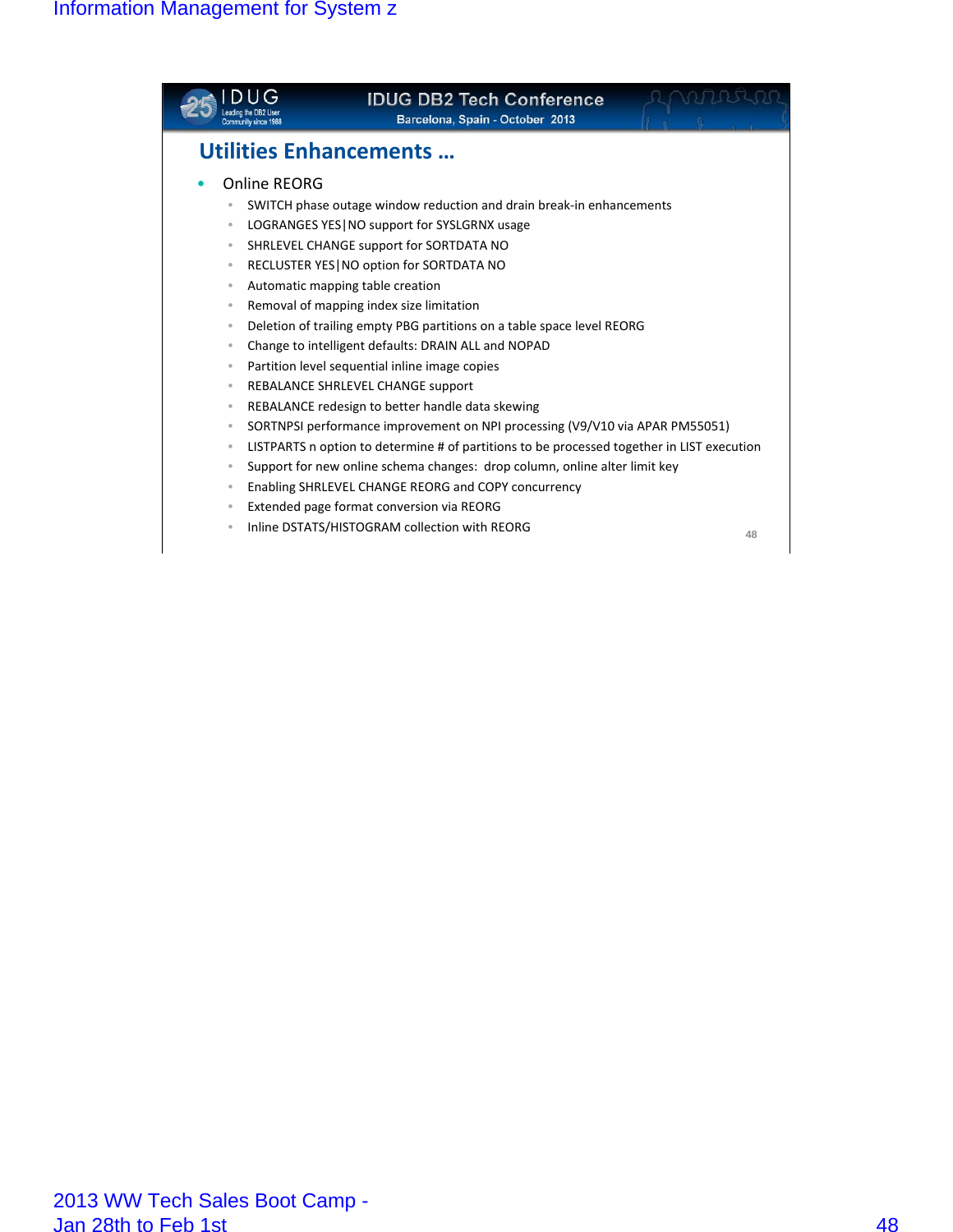## Utilities Enhancements …

- Online REORG
  - SWITCH phase outage window reduction and drain break-in enhancements
  - LOGRANGES YES|NO support for SYSLGRNX usage
  - SHRLEVEL CHANGE support for SORTDATA NO
  - RECLUSTER YES|NO option for SORTDATA NO
  - Automatic mapping table creation
  - Removal of mapping index size limitation
  - Deletion of trailing empty PBG partitions on a table space level REORG
  - Change to intelligent defaults: DRAIN ALL and NOPAD
  - Partition level sequential inline image copies
  - REBALANCE SHRLEVEL CHANGE support
  - REBALANCE redesign to better handle data skewing
  - SORTNPSI performance improvement on NPI processing (V9/V10 via APAR PM55051)
  - LISTPARTS n option to determine # of partitions to be processed together in LIST execution
  - Support for new online schema changes: drop column, online alter limit key
  - Enabling SHRLEVEL CHANGE REORG and COPY concurrency
  - Extended page format conversion via REORG
  - Inline DSTATS/HISTOGRAM collection with REORG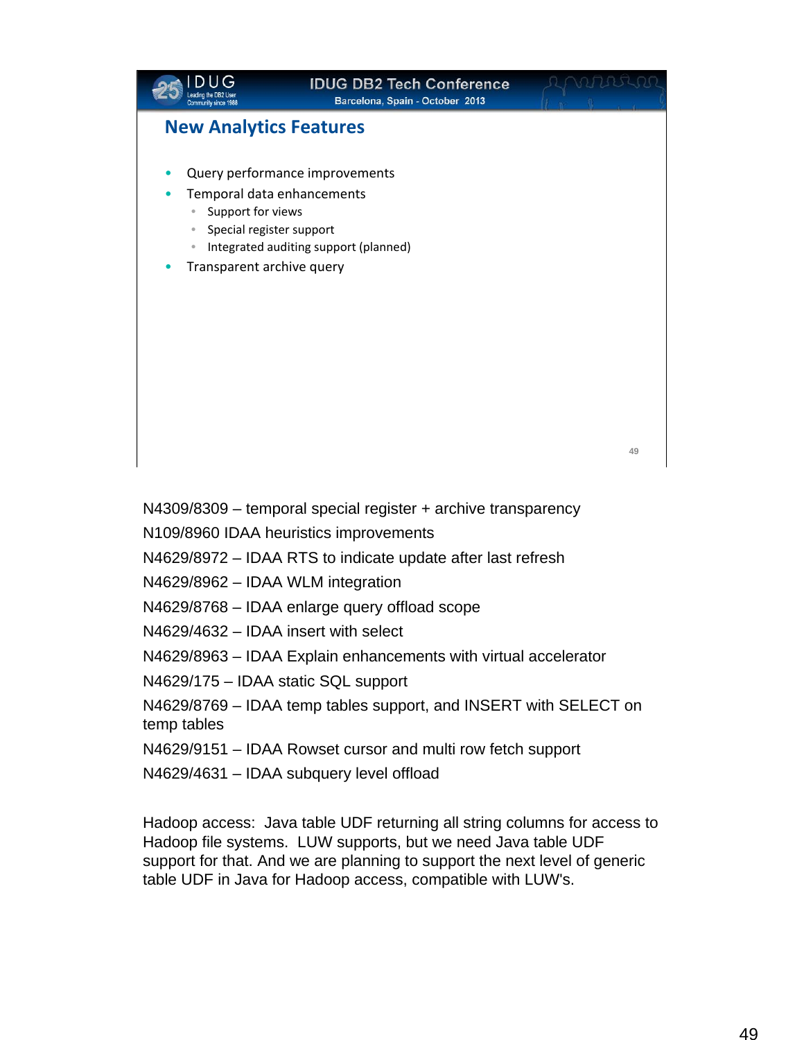## New Analytics Features

- Query performance improvements
- Temporal data enhancements
  - Support for views
  - Special register support
  - Integrated auditing support (planned)
- Transparent archive query

N4309/8309 – temporal special register + archive transparency

N109/8960 IDAA heuristics improvements

N4629/8972 – IDAA RTS to indicate update after last refresh

N4629/8962 – IDAA WLM integration

N4629/8768 – IDAA enlarge query offload scope

N4629/4632 – IDAA insert with select

N4629/8963 – IDAA Explain enhancements with virtual accelerator

N4629/175 – IDAA static SQL support

N4629/8769 – IDAA temp tables support, and INSERT with SELECT on temp tables

N4629/9151 – IDAA Rowset cursor and multi row fetch support

N4629/4631 – IDAA subquery level offload

Hadoop access: Java table UDF returning all string columns for access to Hadoop file systems. LUW supports, but we need Java table UDF support for that. And we are planning to support the next level of generic table UDF in Java for Hadoop access, compatible with LUW's.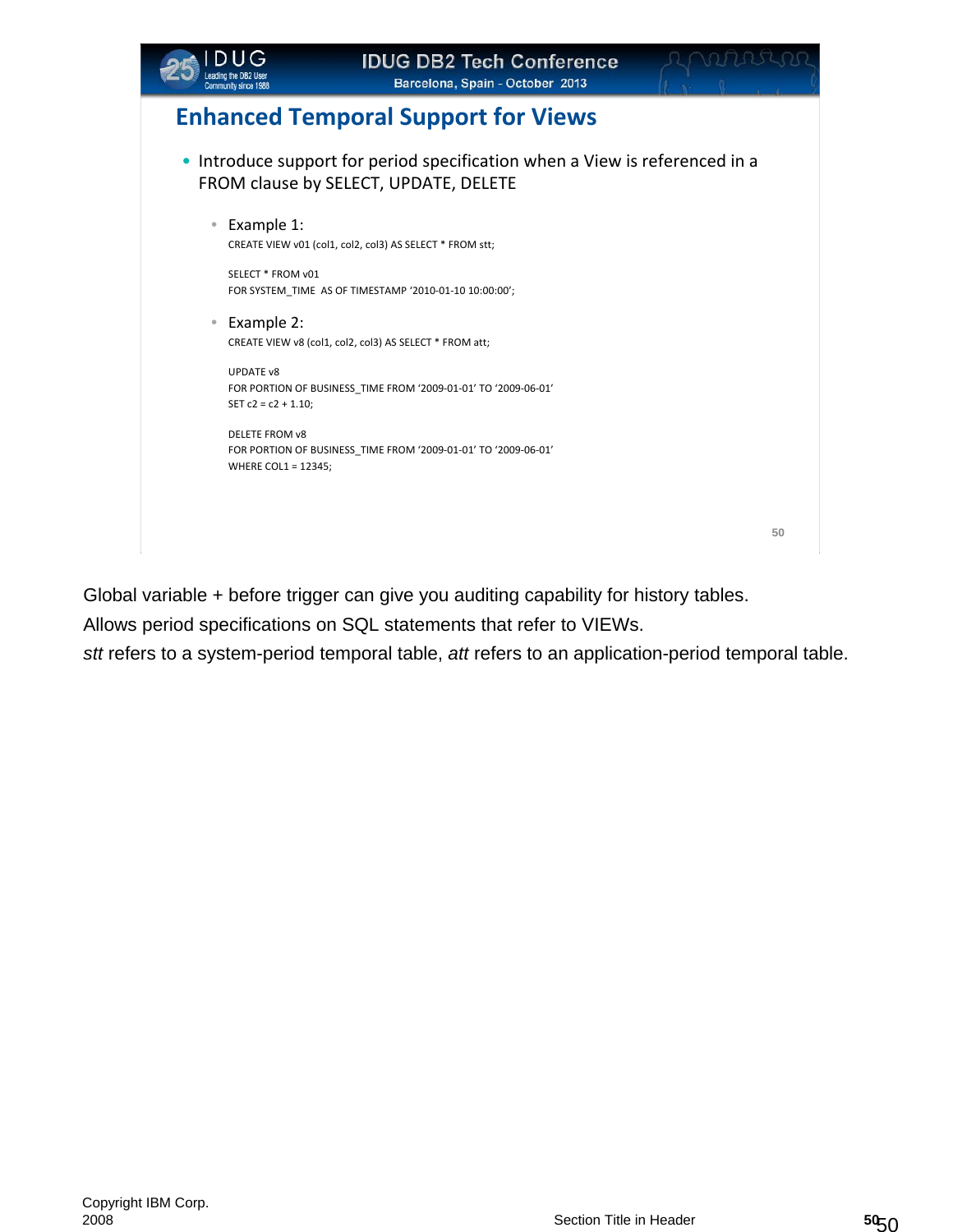## Enhanced Temporal Support for Views

- Introduce support for period specification when a View is referenced in a FROM clause by SELECT, UPDATE, DELETE
  - Example 1:

```
CREATE VIEW v01 (col1, col2, col3) AS SELECT * FROM stt;

SELECT * FROM v01
FOR SYSTEM_TIME  AS OF TIMESTAMP '2010-01-10 10:00:00';
```

  - Example 2:

```
CREATE VIEW v8 (col1, col2, col3) AS SELECT * FROM att;

UPDATE v8
FOR PORTION OF BUSINESS_TIME FROM '2009-01-01' TO '2009-06-01'
SET c2 = c2 + 1.10;

DELETE FROM v8
FOR PORTION OF BUSINESS_TIME FROM '2009-01-01' TO '2009-06-01'
WHERE COL1 = 12345;
```

Global variable + before trigger can give you auditing capability for history tables.
Allows period specifications on SQL statements that refer to VIEWs.
*stt* refers to a system-period temporal table, *att* refers to an application-period temporal table.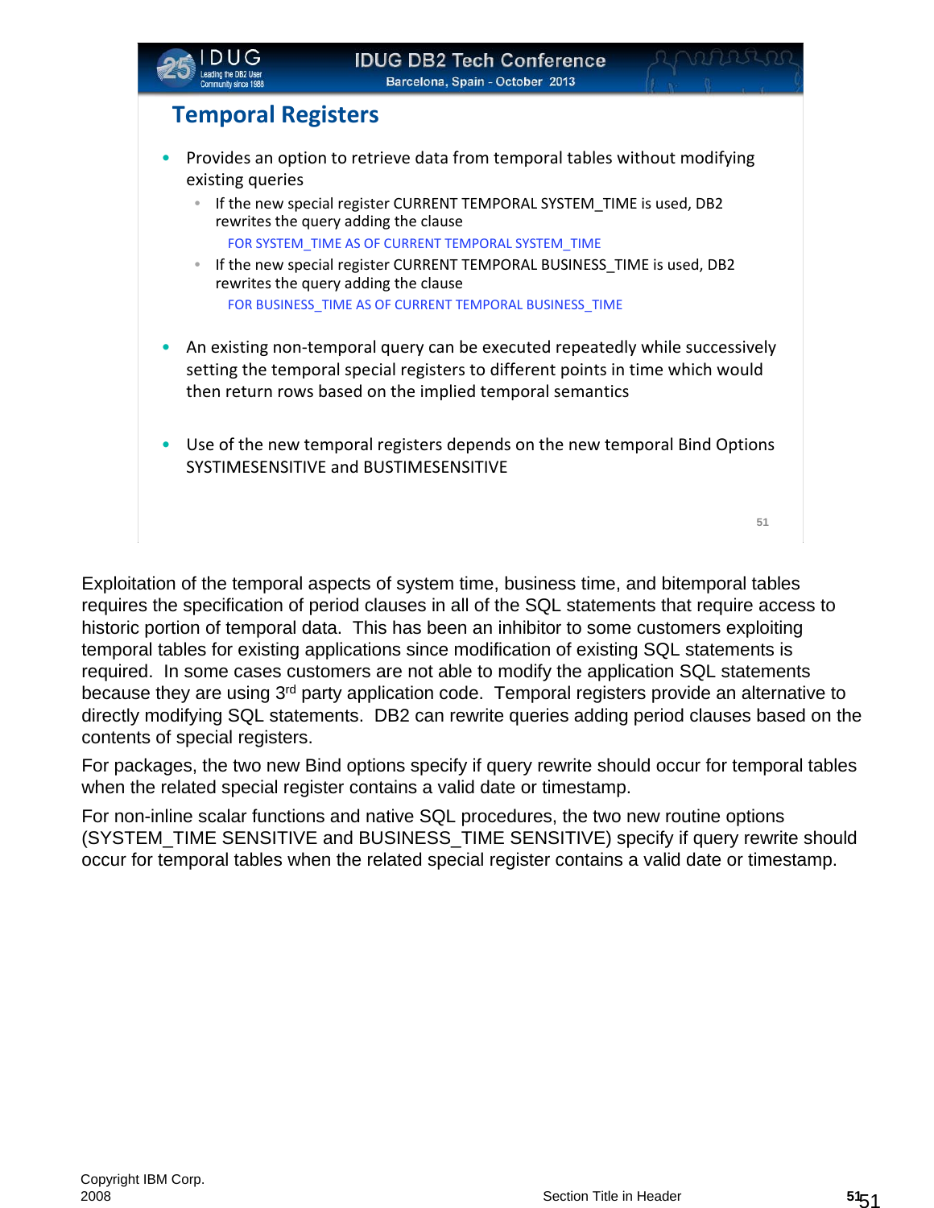## Temporal Registers

- Provides an option to retrieve data from temporal tables without modifying existing queries
  - If the new special register CURRENT TEMPORAL SYSTEM_TIME is used, DB2 rewrites the query adding the clause

    FOR SYSTEM_TIME AS OF CURRENT TEMPORAL SYSTEM_TIME
  - If the new special register CURRENT TEMPORAL BUSINESS_TIME is used, DB2 rewrites the query adding the clause

    FOR BUSINESS_TIME AS OF CURRENT TEMPORAL BUSINESS_TIME
- An existing non-temporal query can be executed repeatedly while successively setting the temporal special registers to different points in time which would then return rows based on the implied temporal semantics
- Use of the new temporal registers depends on the new temporal Bind Options SYSTIMESENSITIVE and BUSTIMESENSITIVE

Exploitation of the temporal aspects of system time, business time, and bitemporal tables requires the specification of period clauses in all of the SQL statements that require access to historic portion of temporal data. This has been an inhibitor to some customers exploiting temporal tables for existing applications since modification of existing SQL statements is required. In some cases customers are not able to modify the application SQL statements because they are using 3rd party application code. Temporal registers provide an alternative to directly modifying SQL statements. DB2 can rewrite queries adding period clauses based on the contents of special registers.

For packages, the two new Bind options specify if query rewrite should occur for temporal tables when the related special register contains a valid date or timestamp.

For non-inline scalar functions and native SQL procedures, the two new routine options (SYSTEM_TIME SENSITIVE and BUSINESS_TIME SENSITIVE) specify if query rewrite should occur for temporal tables when the related special register contains a valid date or timestamp.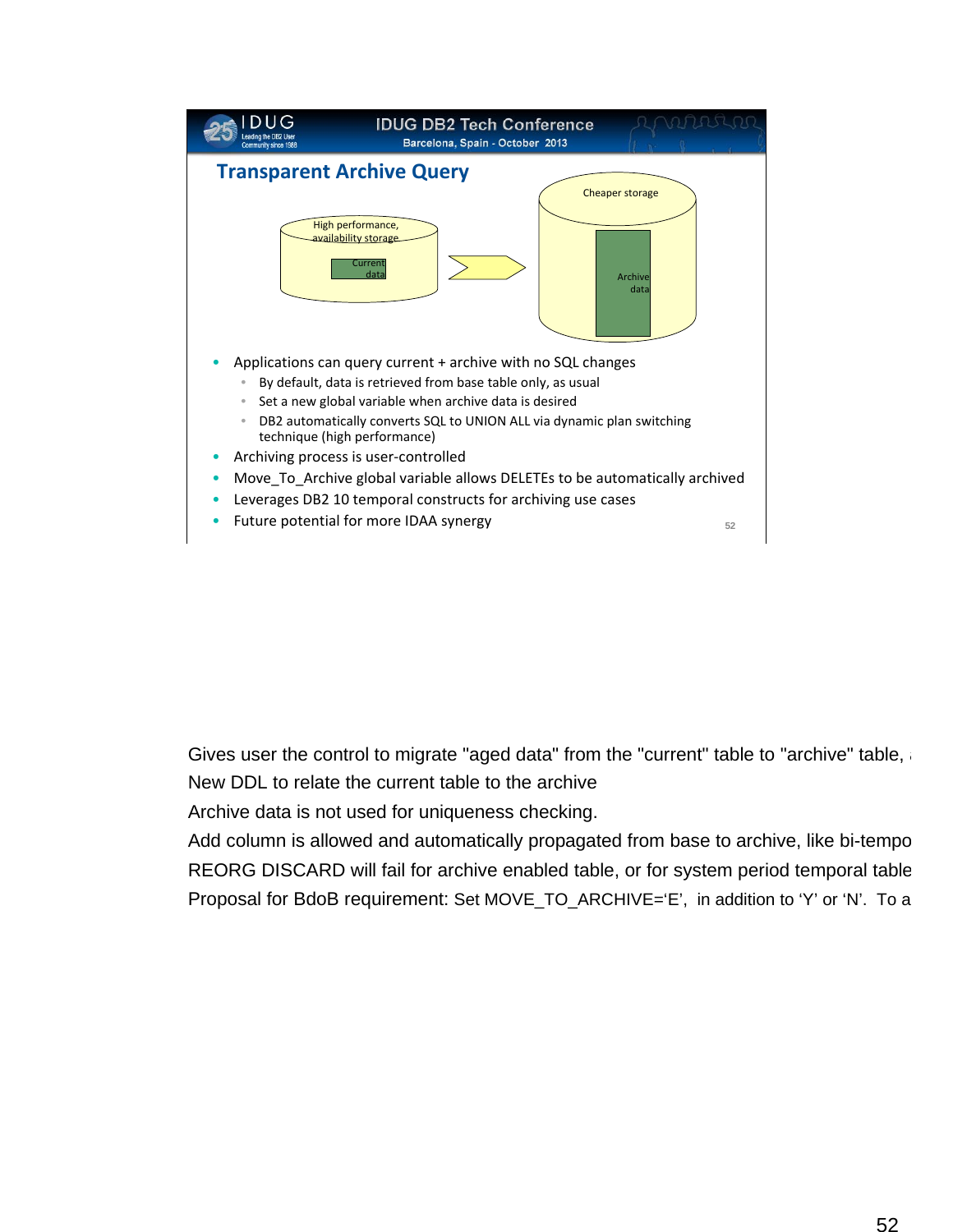## Transparent Archive Query

High performance, availability storage

Current data

Cheaper storage

Archive data

- Applications can query current + archive with no SQL changes
  - By default, data is retrieved from base table only, as usual
  - Set a new global variable when archive data is desired
  - DB2 automatically converts SQL to UNION ALL via dynamic plan switching technique (high performance)
- Archiving process is user-controlled
- Move_To_Archive global variable allows DELETEs to be automatically archived
- Leverages DB2 10 temporal constructs for archiving use cases
- Future potential for more IDAA synergy

Gives user the control to migrate "aged data" from the "current" table to "archive" table, a

New DDL to relate the current table to the archive

Archive data is not used for uniqueness checking.

Add column is allowed and automatically propagated from base to archive, like bi-tempo

REORG DISCARD will fail for archive enabled table, or for system period temporal table

Proposal for BdoB requirement: Set MOVE_TO_ARCHIVE='E', in addition to 'Y' or 'N'. To a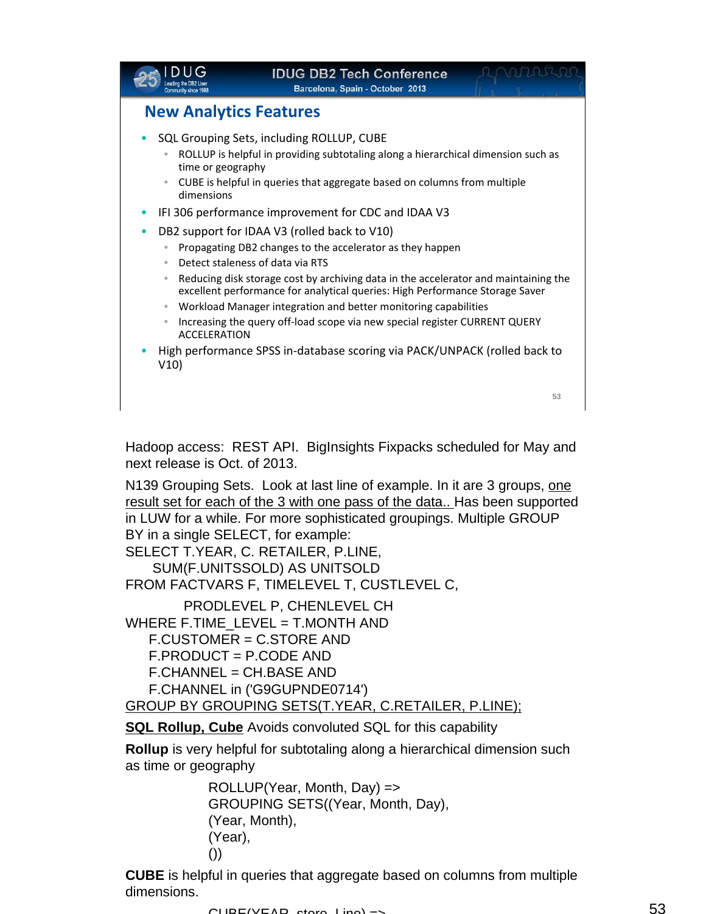## New Analytics Features

- SQL Grouping Sets, including ROLLUP, CUBE
  - ROLLUP is helpful in providing subtotaling along a hierarchical dimension such as time or geography
  - CUBE is helpful in queries that aggregate based on columns from multiple dimensions
- IFI 306 performance improvement for CDC and IDAA V3
- DB2 support for IDAA V3 (rolled back to V10)
  - Propagating DB2 changes to the accelerator as they happen
  - Detect staleness of data via RTS
  - Reducing disk storage cost by archiving data in the accelerator and maintaining the excellent performance for analytical queries: High Performance Storage Saver
  - Workload Manager integration and better monitoring capabilities
  - Increasing the query off-load scope via new special register CURRENT QUERY ACCELERATION
- High performance SPSS in-database scoring via PACK/UNPACK (rolled back to V10)

Hadoop access: REST API. BigInsights Fixpacks scheduled for May and next release is Oct. of 2013.

N139 Grouping Sets. Look at last line of example. In it are 3 groups, one result set for each of the 3 with one pass of the data.. Has been supported in LUW for a while. For more sophisticated groupings. Multiple GROUP BY in a single SELECT, for example:

```
SELECT T.YEAR, C. RETAILER, P.LINE,
      SUM(F.UNITSSOLD) AS UNITSOLD
FROM FACTVARS F, TIMELEVEL T, CUSTLEVEL C,
             PRODLEVEL P, CHENLEVEL CH
WHERE F.TIME_LEVEL = T.MONTH AND
     F.CUSTOMER = C.STORE AND
     F.PRODUCT = P.CODE AND
     F.CHANNEL = CH.BASE AND
     F.CHANNEL in ('G9GUPNDE0714')
GROUP BY GROUPING SETS(T.YEAR, C.RETAILER, P.LINE);
```

**SQL Rollup, Cube** Avoids convoluted SQL for this capability

**Rollup** is very helpful for subtotaling along a hierarchical dimension such as time or geography

```
ROLLUP(Year, Month, Day) =>
GROUPING SETS((Year, Month, Day),
(Year, Month),
(Year),
())
```

**CUBE** is helpful in queries that aggregate based on columns from multiple dimensions.

```
CUBE(YEAR, store, Line) =>
```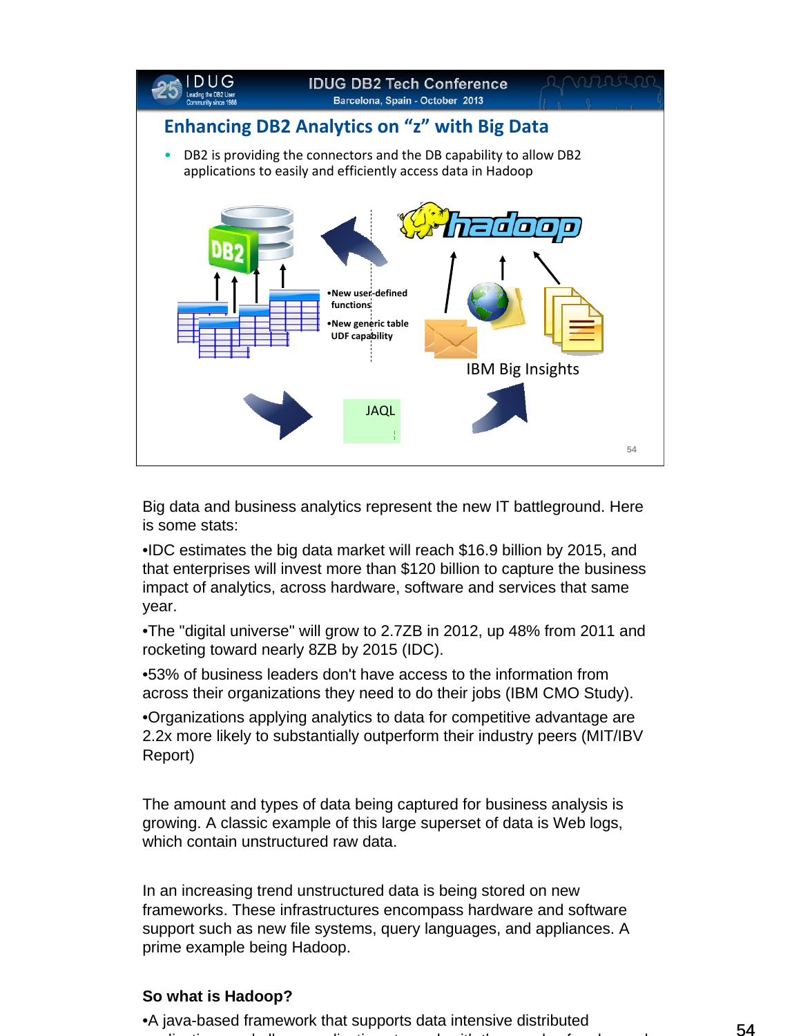## Enhancing DB2 Analytics on "z" with Big Data

- DB2 is providing the connectors and the DB capability to allow DB2 applications to easily and efficiently access data in Hadoop

•New user-defined functions

•New generic table UDF capability

IBM Big Insights

JAQL

Big data and business analytics represent the new IT battleground. Here is some stats:

•IDC estimates the big data market will reach $16.9 billion by 2015, and that enterprises will invest more than $120 billion to capture the business impact of analytics, across hardware, software and services that same year.

•The "digital universe" will grow to 2.7ZB in 2012, up 48% from 2011 and rocketing toward nearly 8ZB by 2015 (IDC).

•53% of business leaders don't have access to the information from across their organizations they need to do their jobs (IBM CMO Study).

•Organizations applying analytics to data for competitive advantage are 2.2x more likely to substantially outperform their industry peers (MIT/IBV Report)

The amount and types of data being captured for business analysis is growing. A classic example of this large superset of data is Web logs, which contain unstructured raw data.

In an increasing trend unstructured data is being stored on new frameworks. These infrastructures encompass hardware and software support such as new file systems, query languages, and appliances. A prime example being Hadoop.

**So what is Hadoop?**

•A java-based framework that supports data intensive distributed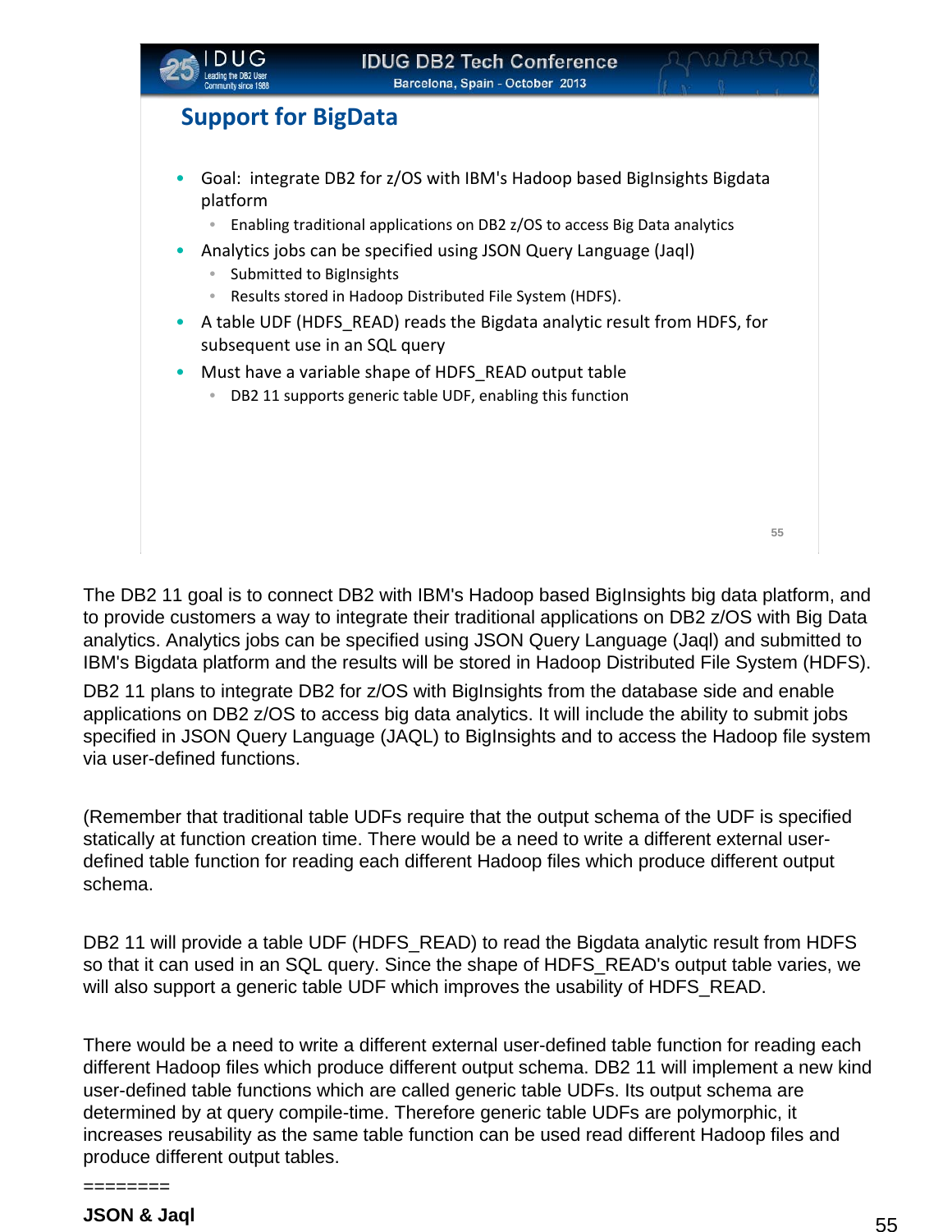## Support for BigData

- Goal: integrate DB2 for z/OS with IBM's Hadoop based BigInsights Bigdata platform
  - Enabling traditional applications on DB2 z/OS to access Big Data analytics
- Analytics jobs can be specified using JSON Query Language (Jaql)
  - Submitted to BigInsights
  - Results stored in Hadoop Distributed File System (HDFS).
- A table UDF (HDFS_READ) reads the Bigdata analytic result from HDFS, for subsequent use in an SQL query
- Must have a variable shape of HDFS_READ output table
  - DB2 11 supports generic table UDF, enabling this function

The DB2 11 goal is to connect DB2 with IBM's Hadoop based BigInsights big data platform, and to provide customers a way to integrate their traditional applications on DB2 z/OS with Big Data analytics. Analytics jobs can be specified using JSON Query Language (Jaql) and submitted to IBM's Bigdata platform and the results will be stored in Hadoop Distributed File System (HDFS).

DB2 11 plans to integrate DB2 for z/OS with BigInsights from the database side and enable applications on DB2 z/OS to access big data analytics. It will include the ability to submit jobs specified in JSON Query Language (JAQL) to BigInsights and to access the Hadoop file system via user-defined functions.

(Remember that traditional table UDFs require that the output schema of the UDF is specified statically at function creation time. There would be a need to write a different external user-defined table function for reading each different Hadoop files which produce different output schema.

DB2 11 will provide a table UDF (HDFS_READ) to read the Bigdata analytic result from HDFS so that it can used in an SQL query. Since the shape of HDFS_READ's output table varies, we will also support a generic table UDF which improves the usability of HDFS_READ.

There would be a need to write a different external user-defined table function for reading each different Hadoop files which produce different output schema. DB2 11 will implement a new kind user-defined table functions which are called generic table UDFs. Its output schema are determined by at query compile-time. Therefore generic table UDFs are polymorphic, it increases reusability as the same table function can be used read different Hadoop files and produce different output tables.

========

**JSON & Jaql**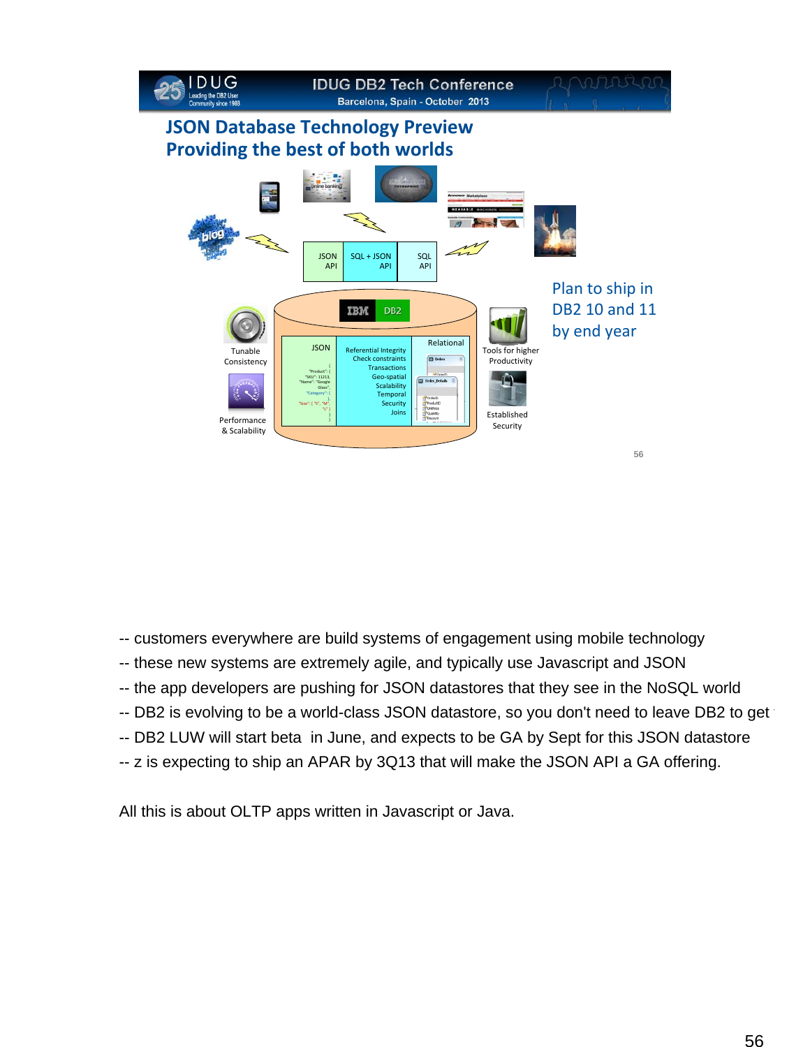# JSON Database Technology Preview
## Providing the best of both worlds

JSON API | SQL + JSON API | SQL API

IBM DB2

JSON

```
{
"Product": {
"SKU": 11213,
"Name": "Google Glass",
"Category": {
},
"Size": { "S", "M", "L" }
}
}
```

Referential Integrity
Check constraints
Transactions
Geo-spatial
Scalability
Temporal
Security
Joins

Relational

Tunable Consistency

Performance & Scalability

Tools for higher Productivity

Established Security

Plan to ship in DB2 10 and 11 by end year

-- customers everywhere are build systems of engagement using mobile technology
-- these new systems are extremely agile, and typically use Javascript and JSON
-- the app developers are pushing for JSON datastores that they see in the NoSQL world
-- DB2 is evolving to be a world-class JSON datastore, so you don't need to leave DB2 to get
-- DB2 LUW will start beta in June, and expects to be GA by Sept for this JSON datastore
-- z is expecting to ship an APAR by 3Q13 that will make the JSON API a GA offering.

All this is about OLTP apps written in Javascript or Java.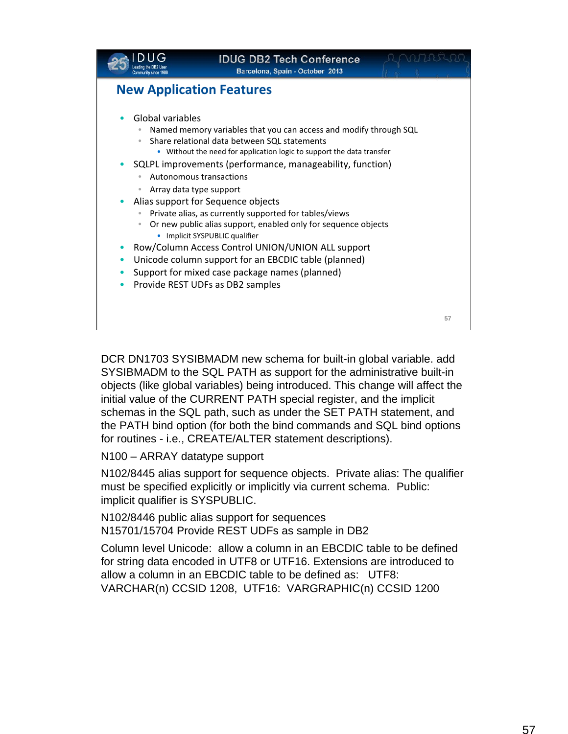## New Application Features

- Global variables
  - Named memory variables that you can access and modify through SQL
  - Share relational data between SQL statements
    - Without the need for application logic to support the data transfer
- SQLPL improvements (performance, manageability, function)
  - Autonomous transactions
  - Array data type support
- Alias support for Sequence objects
  - Private alias, as currently supported for tables/views
  - Or new public alias support, enabled only for sequence objects
    - Implicit SYSPUBLIC qualifier
- Row/Column Access Control UNION/UNION ALL support
- Unicode column support for an EBCDIC table (planned)
- Support for mixed case package names (planned)
- Provide REST UDFs as DB2 samples

DCR DN1703 SYSIBMADM new schema for built-in global variable. add SYSIBMADM to the SQL PATH as support for the administrative built-in objects (like global variables) being introduced. This change will affect the initial value of the CURRENT PATH special register, and the implicit schemas in the SQL path, such as under the SET PATH statement, and the PATH bind option (for both the bind commands and SQL bind options for routines - i.e., CREATE/ALTER statement descriptions).

N100 – ARRAY datatype support

N102/8445 alias support for sequence objects. Private alias: The qualifier must be specified explicitly or implicitly via current schema. Public: implicit qualifier is SYSPUBLIC.

N102/8446 public alias support for sequences
N15701/15704 Provide REST UDFs as sample in DB2

Column level Unicode: allow a column in an EBCDIC table to be defined for string data encoded in UTF8 or UTF16. Extensions are introduced to allow a column in an EBCDIC table to be defined as: UTF8: VARCHAR(n) CCSID 1208, UTF16: VARGRAPHIC(n) CCSID 1200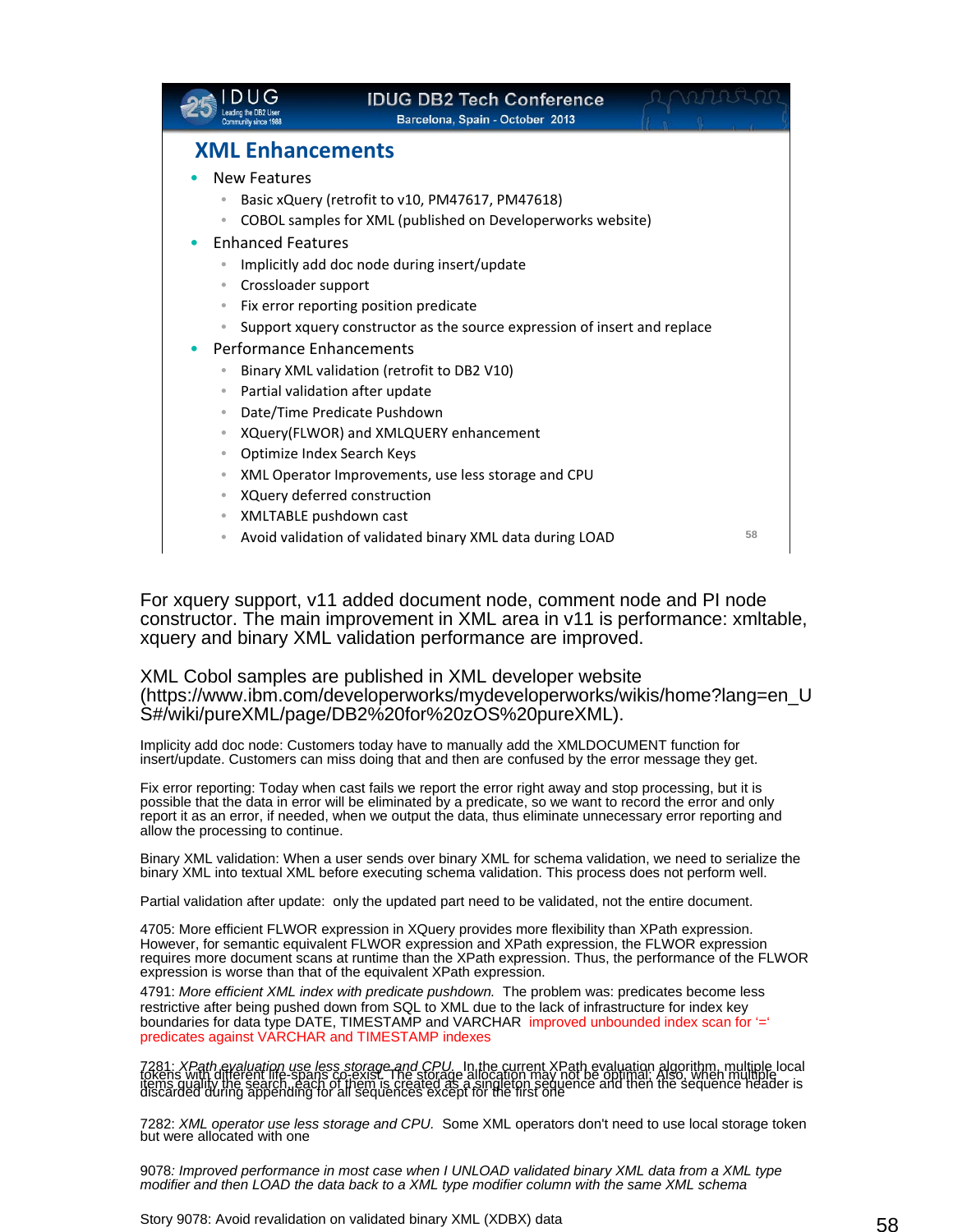## XML Enhancements

- New Features
  - Basic xQuery (retrofit to v10, PM47617, PM47618)
  - COBOL samples for XML (published on Developerworks website)
- Enhanced Features
  - Implicitly add doc node during insert/update
  - Crossloader support
  - Fix error reporting position predicate
  - Support xquery constructor as the source expression of insert and replace
- Performance Enhancements
  - Binary XML validation (retrofit to DB2 V10)
  - Partial validation after update
  - Date/Time Predicate Pushdown
  - XQuery(FLWOR) and XMLQUERY enhancement
  - Optimize Index Search Keys
  - XML Operator Improvements, use less storage and CPU
  - XQuery deferred construction
  - XMLTABLE pushdown cast
  - Avoid validation of validated binary XML data during LOAD

For xquery support, v11 added document node, comment node and PI node constructor. The main improvement in XML area in v11 is performance: xmltable, xquery and binary XML validation performance are improved.

XML Cobol samples are published in XML developer website (https://www.ibm.com/developerworks/mydeveloperworks/wikis/home?lang=en_US#/wiki/pureXML/page/DB2%20for%20zOS%20pureXML).

Implicity add doc node: Customers today have to manually add the XMLDOCUMENT function for insert/update. Customers can miss doing that and then are confused by the error message they get.

Fix error reporting: Today when cast fails we report the error right away and stop processing, but it is possible that the data in error will be eliminated by a predicate, so we want to record the error and only report it as an error, if needed, when we output the data, thus eliminate unnecessary error reporting and allow the processing to continue.

Binary XML validation: When a user sends over binary XML for schema validation, we need to serialize the binary XML into textual XML before executing schema validation. This process does not perform well.

Partial validation after update: only the updated part need to be validated, not the entire document.

4705: More efficient FLWOR expression in XQuery provides more flexibility than XPath expression. However, for semantic equivalent FLWOR expression and XPath expression, the FLWOR expression requires more document scans at runtime than the XPath expression. Thus, the performance of the FLWOR expression is worse than that of the equivalent XPath expression.

4791: *More efficient XML index with predicate pushdown.* The problem was: predicates become less restrictive after being pushed down from SQL to XML due to the lack of infrastructure for index key boundaries for data type DATE, TIMESTAMP and VARCHAR improved unbounded index scan for '=' predicates against VARCHAR and TIMESTAMP indexes

7281: *XPath evaluation use less storage and CPU.* In the current XPath evaluation algorithm, multiple local tokens with different life-spans co-exist. The storage allocation may not be optimal. Also, when multiple items qualify the search, each of them is created as a singleton sequence and then the sequence header is discarded during appending for all sequences except for the first one

7282: *XML operator use less storage and CPU.* Some XML operators don't need to use local storage token but were allocated with one

9078*: Improved performance in most case when I UNLOAD validated binary XML data from a XML type modifier and then LOAD the data back to a XML type modifier column with the same XML schema*

Story 9078: Avoid revalidation on validated binary XML (XDBX) data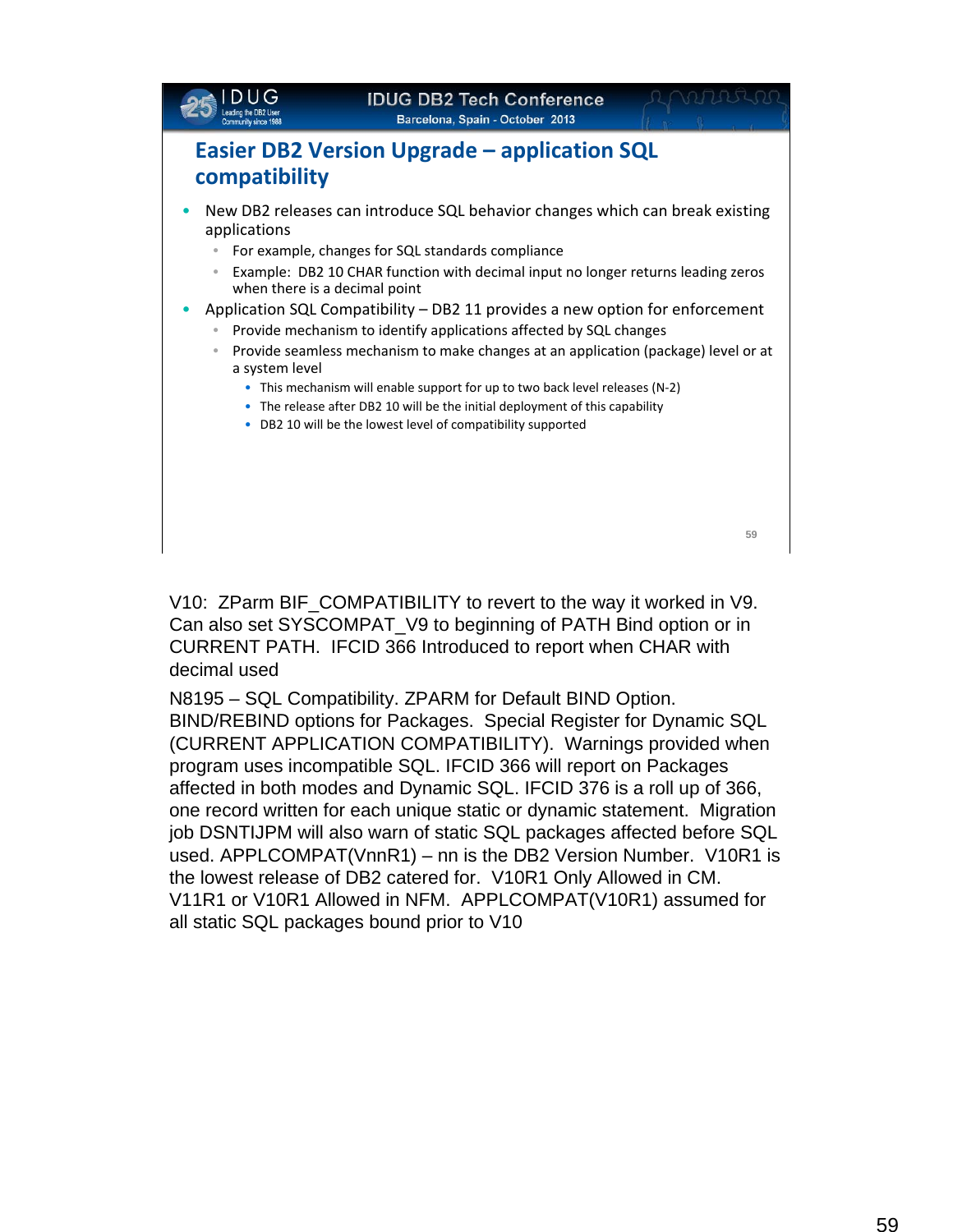# Easier DB2 Version Upgrade – application SQL compatibility

- New DB2 releases can introduce SQL behavior changes which can break existing applications
  - For example, changes for SQL standards compliance
  - Example:  DB2 10 CHAR function with decimal input no longer returns leading zeros when there is a decimal point
- Application SQL Compatibility – DB2 11 provides a new option for enforcement
  - Provide mechanism to identify applications affected by SQL changes
  - Provide seamless mechanism to make changes at an application (package) level or at a system level
    - This mechanism will enable support for up to two back level releases (N-2)
    - The release after DB2 10 will be the initial deployment of this capability
    - DB2 10 will be the lowest level of compatibility supported

V10:  ZParm BIF_COMPATIBILITY to revert to the way it worked in V9. Can also set SYSCOMPAT_V9 to beginning of PATH Bind option or in CURRENT PATH.  IFCID 366 Introduced to report when CHAR with decimal used

N8195 – SQL Compatibility. ZPARM for Default BIND Option. BIND/REBIND options for Packages.  Special Register for Dynamic SQL (CURRENT APPLICATION COMPATIBILITY).  Warnings provided when program uses incompatible SQL. IFCID 366 will report on Packages affected in both modes and Dynamic SQL. IFCID 376 is a roll up of 366, one record written for each unique static or dynamic statement.  Migration job DSNTIJPM will also warn of static SQL packages affected before SQL used. APPLCOMPAT(VnnR1) – nn is the DB2 Version Number.  V10R1 is the lowest release of DB2 catered for.  V10R1 Only Allowed in CM.  V11R1 or V10R1 Allowed in NFM.  APPLCOMPAT(V10R1) assumed for all static SQL packages bound prior to V10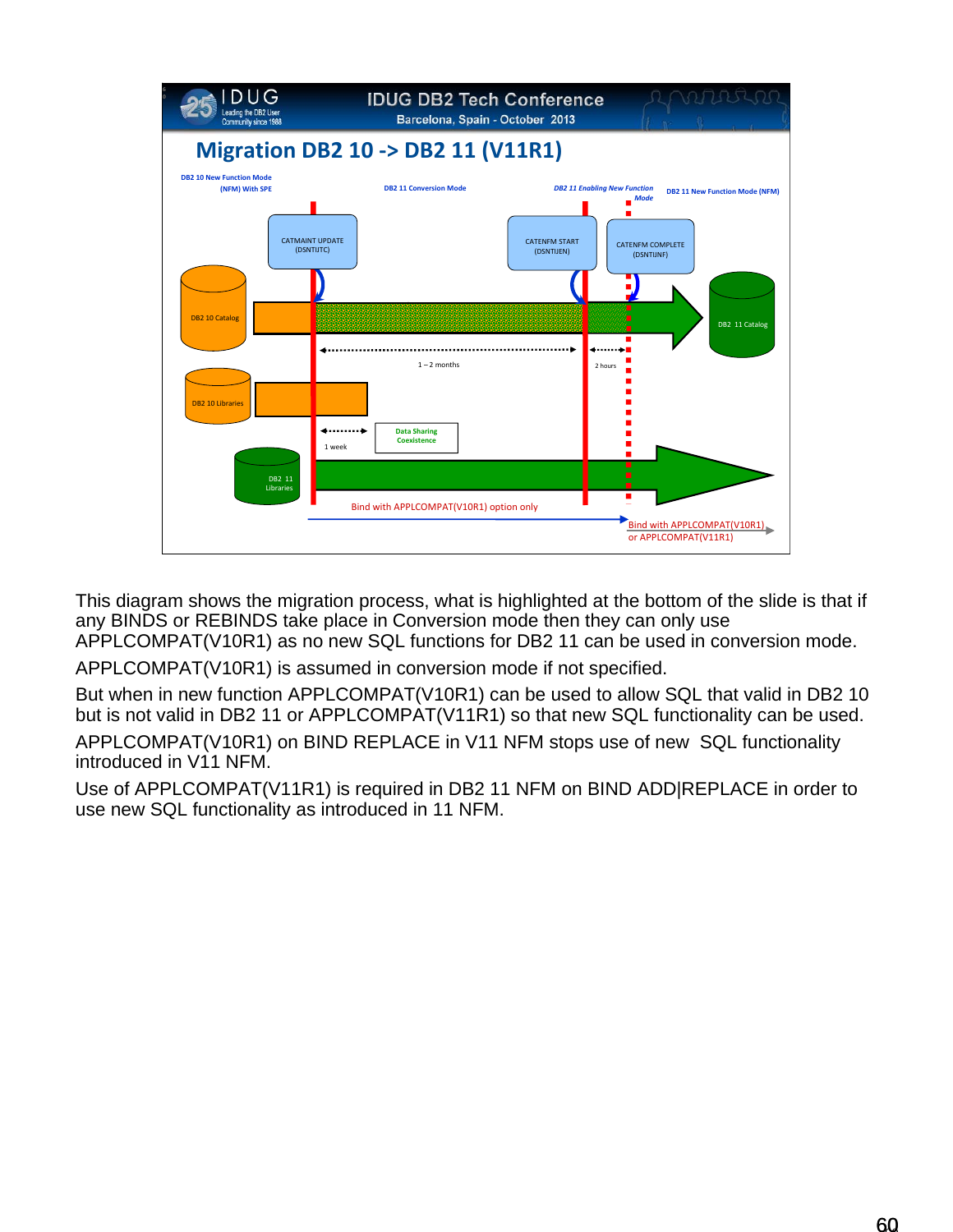## Migration DB2 10 -> DB2 11 (V11R1)

DB2 10 New Function Mode (NFM) With SPE

DB2 11 Conversion Mode

DB2 11 Enabling New Function Mode

DB2 11 New Function Mode (NFM)

CATMAINT UPDATE (DSNTIJTC)

CATENFM START (DSNTIJEN)

CATENFM COMPLETE (DSNTIJNF)

DB2 10 Catalog

DB2 11 Catalog

1 – 2 months

2 hours

DB2 10 Libraries

1 week

Data Sharing Coexistence

DB2 11 Libraries

Bind with APPLCOMPAT(V10R1) option only

Bind with APPLCOMPAT(V10R1) or APPLCOMPAT(V11R1)

This diagram shows the migration process, what is highlighted at the bottom of the slide is that if any BINDS or REBINDS take place in Conversion mode then they can only use APPLCOMPAT(V10R1) as no new SQL functions for DB2 11 can be used in conversion mode.

APPLCOMPAT(V10R1) is assumed in conversion mode if not specified.

But when in new function APPLCOMPAT(V10R1) can be used to allow SQL that valid in DB2 10 but is not valid in DB2 11 or APPLCOMPAT(V11R1) so that new SQL functionality can be used.

APPLCOMPAT(V10R1) on BIND REPLACE in V11 NFM stops use of new SQL functionality introduced in V11 NFM.

Use of APPLCOMPAT(V11R1) is required in DB2 11 NFM on BIND ADD|REPLACE in order to use new SQL functionality as introduced in 11 NFM.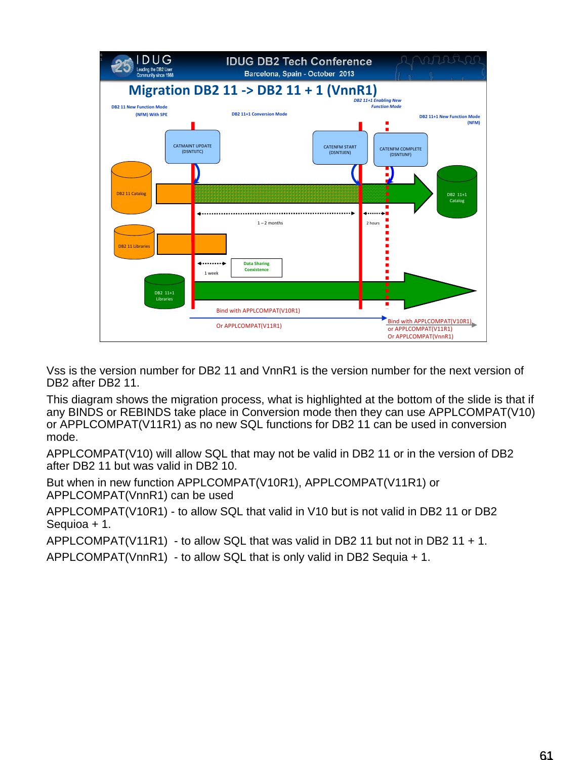## Migration DB2 11 -> DB2 11 + 1 (VnnR1)

DB2 11 New Function Mode (NFM) With SPE

DB2 11+1 Conversion Mode

*DB2 11+1 Enabling New Function Mode*

DB2 11+1 New Function Mode (NFM)

CATMAINT UPDATE (DSNTIJTC)

CATENFM START (DSNTIJEN)

CATENFM COMPLETE (DSNTIJNF)

DB2 11 Catalog

DB2 11+1 Catalog

1 – 2 months

2 hours

DB2 11 Libraries

1 week

Data Sharing Coexistence

DB2 11+1 Libraries

Bind with APPLCOMPAT(V10R1)

Or APPLCOMPAT(V11R1)

Bind with APPLCOMPAT(V10R1)
or APPLCOMPAT(V11R1)
Or APPLCOMPAT(VnnR1)

Vss is the version number for DB2 11 and VnnR1 is the version number for the next version of DB2 after DB2 11.

This diagram shows the migration process, what is highlighted at the bottom of the slide is that if any BINDS or REBINDS take place in Conversion mode then they can use APPLCOMPAT(V10) or APPLCOMPAT(V11R1) as no new SQL functions for DB2 11 can be used in conversion mode.

APPLCOMPAT(V10) will allow SQL that may not be valid in DB2 11 or in the version of DB2 after DB2 11 but was valid in DB2 10.

But when in new function APPLCOMPAT(V10R1), APPLCOMPAT(V11R1) or APPLCOMPAT(VnnR1) can be used

APPLCOMPAT(V10R1) - to allow SQL that valid in V10 but is not valid in DB2 11 or DB2 Sequioa + 1.

APPLCOMPAT(V11R1) - to allow SQL that was valid in DB2 11 but not in DB2 11 + 1.

APPLCOMPAT(VnnR1) - to allow SQL that is only valid in DB2 Sequia + 1.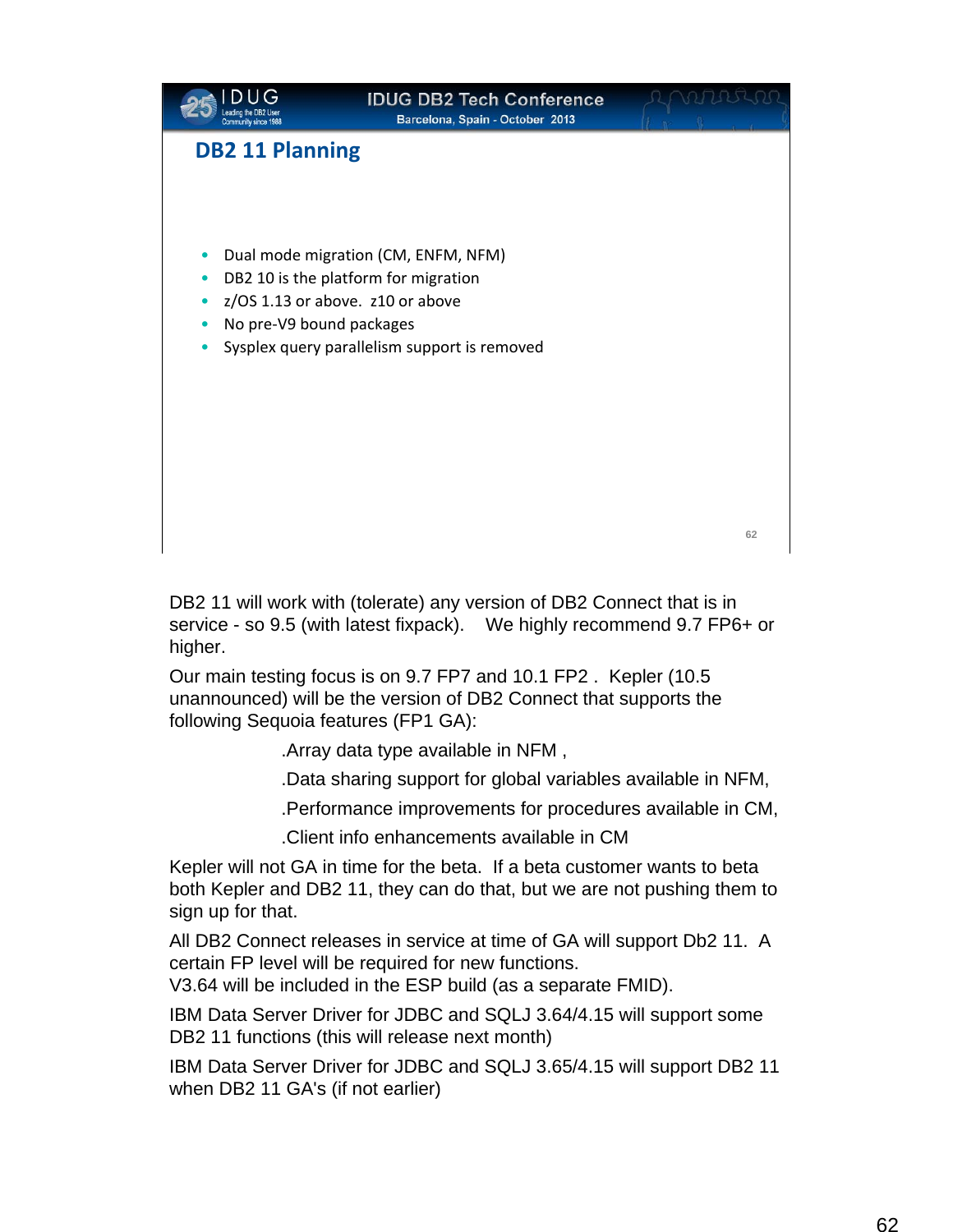## DB2 11 Planning

- Dual mode migration (CM, ENFM, NFM)
- DB2 10 is the platform for migration
- z/OS 1.13 or above.  z10 or above
- No pre-V9 bound packages
- Sysplex query parallelism support is removed

DB2 11 will work with (tolerate) any version of DB2 Connect that is in service - so 9.5 (with latest fixpack).   We highly recommend 9.7 FP6+ or higher.

Our main testing focus is on 9.7 FP7 and 10.1 FP2 .  Kepler (10.5 unannounced) will be the version of DB2 Connect that supports the following Sequoia features (FP1 GA):

.Array data type available in NFM ,

.Data sharing support for global variables available in NFM,

.Performance improvements for procedures available in CM,

.Client info enhancements available in CM

Kepler will not GA in time for the beta.  If a beta customer wants to beta both Kepler and DB2 11, they can do that, but we are not pushing them to sign up for that.

All DB2 Connect releases in service at time of GA will support Db2 11.  A certain FP level will be required for new functions.
V3.64 will be included in the ESP build (as a separate FMID).

IBM Data Server Driver for JDBC and SQLJ 3.64/4.15 will support some DB2 11 functions (this will release next month)

IBM Data Server Driver for JDBC and SQLJ 3.65/4.15 will support DB2 11 when DB2 11 GA's (if not earlier)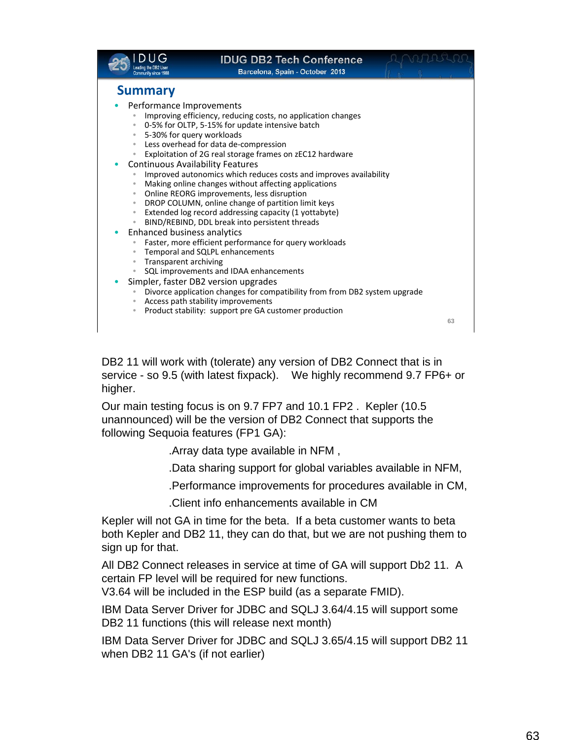## Summary

- Performance Improvements
  - Improving efficiency, reducing costs, no application changes
  - 0-5% for OLTP, 5-15% for update intensive batch
  - 5-30% for query workloads
  - Less overhead for data de-compression
  - Exploitation of 2G real storage frames on zEC12 hardware
- Continuous Availability Features
  - Improved autonomics which reduces costs and improves availability
  - Making online changes without affecting applications
  - Online REORG improvements, less disruption
  - DROP COLUMN, online change of partition limit keys
  - Extended log record addressing capacity (1 yottabyte)
  - BIND/REBIND, DDL break into persistent threads
- Enhanced business analytics
  - Faster, more efficient performance for query workloads
  - Temporal and SQLPL enhancements
  - Transparent archiving
  - SQL improvements and IDAA enhancements
- Simpler, faster DB2 version upgrades
  - Divorce application changes for compatibility from from DB2 system upgrade
  - Access path stability improvements
  - Product stability: support pre GA customer production

DB2 11 will work with (tolerate) any version of DB2 Connect that is in service - so 9.5 (with latest fixpack). We highly recommend 9.7 FP6+ or higher.

Our main testing focus is on 9.7 FP7 and 10.1 FP2 . Kepler (10.5 unannounced) will be the version of DB2 Connect that supports the following Sequoia features (FP1 GA):

.Array data type available in NFM ,

.Data sharing support for global variables available in NFM,

.Performance improvements for procedures available in CM,

.Client info enhancements available in CM

Kepler will not GA in time for the beta. If a beta customer wants to beta both Kepler and DB2 11, they can do that, but we are not pushing them to sign up for that.

All DB2 Connect releases in service at time of GA will support Db2 11. A certain FP level will be required for new functions.
V3.64 will be included in the ESP build (as a separate FMID).

IBM Data Server Driver for JDBC and SQLJ 3.64/4.15 will support some DB2 11 functions (this will release next month)

IBM Data Server Driver for JDBC and SQLJ 3.65/4.15 will support DB2 11 when DB2 11 GA's (if not earlier)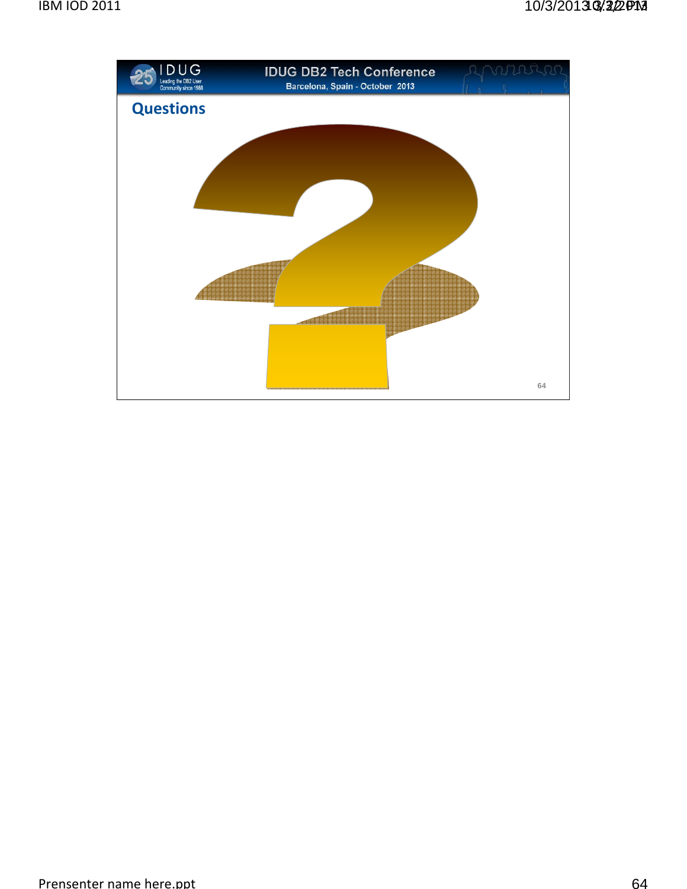## Questions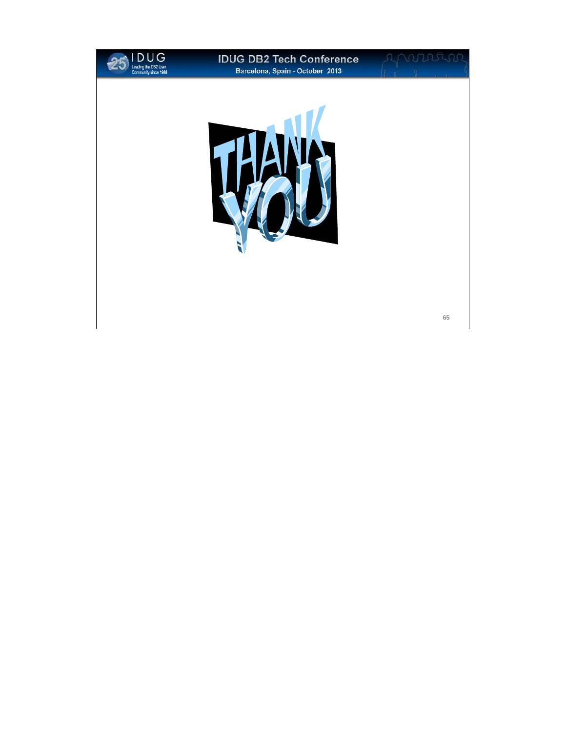THANK YOU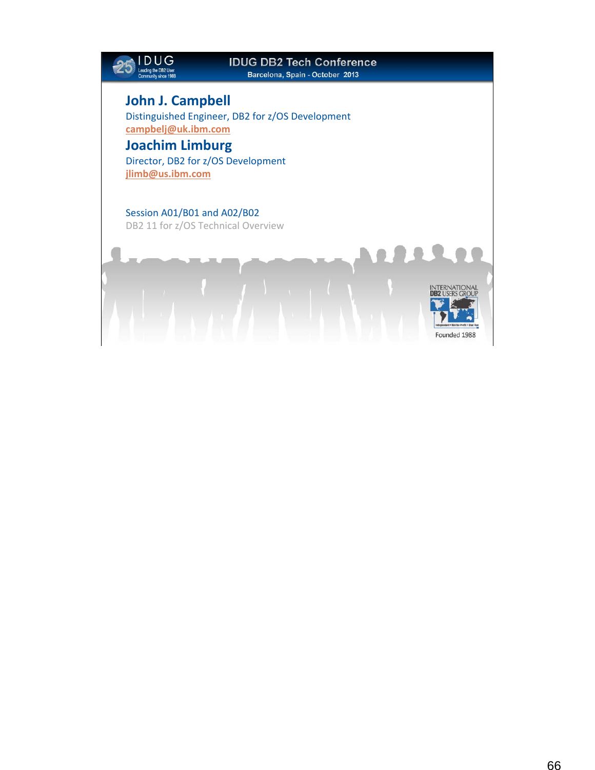IDUG DB2 Tech Conference

Barcelona, Spain - October 2013

## John J. Campbell

Distinguished Engineer, DB2 for z/OS Development

campbelj@uk.ibm.com

## Joachim Limburg

Director, DB2 for z/OS Development

jlimb@us.ibm.com

Session A01/B01 and A02/B02

DB2 11 for z/OS Technical Overview